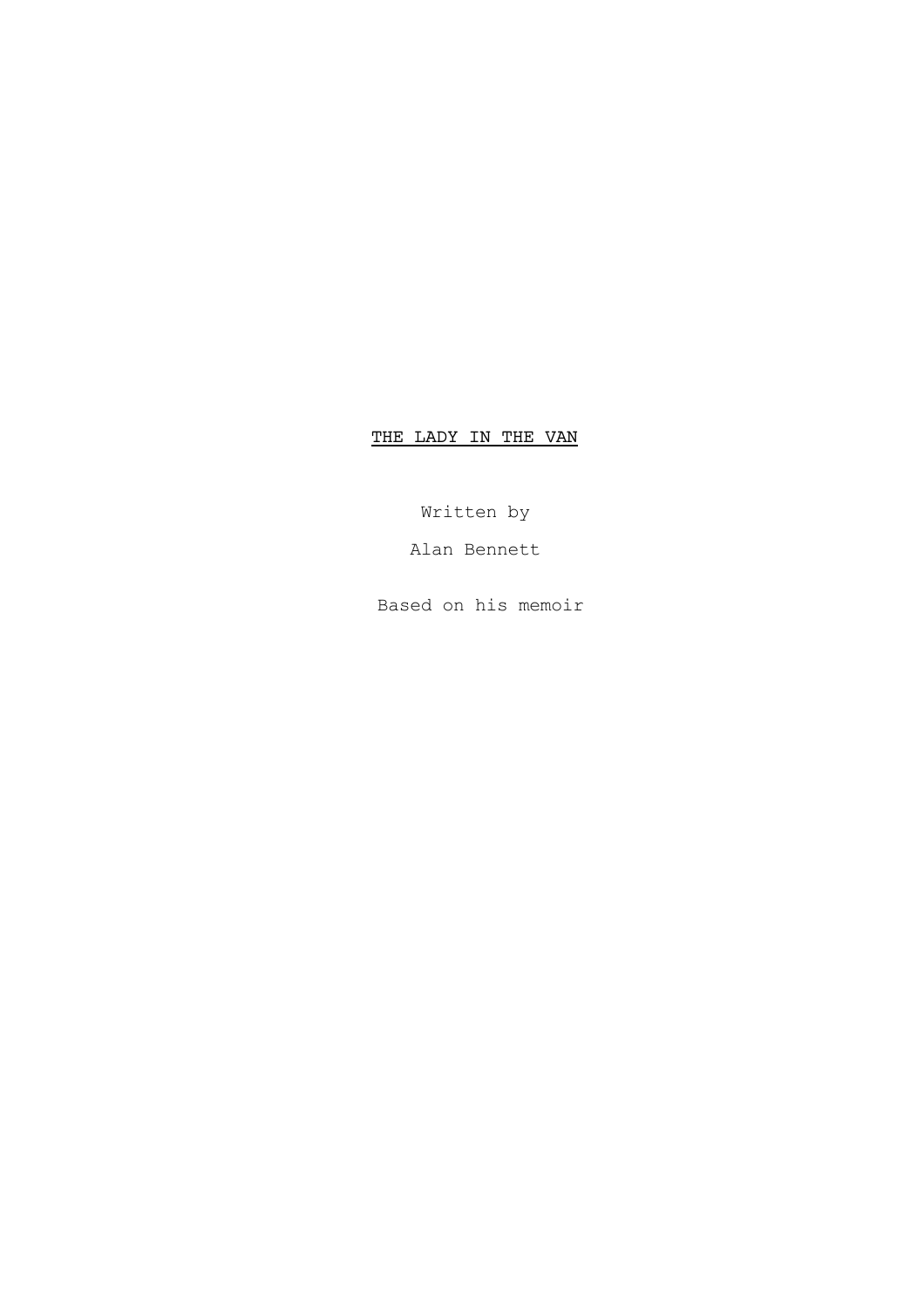# <u>THE LADY IN THE VAN</u>

Written by

Alan Bennett

Based on his memoir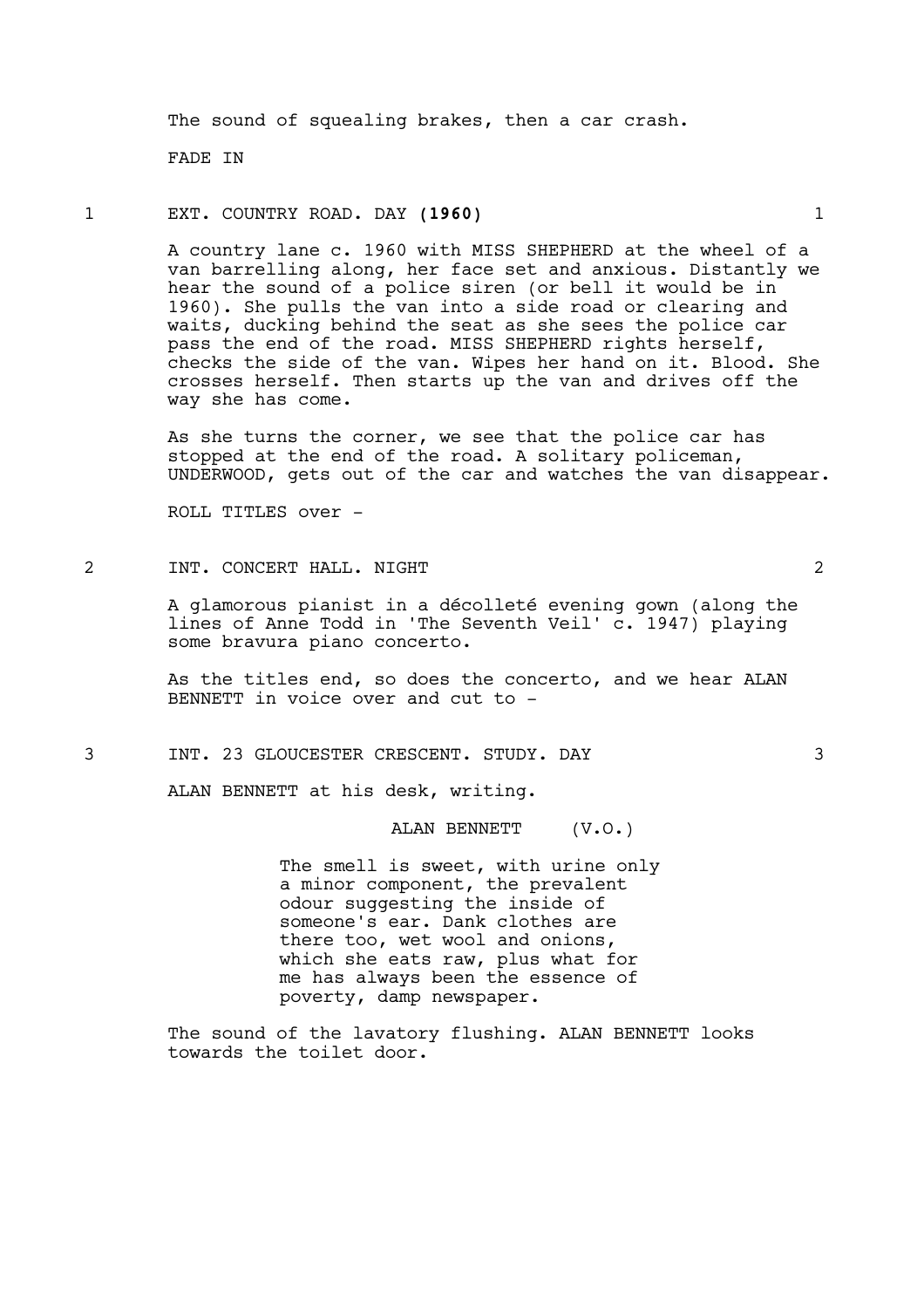The sound of squealing brakes, then a car crash.

FADE IN

1 EXT. COUNTRY ROAD. DAY **(1960)** 1

A country lane c. 1960 with MISS SHEPHERD at the wheel of a van barrelling along, her face set and anxious. Distantly we hear the sound of a police siren (or bell it would be in 1960). She pulls the van into a side road or clearing and waits, ducking behind the seat as she sees the police car pass the end of the road. MISS SHEPHERD rights herself, checks the side of the van. Wipes her hand on it. Blood. She crosses herself. Then starts up the van and drives off the way she has come.

As she turns the corner, we see that the police car has stopped at the end of the road. A solitary policeman, UNDERWOOD, gets out of the car and watches the van disappear.

ROLL TITLES over -

2 INT. CONCERT HALL. NIGHT 2

A glamorous pianist in a décolleté evening gown (along the lines of Anne Todd in 'The Seventh Veil' c. 1947) playing some bravura piano concerto.

As the titles end, so does the concerto, and we hear ALAN BENNETT in voice over and cut to -

3 INT. 23 GLOUCESTER CRESCENT. STUDY. DAY 3

ALAN BENNETT at his desk, writing.

ALAN BENNETT (V.O.)

The smell is sweet, with urine only a minor component, the prevalent odour suggesting the inside of someone's ear. Dank clothes are there too, wet wool and onions, which she eats raw, plus what for me has always been the essence of poverty, damp newspaper.

The sound of the lavatory flushing. ALAN BENNETT looks towards the toilet door.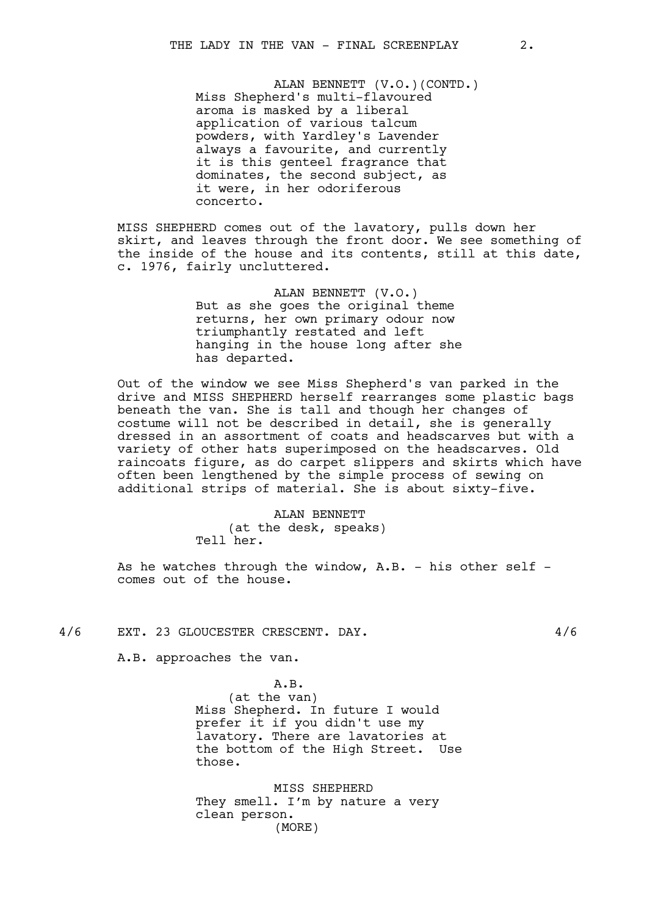ALAN BENNETT (V.O.)(CONTD.)
Miss Shepherd's multi-flavoured aroma is masked by a liberal application of various talcum powders, with Yardley's Lavender always a favourite, and currently it is this genteel fragrance that dominates, the second subject, as it were, in her odoriferous concerto.

MISS SHEPHERD comes out of the lavatory, pulls down her skirt, and leaves through the front door. We see something of the inside of the house and its contents, still at this date, c. 1976, fairly uncluttered.

ALAN BENNETT (V.O.)
But as she goes the original theme returns, her own primary odour now triumphantly restated and left hanging in the house long after she has departed.

Out of the window we see Miss Shepherd's van parked in the drive and MISS SHEPHERD herself rearranges some plastic bags beneath the van. She is tall and though her changes of costume will not be described in detail, she is generally dressed in an assortment of coats and headscarves but with a variety of other hats superimposed on the headscarves. Old raincoats figure, as do carpet slippers and skirts which have often been lengthened by the simple process of sewing on additional strips of material. She is about sixty-five.

ALAN BENNETT
(at the desk, speaks)
Tell her.

As he watches through the window, A.B. - his other self - comes out of the house.

4/6 EXT. 23 GLOUCESTER CRESCENT. DAY. 4/6

A.B. approaches the van.

A.B.
(at the van)
Miss Shepherd. In future I would prefer it if you didn't use my lavatory. There are lavatories at the bottom of the High Street. Use those.

MISS SHEPHERD
They smell. I'm by nature a very clean person.
(MORE)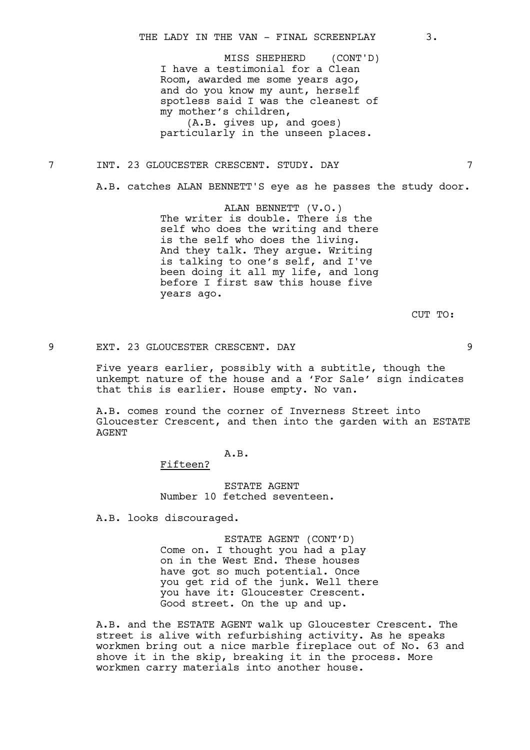MISS SHEPHERD (CONT'D)
I have a testimonial for a Clean Room, awarded me some years ago, and do you know my aunt, herself spotless said I was the cleanest of my mother's children,
(A.B. gives up, and goes)
particularly in the unseen places.

7 INT. 23 GLOUCESTER CRESCENT. STUDY. DAY 7

A.B. catches ALAN BENNETT'S eye as he passes the study door.

ALAN BENNETT (V.O.)
The writer is double. There is the self who does the writing and there is the self who does the living. And they talk. They argue. Writing is talking to one's self, and I've been doing it all my life, and long before I first saw this house five years ago.

CUT TO:

9 EXT. 23 GLOUCESTER CRESCENT. DAY 9

Five years earlier, possibly with a subtitle, though the unkempt nature of the house and a 'For Sale' sign indicates that this is earlier. House empty. No van.

A.B. comes round the corner of Inverness Street into Gloucester Crescent, and then into the garden with an ESTATE AGENT

A.B.
<u>Fifteen?</u>

ESTATE AGENT
Number 10 fetched seventeen.

A.B. looks discouraged.

ESTATE AGENT (CONT'D)
Come on. I thought you had a play on in the West End. These houses have got so much potential. Once you get rid of the junk. Well there you have it: Gloucester Crescent. Good street. On the up and up.

A.B. and the ESTATE AGENT walk up Gloucester Crescent. The street is alive with refurbishing activity. As he speaks workmen bring out a nice marble fireplace out of No. 63 and shove it in the skip, breaking it in the process. More workmen carry materials into another house.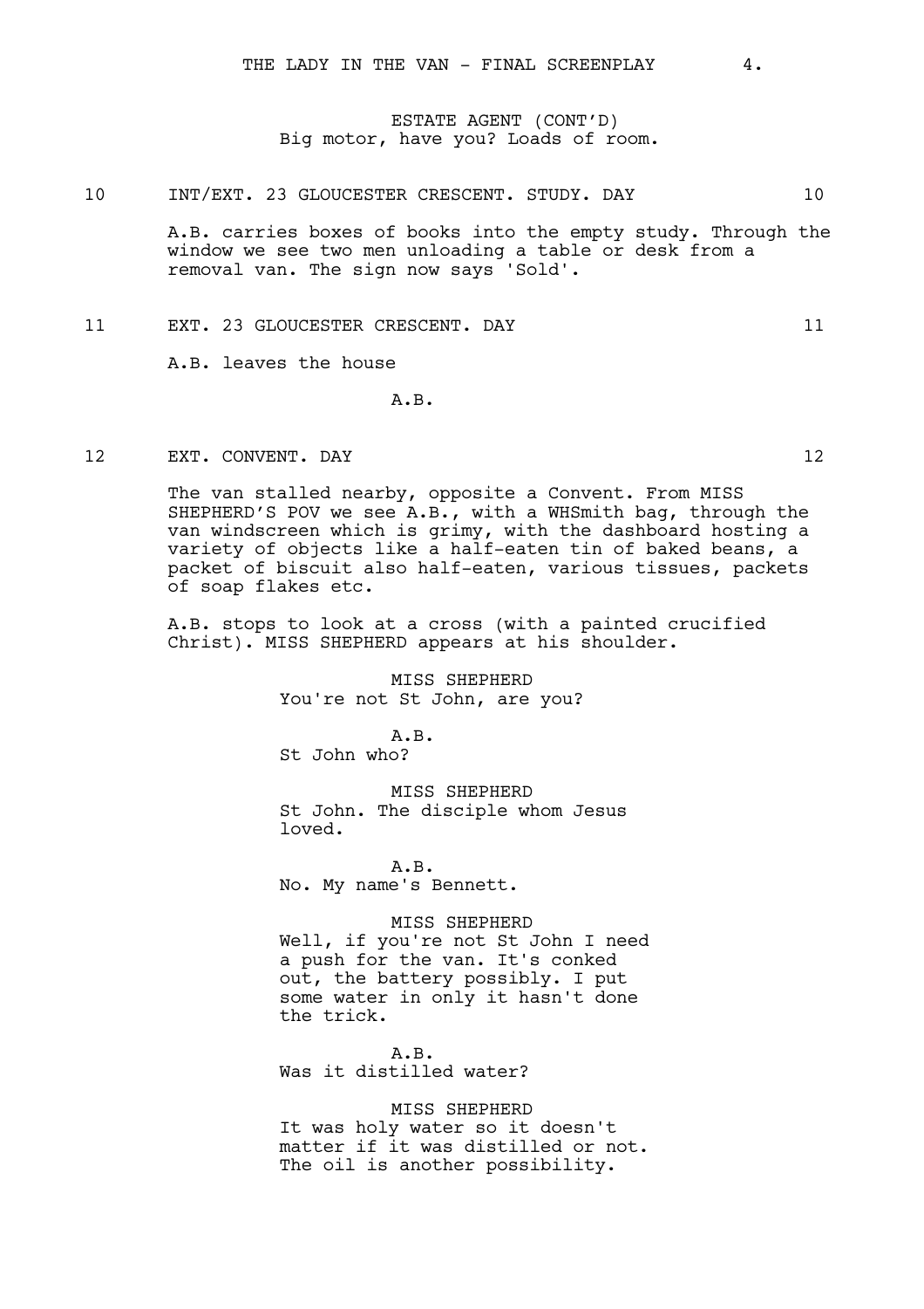ESTATE AGENT (CONT'D)
Big motor, have you? Loads of room.

10 INT/EXT. 23 GLOUCESTER CRESCENT. STUDY. DAY 10

A.B. carries boxes of books into the empty study. Through the window we see two men unloading a table or desk from a removal van. The sign now says 'Sold'.

11 EXT. 23 GLOUCESTER CRESCENT. DAY 11

A.B. leaves the house

A.B.

12 EXT. CONVENT. DAY 12

The van stalled nearby, opposite a Convent. From MISS SHEPHERD'S POV we see A.B., with a WHSmith bag, through the van windscreen which is grimy, with the dashboard hosting a variety of objects like a half-eaten tin of baked beans, a packet of biscuit also half-eaten, various tissues, packets of soap flakes etc.

A.B. stops to look at a cross (with a painted crucified Christ). MISS SHEPHERD appears at his shoulder.

MISS SHEPHERD
You're not St John, are you?

A.B.
St John who?

MISS SHEPHERD
St John. The disciple whom Jesus loved.

A.B.
No. My name's Bennett.

MISS SHEPHERD
Well, if you're not St John I need a push for the van. It's conked out, the battery possibly. I put some water in only it hasn't done the trick.

A.B.
Was it distilled water?

MISS SHEPHERD
It was holy water so it doesn't matter if it was distilled or not. The oil is another possibility.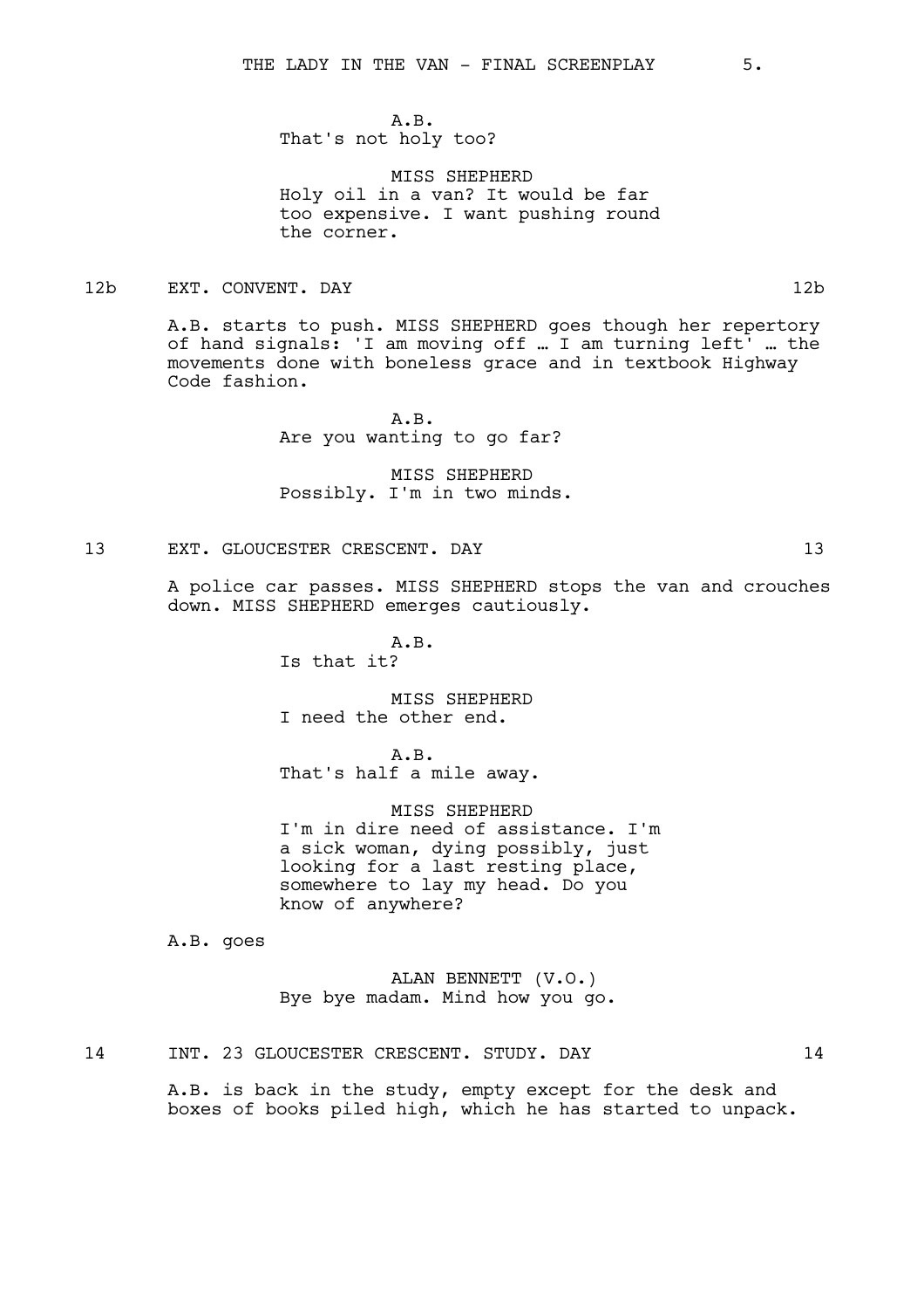A.B.
That's not holy too?

MISS SHEPHERD
Holy oil in a van? It would be far too expensive. I want pushing round the corner.

12b EXT. CONVENT. DAY 12b

A.B. starts to push. MISS SHEPHERD goes though her repertory of hand signals: 'I am moving off … I am turning left' … the movements done with boneless grace and in textbook Highway Code fashion.

A.B.
Are you wanting to go far?

MISS SHEPHERD
Possibly. I'm in two minds.

13 EXT. GLOUCESTER CRESCENT. DAY 13

A police car passes. MISS SHEPHERD stops the van and crouches down. MISS SHEPHERD emerges cautiously.

A.B.
Is that it?

MISS SHEPHERD
I need the other end.

A.B.
That's half a mile away.

MISS SHEPHERD
I'm in dire need of assistance. I'm a sick woman, dying possibly, just looking for a last resting place, somewhere to lay my head. Do you know of anywhere?

A.B. goes

ALAN BENNETT (V.O.)
Bye bye madam. Mind how you go.

14 INT. 23 GLOUCESTER CRESCENT. STUDY. DAY 14

A.B. is back in the study, empty except for the desk and boxes of books piled high, which he has started to unpack.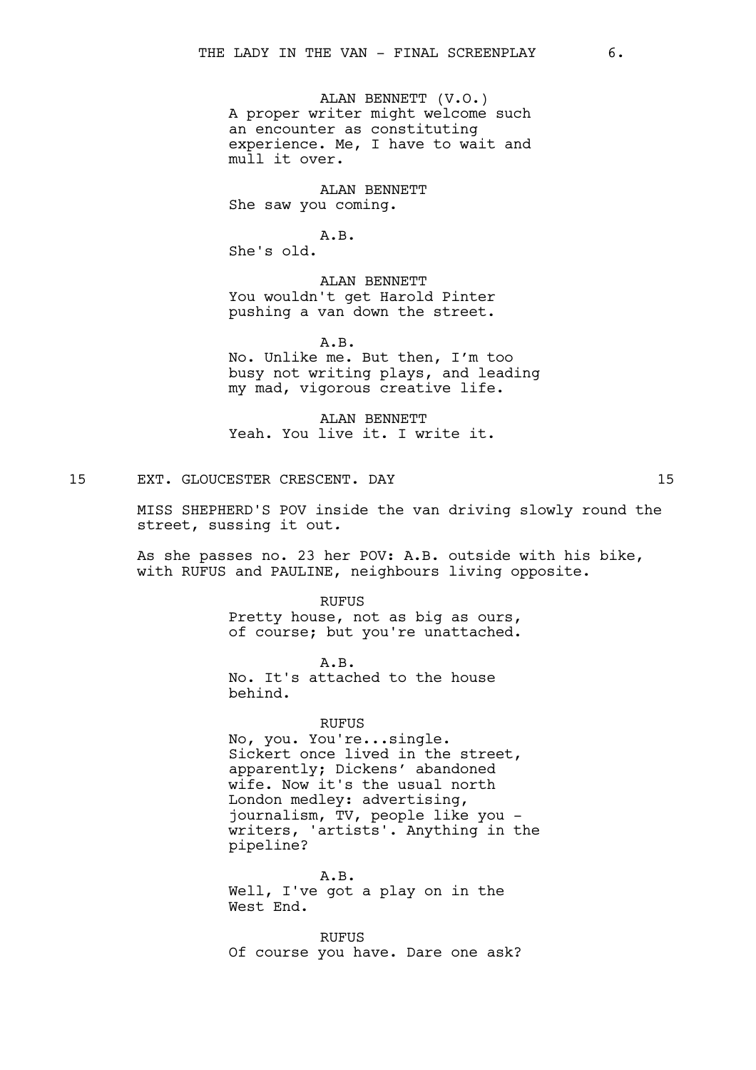ALAN BENNETT (V.O.)
A proper writer might welcome such an encounter as constituting experience. Me, I have to wait and mull it over.

ALAN BENNETT
She saw you coming.

A.B.
She's old.

ALAN BENNETT
You wouldn't get Harold Pinter pushing a van down the street.

A.B.
No. Unlike me. But then, I'm too busy not writing plays, and leading my mad, vigorous creative life.

ALAN BENNETT
Yeah. You live it. I write it.

15 EXT. GLOUCESTER CRESCENT. DAY 15

MISS SHEPHERD'S POV inside the van driving slowly round the street, sussing it out.

As she passes no. 23 her POV: A.B. outside with his bike, with RUFUS and PAULINE, neighbours living opposite.

RUFUS
Pretty house, not as big as ours, of course; but you're unattached.

A.B.
No. It's attached to the house behind.

RUFUS
No, you. You're...single. Sickert once lived in the street, apparently; Dickens' abandoned wife. Now it's the usual north London medley: advertising, journalism, TV, people like you - writers, 'artists'. Anything in the pipeline?

A.B.
Well, I've got a play on in the West End.

RUFUS
Of course you have. Dare one ask?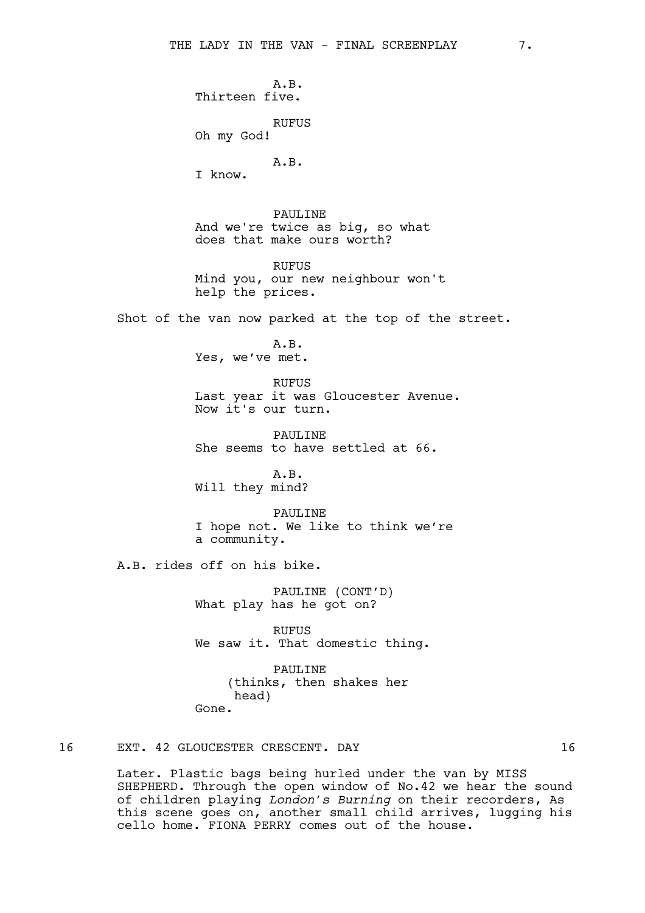A.B.
Thirteen five.

RUFUS
Oh my God!

A.B.
I know.

PAULINE
And we're twice as big, so what does that make ours worth?

RUFUS
Mind you, our new neighbour won't help the prices.

Shot of the van now parked at the top of the street.

A.B.
Yes, we've met.

RUFUS
Last year it was Gloucester Avenue. Now it's our turn.

PAULINE
She seems to have settled at 66.

A.B.
Will they mind?

PAULINE
I hope not. We like to think we're a community.

A.B. rides off on his bike.

PAULINE (CONT'D)
What play has he got on?

RUFUS
We saw it. That domestic thing.

PAULINE
(thinks, then shakes her head)
Gone.

16 EXT. 42 GLOUCESTER CRESCENT. DAY 16

Later. Plastic bags being hurled under the van by MISS SHEPHERD. Through the open window of No.42 we hear the sound of children playing *London's Burning* on their recorders, As this scene goes on, another small child arrives, lugging his cello home. FIONA PERRY comes out of the house.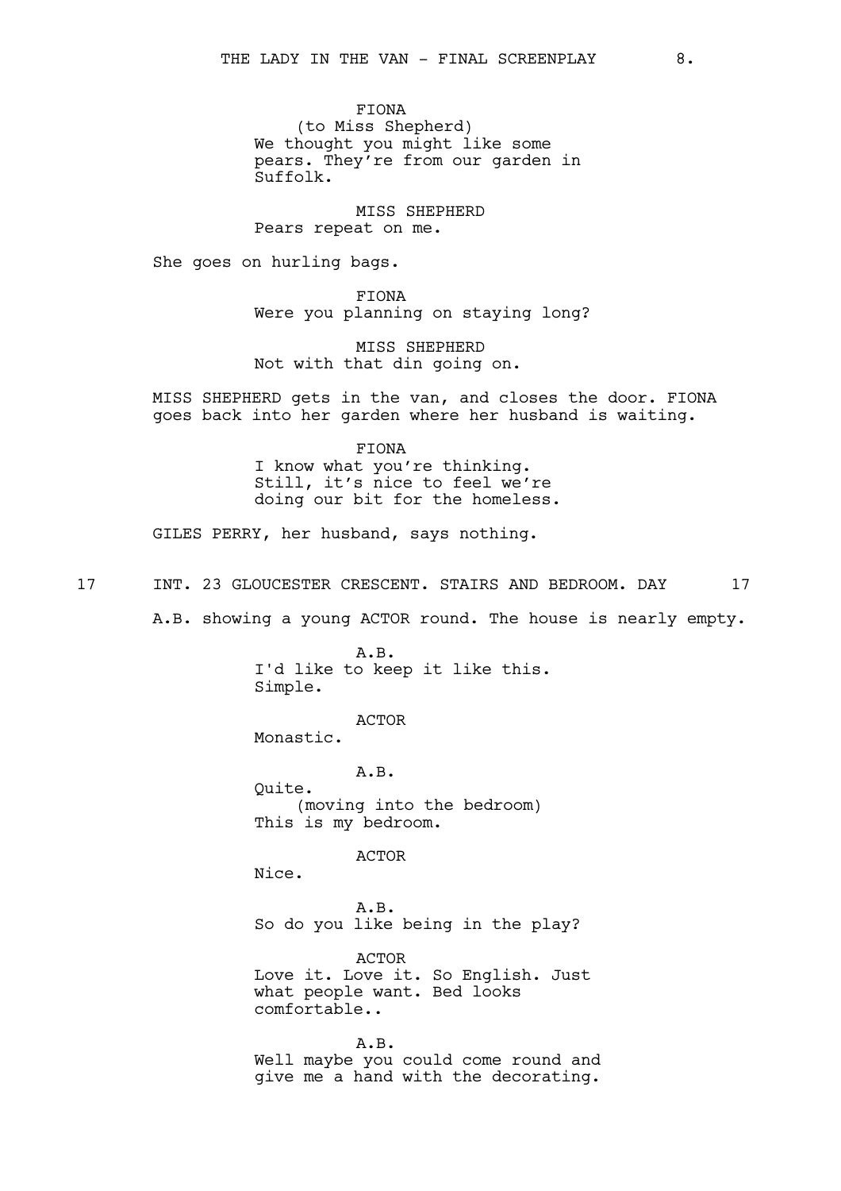FIONA
(to Miss Shepherd)
We thought you might like some pears. They're from our garden in Suffolk.

MISS SHEPHERD
Pears repeat on me.

She goes on hurling bags.

FIONA
Were you planning on staying long?

MISS SHEPHERD
Not with that din going on.

MISS SHEPHERD gets in the van, and closes the door. FIONA goes back into her garden where her husband is waiting.

FIONA
I know what you're thinking. Still, it's nice to feel we're doing our bit for the homeless.

GILES PERRY, her husband, says nothing.

## 17 INT. 23 GLOUCESTER CRESCENT. STAIRS AND BEDROOM. DAY 17

A.B. showing a young ACTOR round. The house is nearly empty.

A.B.
I'd like to keep it like this. Simple.

ACTOR
Monastic.

A.B.
Quite.
(moving into the bedroom)
This is my bedroom.

ACTOR
Nice.

A.B.
So do you like being in the play?

ACTOR
Love it. Love it. So English. Just what people want. Bed looks comfortable..

A.B.
Well maybe you could come round and give me a hand with the decorating.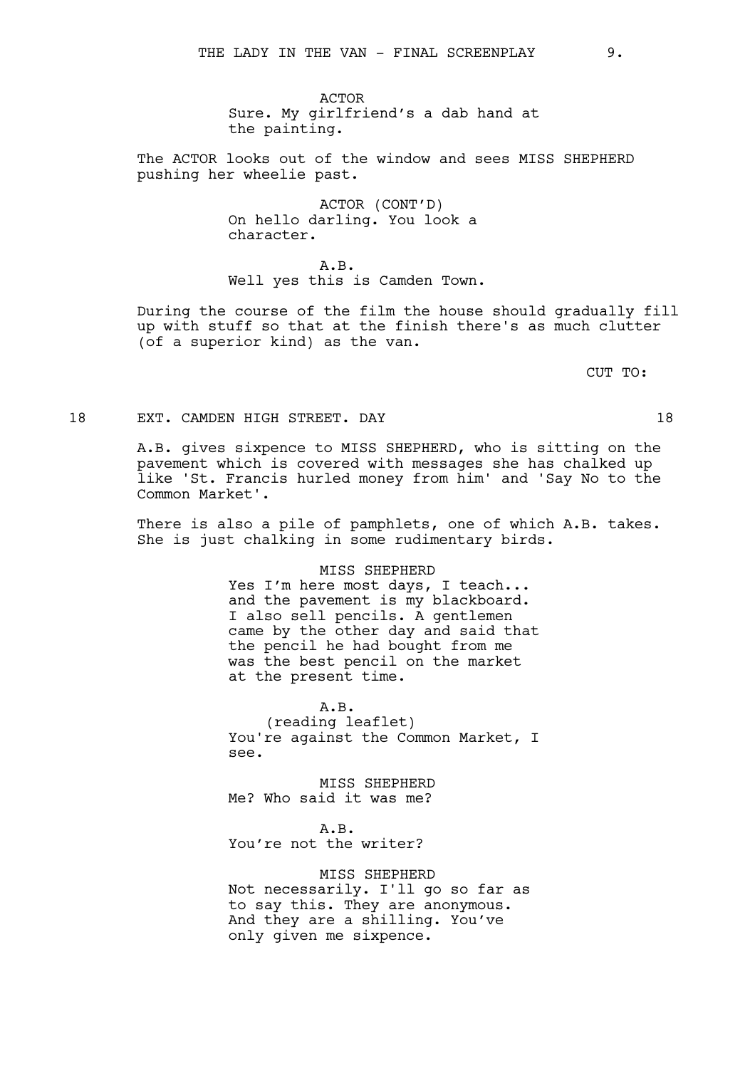ACTOR
Sure. My girlfriend's a dab hand at the painting.

The ACTOR looks out of the window and sees MISS SHEPHERD pushing her wheelie past.

ACTOR (CONT'D)
On hello darling. You look a character.

A.B.
Well yes this is Camden Town.

During the course of the film the house should gradually fill up with stuff so that at the finish there's as much clutter (of a superior kind) as the van.

CUT TO:

18 EXT. CAMDEN HIGH STREET. DAY 18

A.B. gives sixpence to MISS SHEPHERD, who is sitting on the pavement which is covered with messages she has chalked up like 'St. Francis hurled money from him' and 'Say No to the Common Market'.

There is also a pile of pamphlets, one of which A.B. takes. She is just chalking in some rudimentary birds.

MISS SHEPHERD
Yes I'm here most days, I teach... and the pavement is my blackboard. I also sell pencils. A gentlemen came by the other day and said that the pencil he had bought from me was the best pencil on the market at the present time.

A.B.
(reading leaflet)
You're against the Common Market, I see.

MISS SHEPHERD
Me? Who said it was me?

A.B.
You're not the writer?

MISS SHEPHERD
Not necessarily. I'll go so far as to say this. They are anonymous. And they are a shilling. You've only given me sixpence.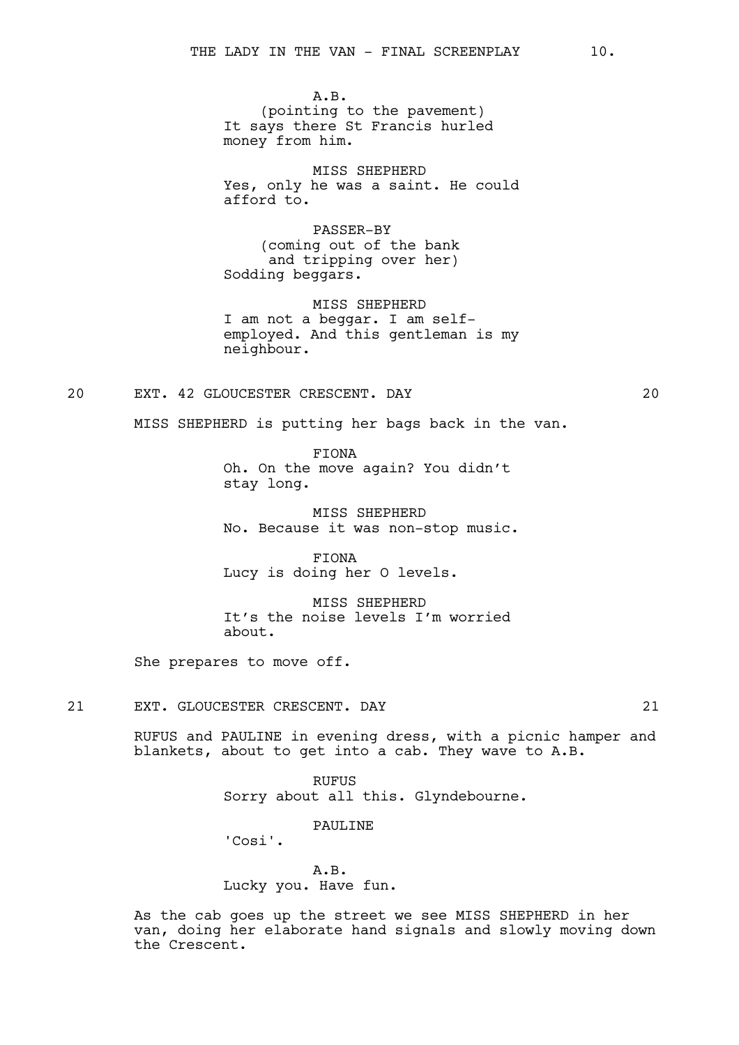A.B.
(pointing to the pavement)
It says there St Francis hurled money from him.

MISS SHEPHERD
Yes, only he was a saint. He could afford to.

PASSER-BY
(coming out of the bank and tripping over her)
Sodding beggars.

MISS SHEPHERD
I am not a beggar. I am self-employed. And this gentleman is my neighbour.

20 EXT. 42 GLOUCESTER CRESCENT. DAY 20

MISS SHEPHERD is putting her bags back in the van.

FIONA
Oh. On the move again? You didn't stay long.

MISS SHEPHERD
No. Because it was non-stop music.

FIONA
Lucy is doing her O levels.

MISS SHEPHERD
It's the noise levels I'm worried about.

She prepares to move off.

21 EXT. GLOUCESTER CRESCENT. DAY 21

RUFUS and PAULINE in evening dress, with a picnic hamper and blankets, about to get into a cab. They wave to A.B.

RUFUS
Sorry about all this. Glyndebourne.

PAULINE
'Cosi'.

A.B.
Lucky you. Have fun.

As the cab goes up the street we see MISS SHEPHERD in her van, doing her elaborate hand signals and slowly moving down the Crescent.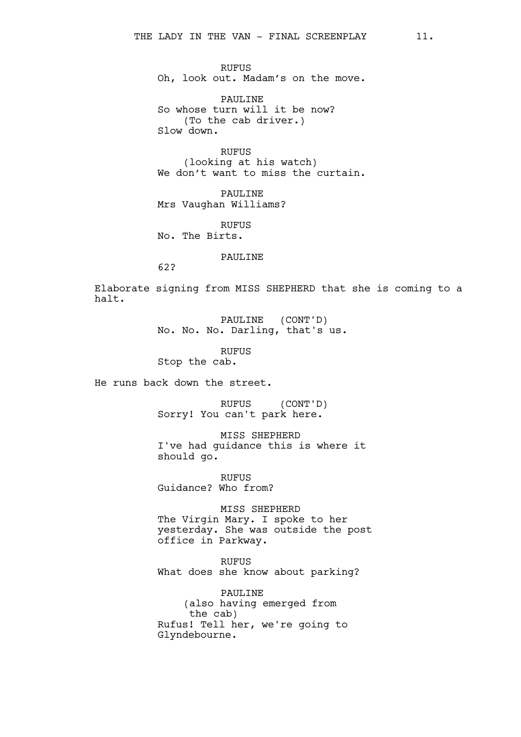RUFUS
Oh, look out. Madam's on the move.

PAULINE
So whose turn will it be now?
(To the cab driver.)
Slow down.

RUFUS
(looking at his watch)
We don't want to miss the curtain.

PAULINE
Mrs Vaughan Williams?

RUFUS
No. The Birts.

PAULINE
62?

Elaborate signing from MISS SHEPHERD that she is coming to a halt.

PAULINE (CONT'D)
No. No. No. Darling, that's us.

RUFUS
Stop the cab.

He runs back down the street.

RUFUS (CONT'D)
Sorry! You can't park here.

MISS SHEPHERD
I've had guidance this is where it should go.

RUFUS
Guidance? Who from?

MISS SHEPHERD
The Virgin Mary. I spoke to her yesterday. She was outside the post office in Parkway.

RUFUS
What does she know about parking?

PAULINE
(also having emerged from the cab)
Rufus! Tell her, we're going to Glyndebourne.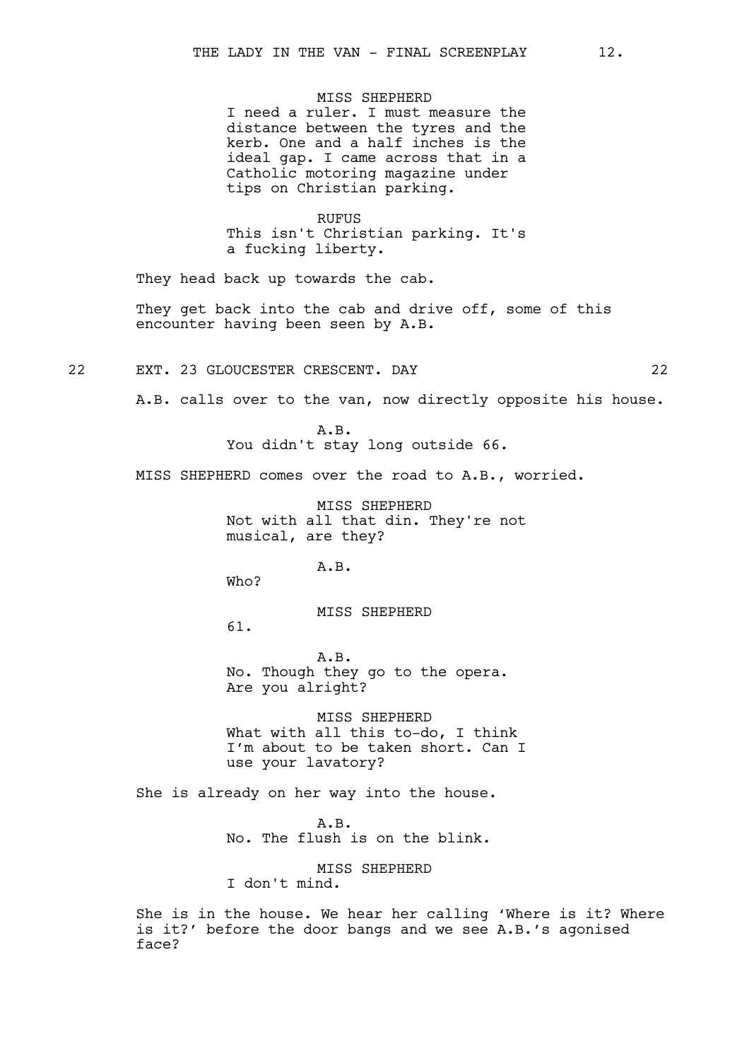MISS SHEPHERD
I need a ruler. I must measure the distance between the tyres and the kerb. One and a half inches is the ideal gap. I came across that in a Catholic motoring magazine under tips on Christian parking.

RUFUS
This isn't Christian parking. It's a fucking liberty.

They head back up towards the cab.

They get back into the cab and drive off, some of this encounter having been seen by A.B.

22 EXT. 23 GLOUCESTER CRESCENT. DAY 22

A.B. calls over to the van, now directly opposite his house.

A.B.
You didn't stay long outside 66.

MISS SHEPHERD comes over the road to A.B., worried.

MISS SHEPHERD
Not with all that din. They're not musical, are they?

A.B.
Who?

MISS SHEPHERD
61.

A.B.
No. Though they go to the opera. Are you alright?

MISS SHEPHERD
What with all this to-do, I think I'm about to be taken short. Can I use your lavatory?

She is already on her way into the house.

A.B.
No. The flush is on the blink.

MISS SHEPHERD
I don't mind.

She is in the house. We hear her calling 'Where is it? Where is it?' before the door bangs and we see A.B.'s agonised face?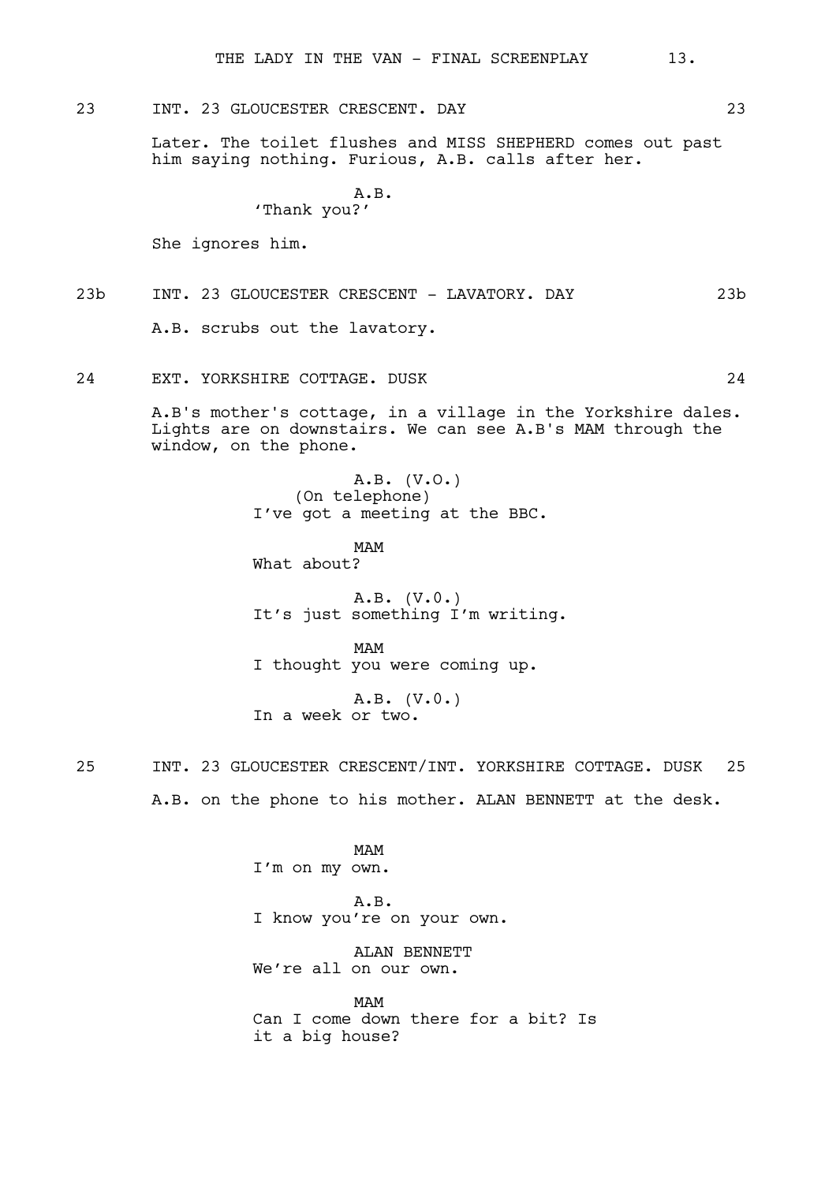23 INT. 23 GLOUCESTER CRESCENT. DAY 23

Later. The toilet flushes and MISS SHEPHERD comes out past him saying nothing. Furious, A.B. calls after her.

A.B.
'Thank you?'

She ignores him.

23b INT. 23 GLOUCESTER CRESCENT - LAVATORY. DAY 23b

A.B. scrubs out the lavatory.

24 EXT. YORKSHIRE COTTAGE. DUSK 24

A.B's mother's cottage, in a village in the Yorkshire dales. Lights are on downstairs. We can see A.B's MAM through the window, on the phone.

A.B. (V.O.)
(On telephone)
I've got a meeting at the BBC.

MAM
What about?

A.B. (V.O.)
It's just something I'm writing.

MAM
I thought you were coming up.

A.B. (V.O.)
In a week or two.

25 INT. 23 GLOUCESTER CRESCENT/INT. YORKSHIRE COTTAGE. DUSK 25

A.B. on the phone to his mother. ALAN BENNETT at the desk.

MAM
I'm on my own.

A.B.
I know you're on your own.

ALAN BENNETT
We're all on our own.

MAM
Can I come down there for a bit? Is it a big house?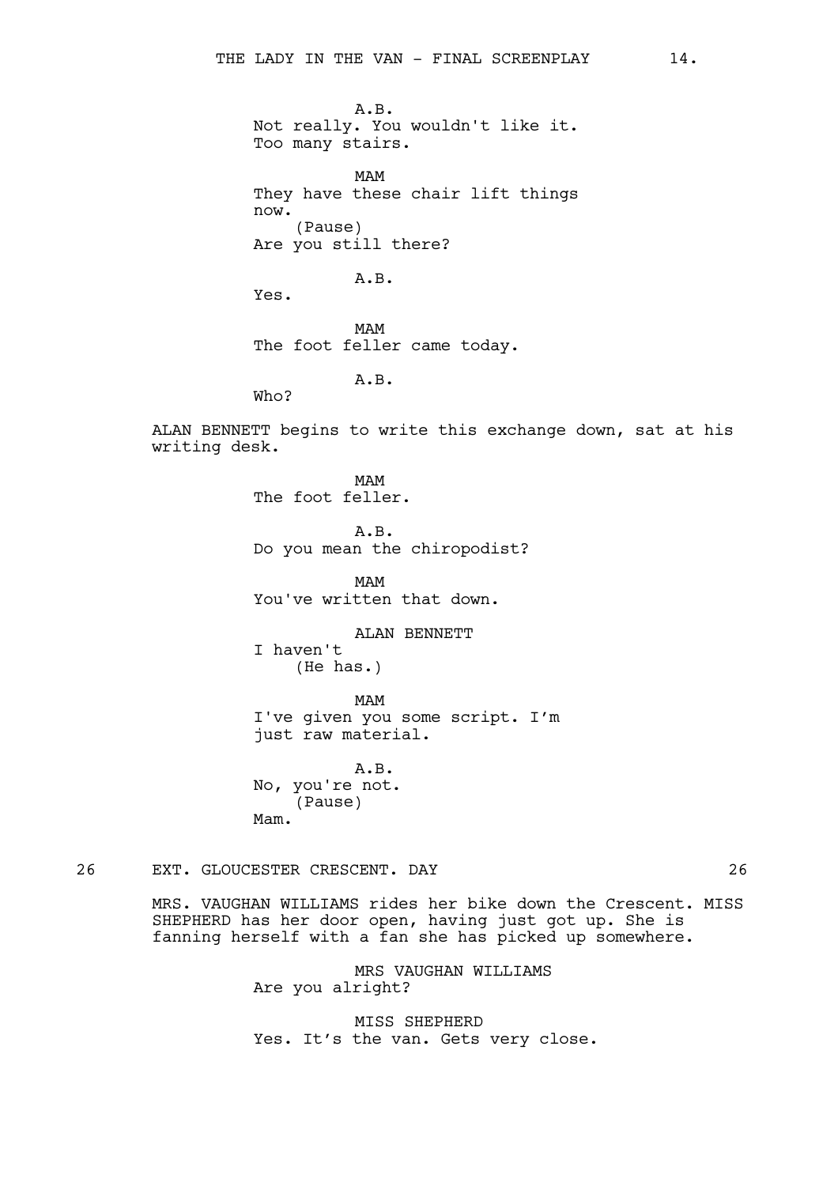A.B.
Not really. You wouldn't like it.
Too many stairs.

MAM
They have these chair lift things
now.
(Pause)
Are you still there?

A.B.
Yes.

MAM
The foot feller came today.

A.B.
Who?

ALAN BENNETT begins to write this exchange down, sat at his writing desk.

MAM
The foot feller.

A.B.
Do you mean the chiropodist?

MAM
You've written that down.

ALAN BENNETT
I haven't
(He has.)

MAM
I've given you some script. I'm
just raw material.

A.B.
No, you're not.
(Pause)
Mam.

26 EXT. GLOUCESTER CRESCENT. DAY 26

MRS. VAUGHAN WILLIAMS rides her bike down the Crescent. MISS SHEPHERD has her door open, having just got up. She is fanning herself with a fan she has picked up somewhere.

MRS VAUGHAN WILLIAMS
Are you alright?

MISS SHEPHERD
Yes. It's the van. Gets very close.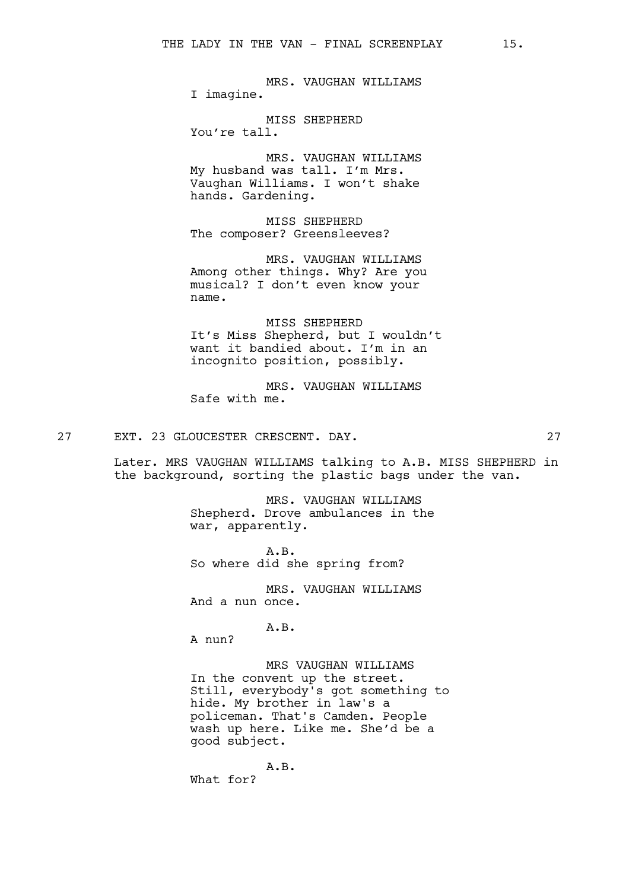MRS. VAUGHAN WILLIAMS
I imagine.

MISS SHEPHERD
You're tall.

MRS. VAUGHAN WILLIAMS
My husband was tall. I'm Mrs. Vaughan Williams. I won't shake hands. Gardening.

MISS SHEPHERD
The composer? Greensleeves?

MRS. VAUGHAN WILLIAMS
Among other things. Why? Are you musical? I don't even know your name.

MISS SHEPHERD
It's Miss Shepherd, but I wouldn't want it bandied about. I'm in an incognito position, possibly.

MRS. VAUGHAN WILLIAMS
Safe with me.

27 EXT. 23 GLOUCESTER CRESCENT. DAY. 27

Later. MRS VAUGHAN WILLIAMS talking to A.B. MISS SHEPHERD in the background, sorting the plastic bags under the van.

MRS. VAUGHAN WILLIAMS
Shepherd. Drove ambulances in the war, apparently.

A.B.
So where did she spring from?

MRS. VAUGHAN WILLIAMS
And a nun once.

A.B.
A nun?

MRS VAUGHAN WILLIAMS
In the convent up the street. Still, everybody's got something to hide. My brother in law's a policeman. That's Camden. People wash up here. Like me. She'd be a good subject.

A.B.
What for?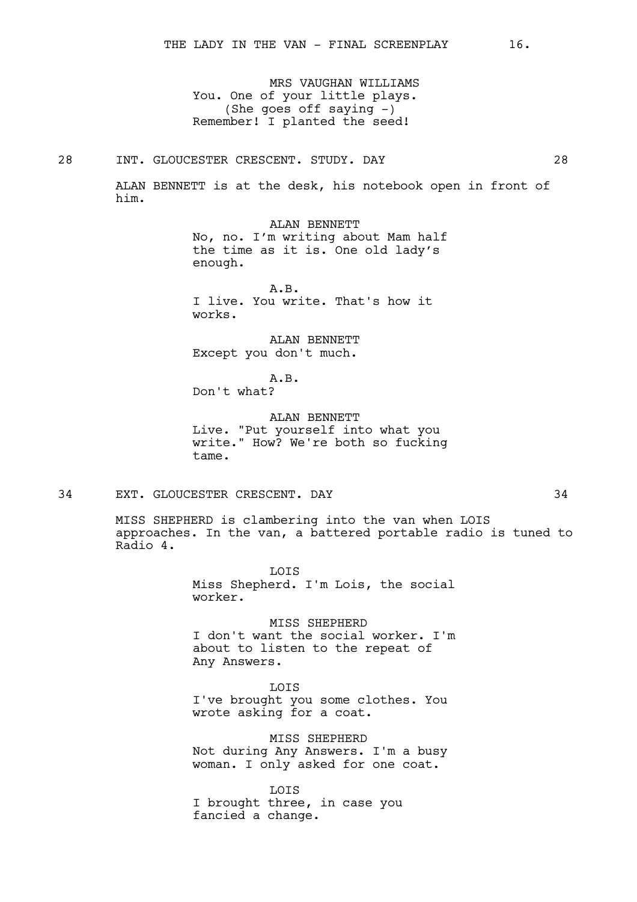MRS VAUGHAN WILLIAMS
You. One of your little plays.
(She goes off saying -)
Remember! I planted the seed!

28 INT. GLOUCESTER CRESCENT. STUDY. DAY 28

ALAN BENNETT is at the desk, his notebook open in front of him.

ALAN BENNETT
No, no. I'm writing about Mam half the time as it is. One old lady's enough.

A.B.
I live. You write. That's how it works.

ALAN BENNETT
Except you don't much.

A.B.
Don't what?

ALAN BENNETT
Live. "Put yourself into what you write." How? We're both so fucking tame.

34 EXT. GLOUCESTER CRESCENT. DAY 34

MISS SHEPHERD is clambering into the van when LOIS approaches. In the van, a battered portable radio is tuned to Radio 4.

LOIS
Miss Shepherd. I'm Lois, the social worker.

MISS SHEPHERD
I don't want the social worker. I'm about to listen to the repeat of Any Answers.

LOIS
I've brought you some clothes. You wrote asking for a coat.

MISS SHEPHERD
Not during Any Answers. I'm a busy woman. I only asked for one coat.

LOIS
I brought three, in case you fancied a change.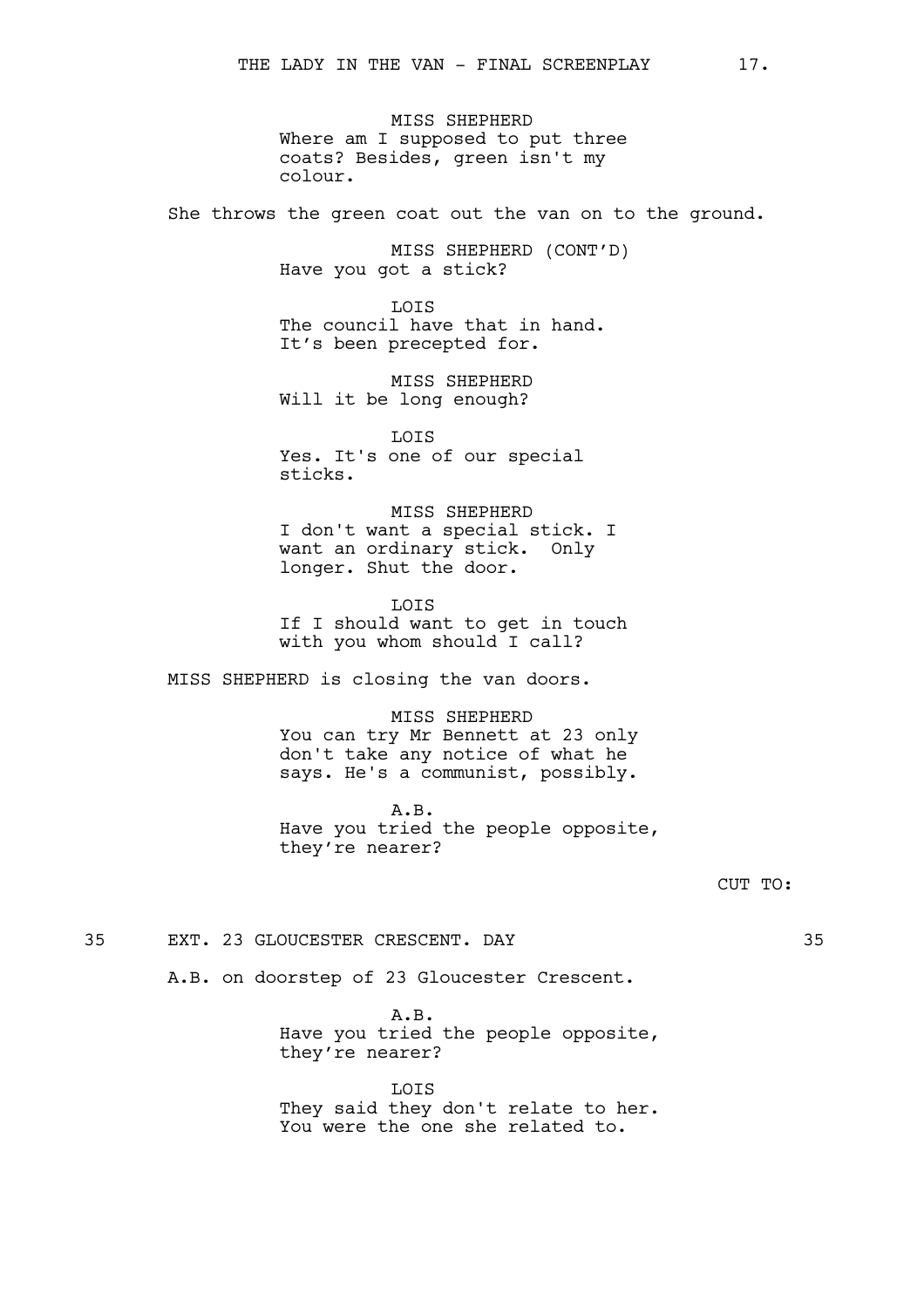MISS SHEPHERD
Where am I supposed to put three coats? Besides, green isn't my colour.

She throws the green coat out the van on to the ground.

MISS SHEPHERD (CONT'D)
Have you got a stick?

LOIS
The council have that in hand. It's been precepted for.

MISS SHEPHERD
Will it be long enough?

LOIS
Yes. It's one of our special sticks.

MISS SHEPHERD
I don't want a special stick. I want an ordinary stick. Only longer. Shut the door.

LOIS
If I should want to get in touch with you whom should I call?

MISS SHEPHERD is closing the van doors.

MISS SHEPHERD
You can try Mr Bennett at 23 only don't take any notice of what he says. He's a communist, possibly.

A.B.
Have you tried the people opposite, they're nearer?

CUT TO:

35 EXT. 23 GLOUCESTER CRESCENT. DAY 35

A.B. on doorstep of 23 Gloucester Crescent.

A.B.
Have you tried the people opposite, they're nearer?

LOIS
They said they don't relate to her. You were the one she related to.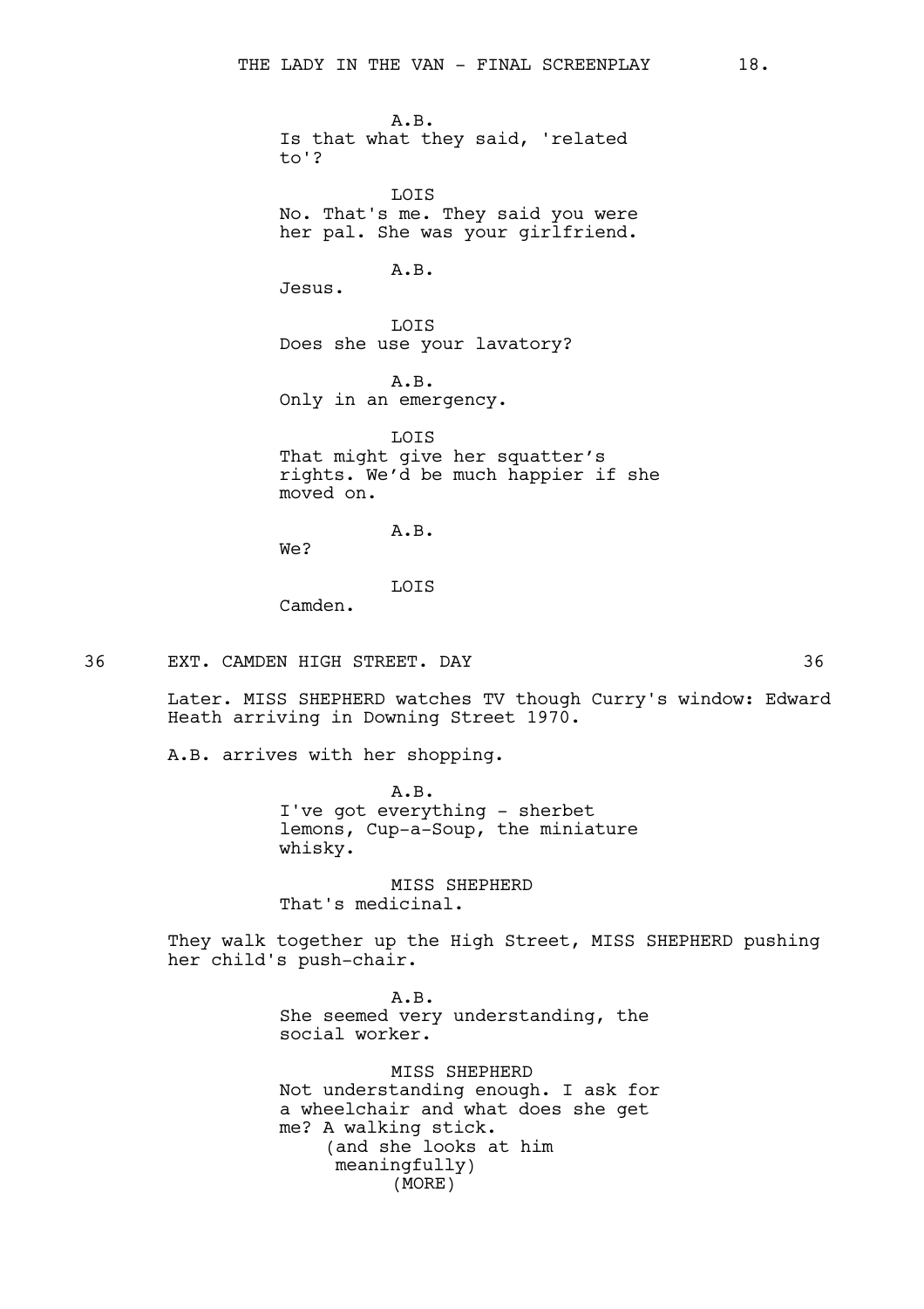A.B.
Is that what they said, 'related to'?

LOIS
No. That's me. They said you were her pal. She was your girlfriend.

A.B.
Jesus.

LOIS
Does she use your lavatory?

A.B.
Only in an emergency.

LOIS
That might give her squatter's rights. We'd be much happier if she moved on.

A.B.
We?

LOIS
Camden.

36 EXT. CAMDEN HIGH STREET. DAY 36

Later. MISS SHEPHERD watches TV though Curry's window: Edward Heath arriving in Downing Street 1970.

A.B. arrives with her shopping.

A.B.
I've got everything - sherbet lemons, Cup-a-Soup, the miniature whisky.

MISS SHEPHERD
That's medicinal.

They walk together up the High Street, MISS SHEPHERD pushing her child's push-chair.

A.B.
She seemed very understanding, the social worker.

MISS SHEPHERD
Not understanding enough. I ask for a wheelchair and what does she get me? A walking stick.
(and she looks at him meaningfully)
(MORE)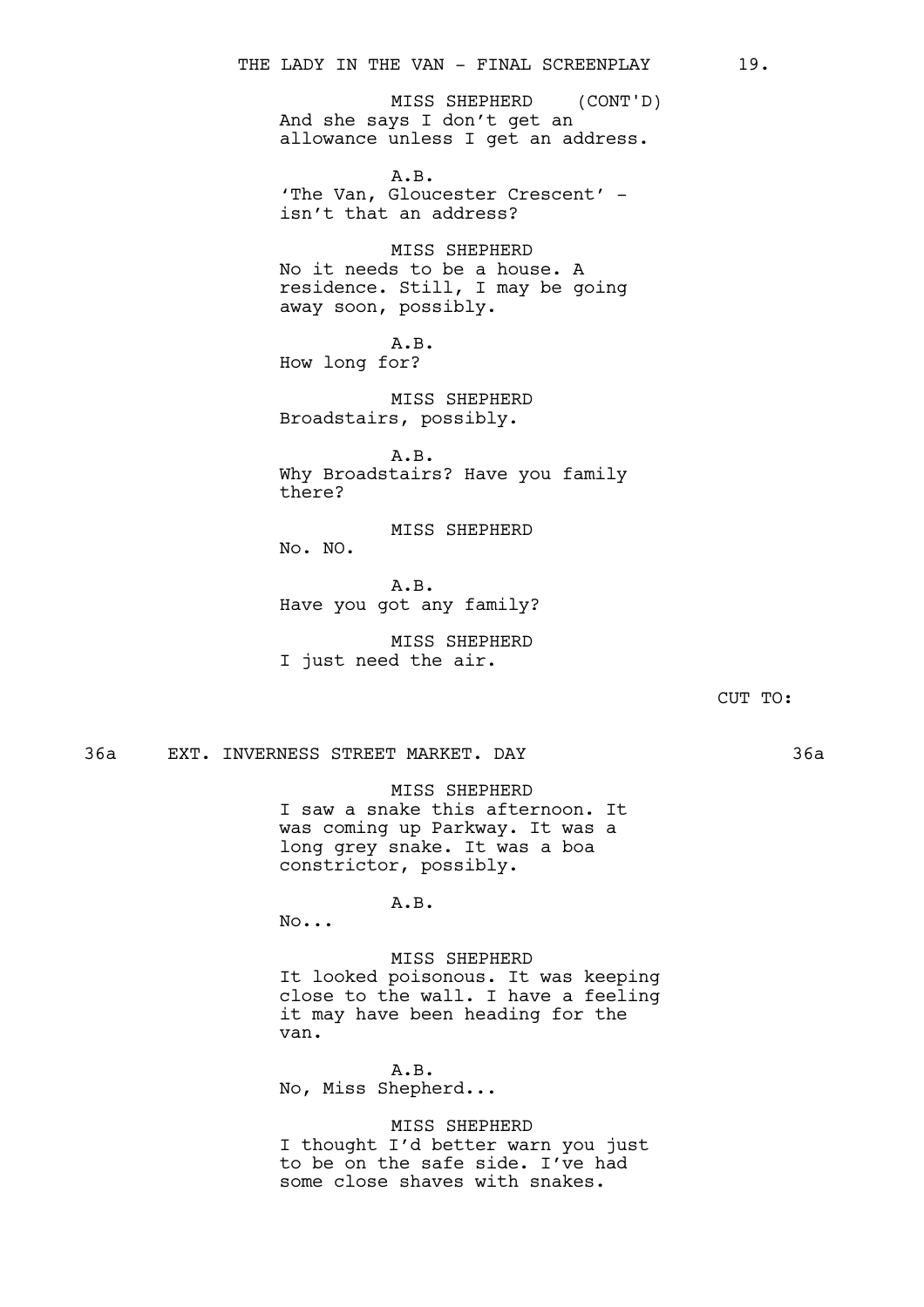MISS SHEPHERD (CONT'D)
And she says I don't get an allowance unless I get an address.

A.B.
'The Van, Gloucester Crescent' - isn't that an address?

MISS SHEPHERD
No it needs to be a house. A residence. Still, I may be going away soon, possibly.

A.B.
How long for?

MISS SHEPHERD
Broadstairs, possibly.

A.B.
Why Broadstairs? Have you family there?

MISS SHEPHERD
No. NO.

A.B.
Have you got any family?

MISS SHEPHERD
I just need the air.

CUT TO:

36a EXT. INVERNESS STREET MARKET. DAY 36a

MISS SHEPHERD
I saw a snake this afternoon. It was coming up Parkway. It was a long grey snake. It was a boa constrictor, possibly.

A.B.
No...

MISS SHEPHERD
It looked poisonous. It was keeping close to the wall. I have a feeling it may have been heading for the van.

A.B.
No, Miss Shepherd...

MISS SHEPHERD
I thought I'd better warn you just to be on the safe side. I've had some close shaves with snakes.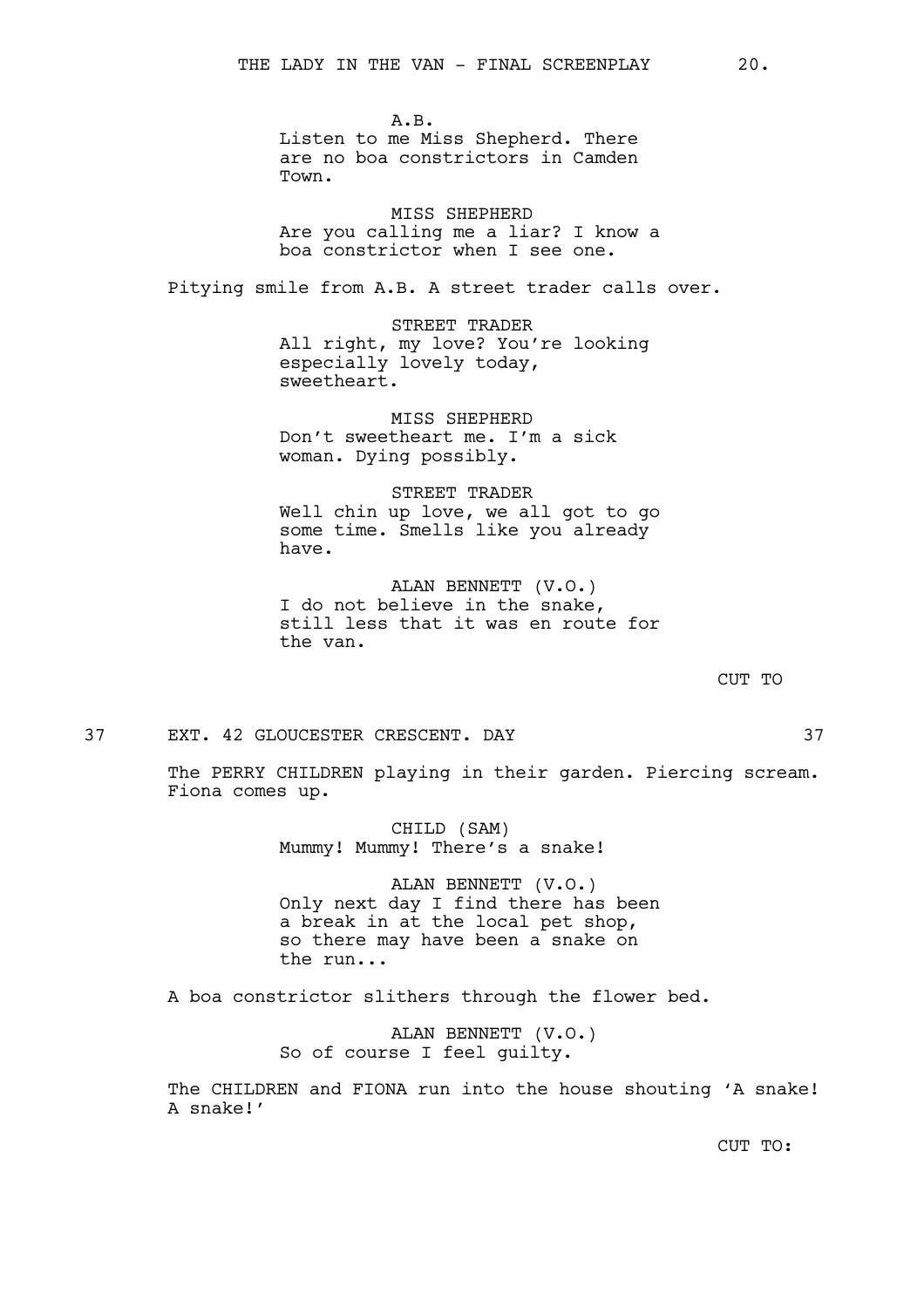A.B.
Listen to me Miss Shepherd. There are no boa constrictors in Camden Town.

MISS SHEPHERD
Are you calling me a liar? I know a boa constrictor when I see one.

Pitying smile from A.B. A street trader calls over.

STREET TRADER
All right, my love? You're looking especially lovely today, sweetheart.

MISS SHEPHERD
Don't sweetheart me. I'm a sick woman. Dying possibly.

STREET TRADER
Well chin up love, we all got to go some time. Smells like you already have.

ALAN BENNETT (V.O.)
I do not believe in the snake, still less that it was en route for the van.

CUT TO

37 EXT. 42 GLOUCESTER CRESCENT. DAY 37

The PERRY CHILDREN playing in their garden. Piercing scream. Fiona comes up.

CHILD (SAM)
Mummy! Mummy! There's a snake!

ALAN BENNETT (V.O.)
Only next day I find there has been a break in at the local pet shop, so there may have been a snake on the run...

A boa constrictor slithers through the flower bed.

ALAN BENNETT (V.O.)
So of course I feel guilty.

The CHILDREN and FIONA run into the house shouting 'A snake! A snake!'

CUT TO: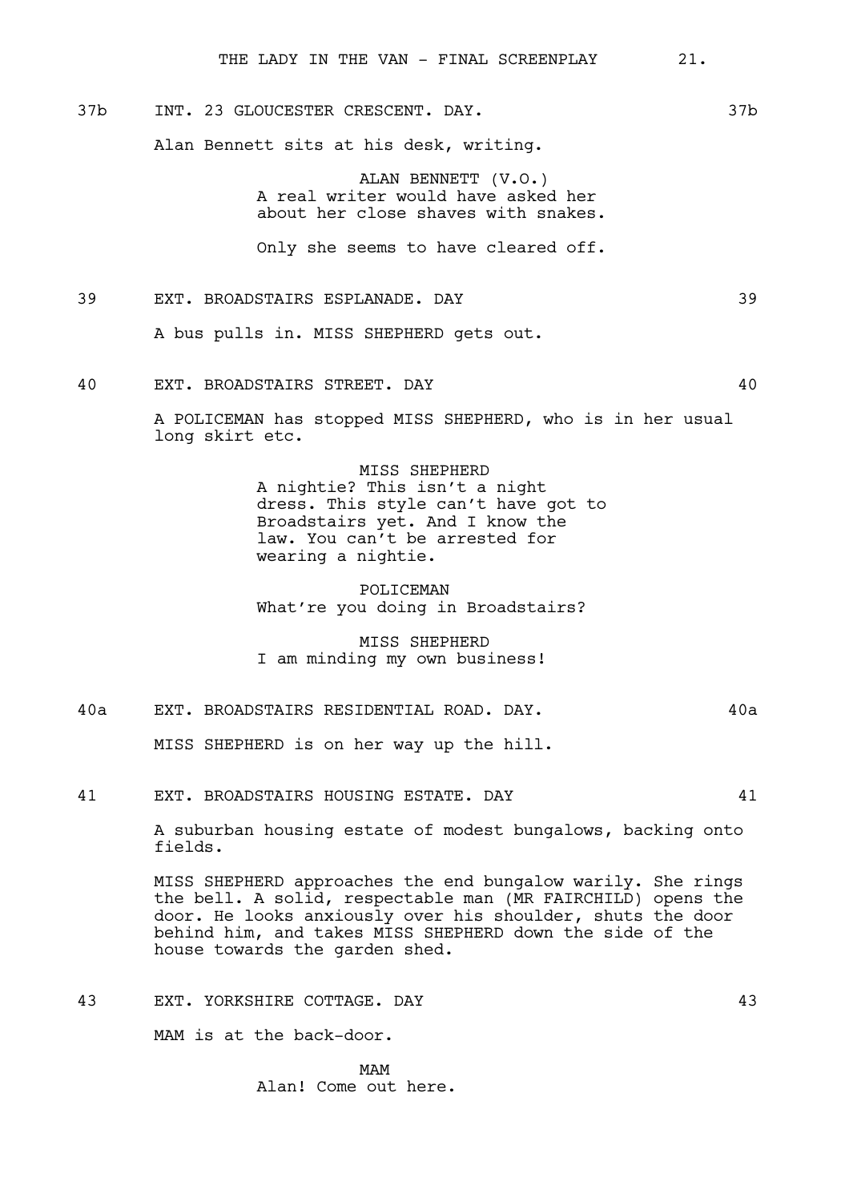37b INT. 23 GLOUCESTER CRESCENT. DAY. 37b

Alan Bennett sits at his desk, writing.

ALAN BENNETT (V.O.)
A real writer would have asked her about her close shaves with snakes.

Only she seems to have cleared off.

39 EXT. BROADSTAIRS ESPLANADE. DAY 39

A bus pulls in. MISS SHEPHERD gets out.

40 EXT. BROADSTAIRS STREET. DAY 40

A POLICEMAN has stopped MISS SHEPHERD, who is in her usual long skirt etc.

MISS SHEPHERD
A nightie? This isn't a night dress. This style can't have got to Broadstairs yet. And I know the law. You can't be arrested for wearing a nightie.

POLICEMAN
What're you doing in Broadstairs?

MISS SHEPHERD
I am minding my own business!

40a EXT. BROADSTAIRS RESIDENTIAL ROAD. DAY. 40a

MISS SHEPHERD is on her way up the hill.

41 EXT. BROADSTAIRS HOUSING ESTATE. DAY 41

A suburban housing estate of modest bungalows, backing onto fields.

MISS SHEPHERD approaches the end bungalow warily. She rings the bell. A solid, respectable man (MR FAIRCHILD) opens the door. He looks anxiously over his shoulder, shuts the door behind him, and takes MISS SHEPHERD down the side of the house towards the garden shed.

43 EXT. YORKSHIRE COTTAGE. DAY 43

MAM is at the back-door.

MAM
Alan! Come out here.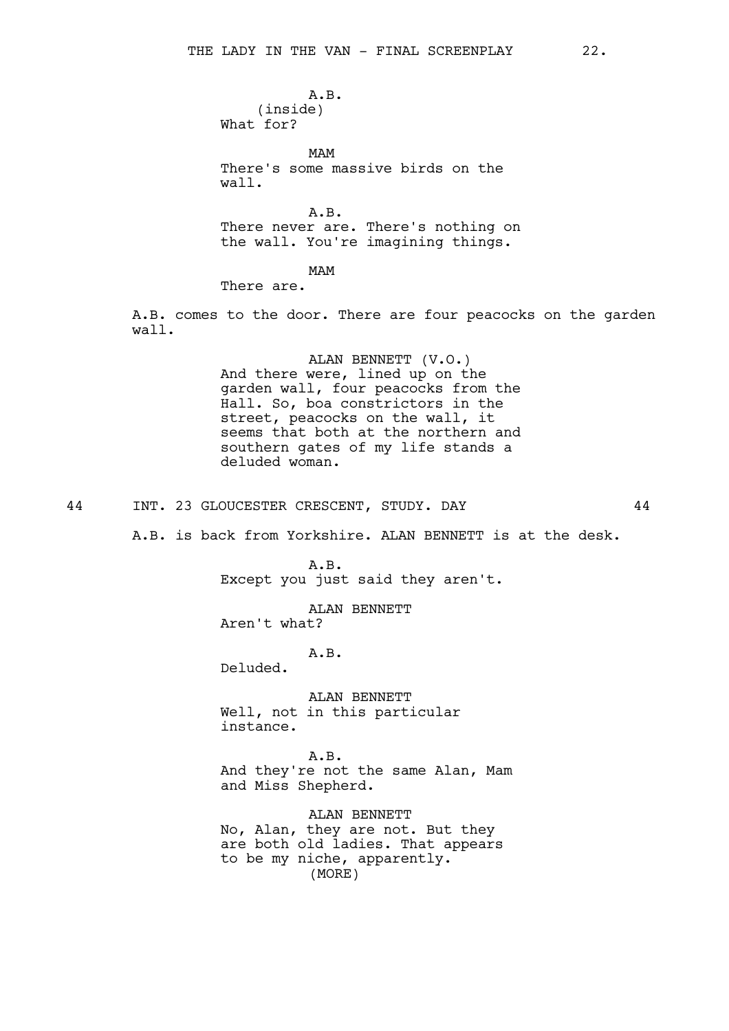A.B.
(inside)
What for?

MAM
There's some massive birds on the wall.

A.B.
There never are. There's nothing on the wall. You're imagining things.

MAM
There are.

A.B. comes to the door. There are four peacocks on the garden wall.

ALAN BENNETT (V.O.)
And there were, lined up on the garden wall, four peacocks from the Hall. So, boa constrictors in the street, peacocks on the wall, it seems that both at the northern and southern gates of my life stands a deluded woman.

44 INT. 23 GLOUCESTER CRESCENT, STUDY. DAY 44

A.B. is back from Yorkshire. ALAN BENNETT is at the desk.

A.B.
Except you just said they aren't.

ALAN BENNETT
Aren't what?

A.B.
Deluded.

ALAN BENNETT
Well, not in this particular instance.

A.B.
And they're not the same Alan, Mam and Miss Shepherd.

ALAN BENNETT
No, Alan, they are not. But they are both old ladies. That appears to be my niche, apparently.
(MORE)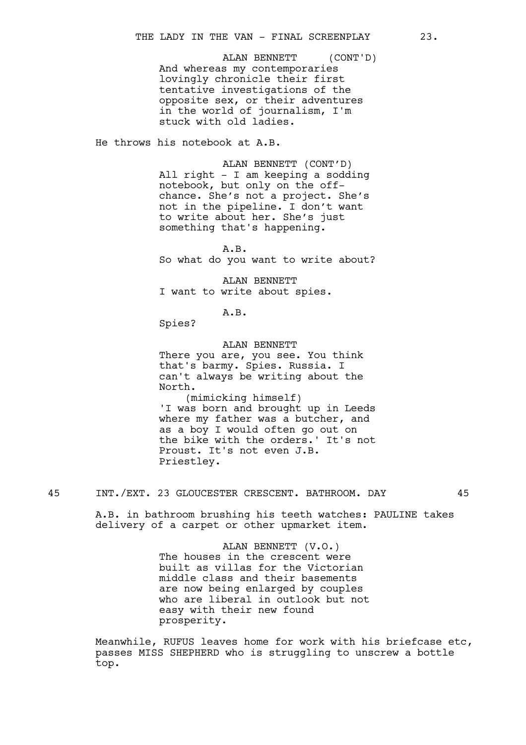ALAN BENNETT (CONT'D)

And whereas my contemporaries lovingly chronicle their first tentative investigations of the opposite sex, or their adventures in the world of journalism, I'm stuck with old ladies.

He throws his notebook at A.B.

ALAN BENNETT (CONT'D)

All right - I am keeping a sodding notebook, but only on the off-chance. She's not a project. She's not in the pipeline. I don't want to write about her. She's just something that's happening.

A.B.

So what do you want to write about?

ALAN BENNETT

I want to write about spies.

A.B.

Spies?

ALAN BENNETT

There you are, you see. You think that's barmy. Spies. Russia. I can't always be writing about the North.

(mimicking himself)

'I was born and brought up in Leeds where my father was a butcher, and as a boy I would often go out on the bike with the orders.' It's not Proust. It's not even J.B. Priestley.

45 INT./EXT. 23 GLOUCESTER CRESCENT. BATHROOM. DAY 45

A.B. in bathroom brushing his teeth watches: PAULINE takes delivery of a carpet or other upmarket item.

ALAN BENNETT (V.O.)

The houses in the crescent were built as villas for the Victorian middle class and their basements are now being enlarged by couples who are liberal in outlook but not easy with their new found prosperity.

Meanwhile, RUFUS leaves home for work with his briefcase etc, passes MISS SHEPHERD who is struggling to unscrew a bottle top.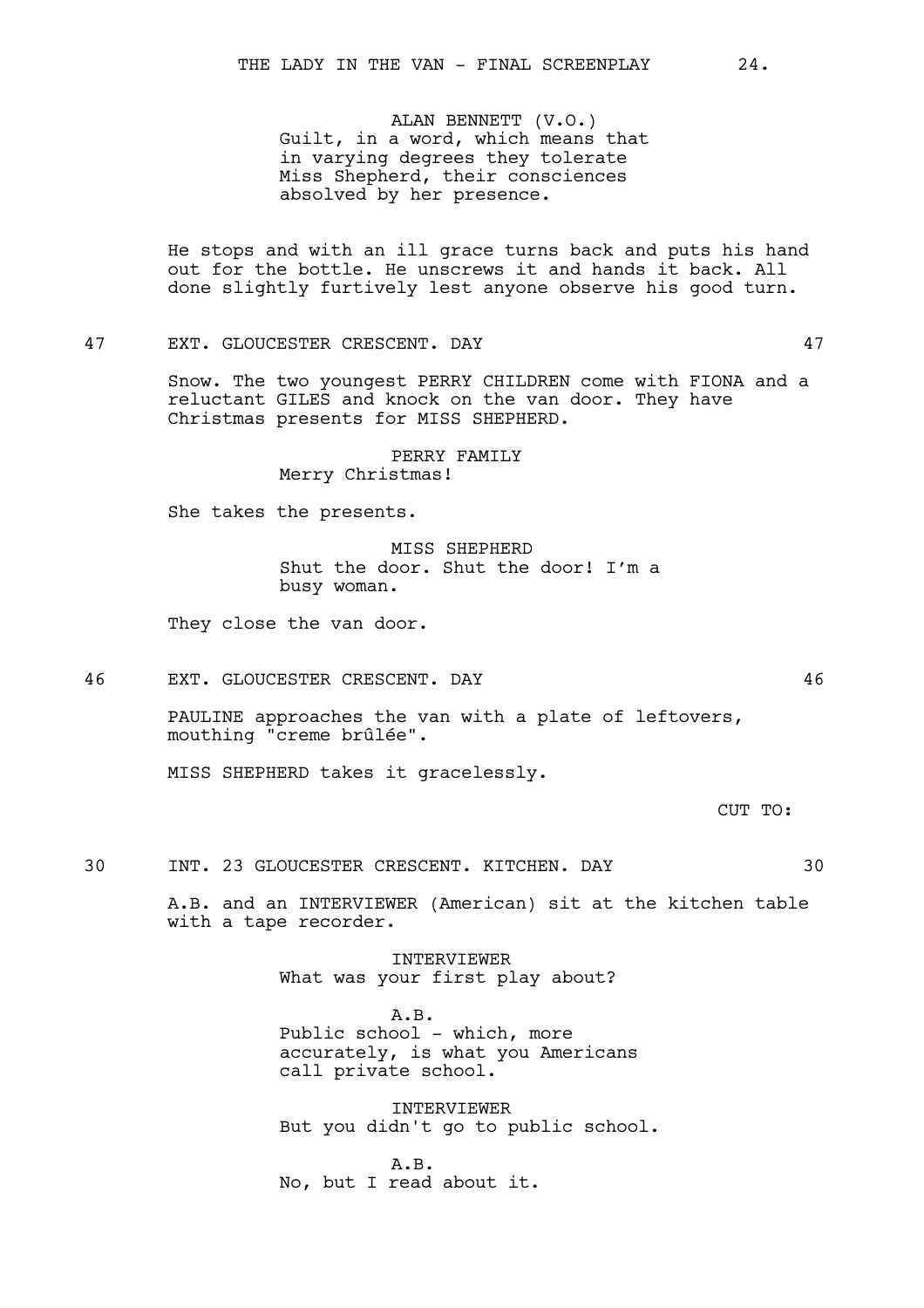ALAN BENNETT (V.O.)
Guilt, in a word, which means that in varying degrees they tolerate Miss Shepherd, their consciences absolved by her presence.

He stops and with an ill grace turns back and puts his hand out for the bottle. He unscrews it and hands it back. All done slightly furtively lest anyone observe his good turn.

47 EXT. GLOUCESTER CRESCENT. DAY 47

Snow. The two youngest PERRY CHILDREN come with FIONA and a reluctant GILES and knock on the van door. They have Christmas presents for MISS SHEPHERD.

PERRY FAMILY
Merry Christmas!

She takes the presents.

MISS SHEPHERD
Shut the door. Shut the door! I'm a busy woman.

They close the van door.

46 EXT. GLOUCESTER CRESCENT. DAY 46

PAULINE approaches the van with a plate of leftovers, mouthing "creme brûlée".

MISS SHEPHERD takes it gracelessly.

CUT TO:

30 INT. 23 GLOUCESTER CRESCENT. KITCHEN. DAY 30

A.B. and an INTERVIEWER (American) sit at the kitchen table with a tape recorder.

INTERVIEWER
What was your first play about?

A.B.
Public school - which, more accurately, is what you Americans call private school.

INTERVIEWER
But you didn't go to public school.

A.B.
No, but I read about it.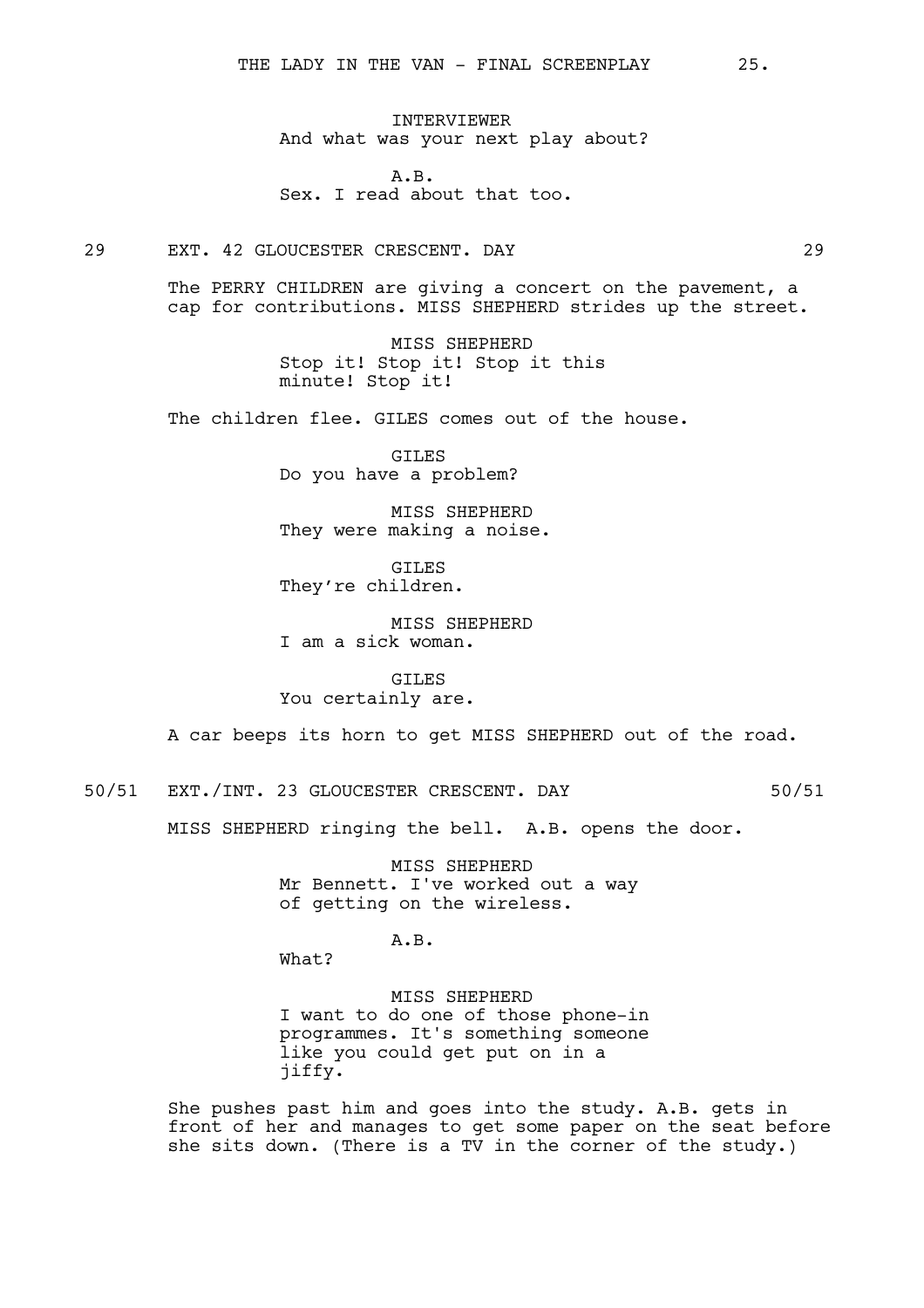INTERVIEWER
And what was your next play about?

A.B.
Sex. I read about that too.

29 EXT. 42 GLOUCESTER CRESCENT. DAY 29

The PERRY CHILDREN are giving a concert on the pavement, a cap for contributions. MISS SHEPHERD strides up the street.

MISS SHEPHERD
Stop it! Stop it! Stop it this minute! Stop it!

The children flee. GILES comes out of the house.

GILES
Do you have a problem?

MISS SHEPHERD
They were making a noise.

GILES
They're children.

MISS SHEPHERD
I am a sick woman.

GILES
You certainly are.

A car beeps its horn to get MISS SHEPHERD out of the road.

50/51 EXT./INT. 23 GLOUCESTER CRESCENT. DAY 50/51

MISS SHEPHERD ringing the bell. A.B. opens the door.

MISS SHEPHERD
Mr Bennett. I've worked out a way of getting on the wireless.

A.B.
What?

MISS SHEPHERD
I want to do one of those phone-in programmes. It's something someone like you could get put on in a jiffy.

She pushes past him and goes into the study. A.B. gets in front of her and manages to get some paper on the seat before she sits down. (There is a TV in the corner of the study.)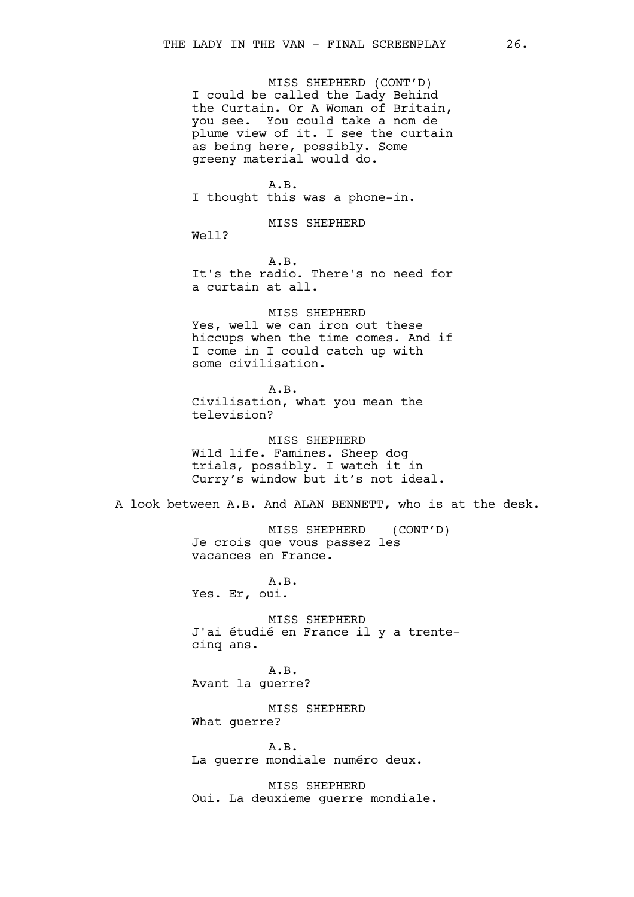MISS SHEPHERD (CONT'D)
I could be called the Lady Behind the Curtain. Or A Woman of Britain, you see. You could take a nom de plume view of it. I see the curtain as being here, possibly. Some greeny material would do.

A.B.
I thought this was a phone-in.

MISS SHEPHERD
Well?

A.B.
It's the radio. There's no need for a curtain at all.

MISS SHEPHERD
Yes, well we can iron out these hiccups when the time comes. And if I come in I could catch up with some civilisation.

A.B.
Civilisation, what you mean the television?

MISS SHEPHERD
Wild life. Famines. Sheep dog trials, possibly. I watch it in Curry's window but it's not ideal.

A look between A.B. And ALAN BENNETT, who is at the desk.

MISS SHEPHERD (CONT'D)
Je crois que vous passez les vacances en France.

A.B.
Yes. Er, oui.

MISS SHEPHERD
J'ai étudié en France il y a trente-cinq ans.

A.B.
Avant la guerre?

MISS SHEPHERD
What guerre?

A.B.
La guerre mondiale numéro deux.

MISS SHEPHERD
Oui. La deuxieme guerre mondiale.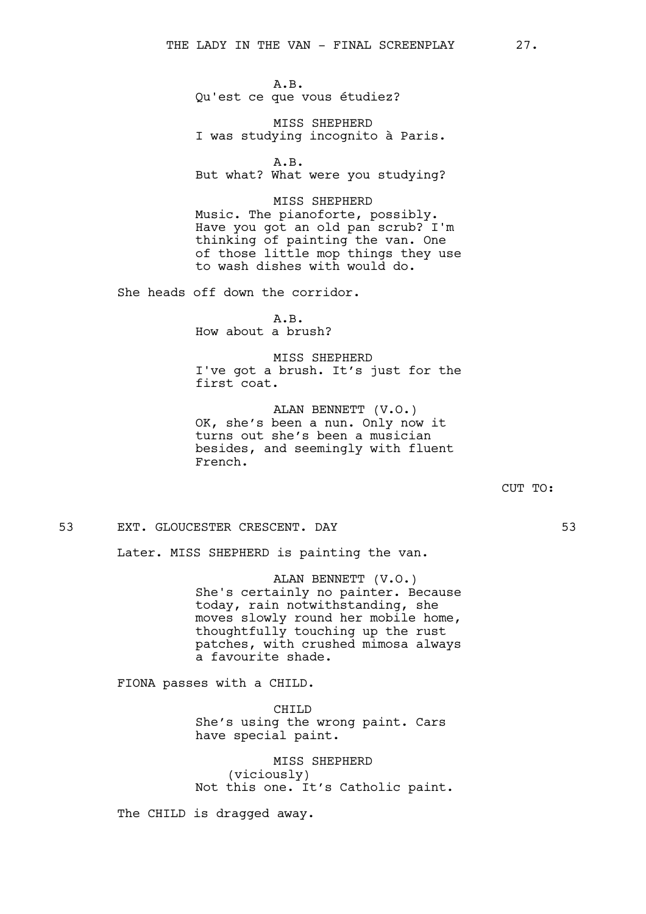A.B.
Qu'est ce que vous étudiez?

MISS SHEPHERD
I was studying incognito à Paris.

A.B.
But what? What were you studying?

MISS SHEPHERD
Music. The pianoforte, possibly. Have you got an old pan scrub? I'm thinking of painting the van. One of those little mop things they use to wash dishes with would do.

She heads off down the corridor.

A.B.
How about a brush?

MISS SHEPHERD
I've got a brush. It's just for the first coat.

ALAN BENNETT (V.O.)
OK, she's been a nun. Only now it turns out she's been a musician besides, and seemingly with fluent French.

CUT TO:

53 EXT. GLOUCESTER CRESCENT. DAY 53

Later. MISS SHEPHERD is painting the van.

ALAN BENNETT (V.O.)
She's certainly no painter. Because today, rain notwithstanding, she moves slowly round her mobile home, thoughtfully touching up the rust patches, with crushed mimosa always a favourite shade.

FIONA passes with a CHILD.

CHILD
She's using the wrong paint. Cars have special paint.

MISS SHEPHERD
(viciously)
Not this one. It's Catholic paint.

The CHILD is dragged away.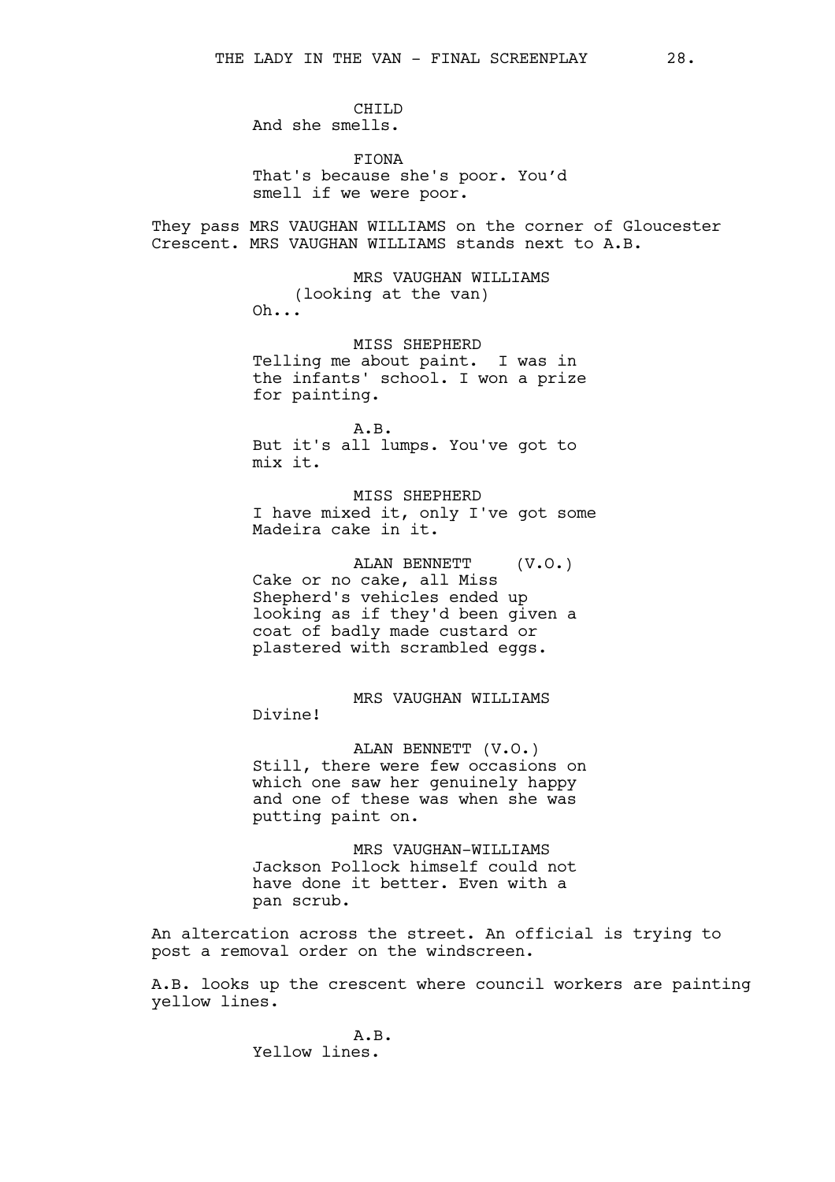CHILD
And she smells.

FIONA
That's because she's poor. You'd smell if we were poor.

They pass MRS VAUGHAN WILLIAMS on the corner of Gloucester Crescent. MRS VAUGHAN WILLIAMS stands next to A.B.

MRS VAUGHAN WILLIAMS
(looking at the van)
Oh...

MISS SHEPHERD
Telling me about paint. I was in the infants' school. I won a prize for painting.

A.B.
But it's all lumps. You've got to mix it.

MISS SHEPHERD
I have mixed it, only I've got some Madeira cake in it.

ALAN BENNETT (V.O.)
Cake or no cake, all Miss Shepherd's vehicles ended up looking as if they'd been given a coat of badly made custard or plastered with scrambled eggs.

MRS VAUGHAN WILLIAMS
Divine!

ALAN BENNETT (V.O.)
Still, there were few occasions on which one saw her genuinely happy and one of these was when she was putting paint on.

MRS VAUGHAN-WILLIAMS
Jackson Pollock himself could not have done it better. Even with a pan scrub.

An altercation across the street. An official is trying to post a removal order on the windscreen.

A.B. looks up the crescent where council workers are painting yellow lines.

A.B.
Yellow lines.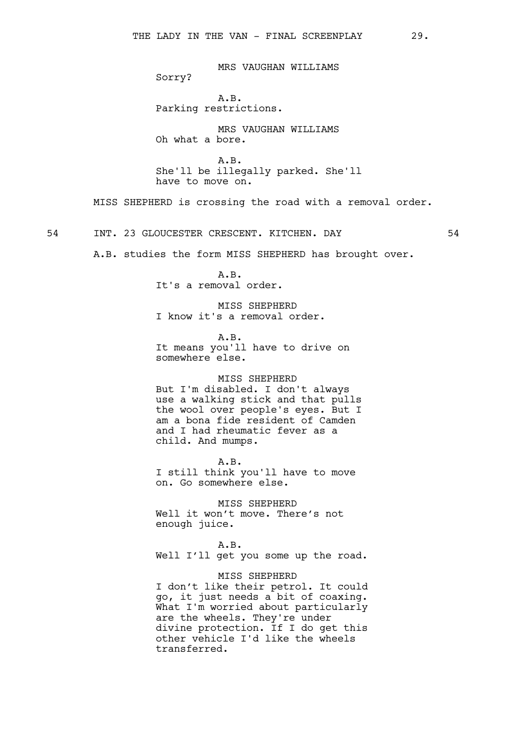MRS VAUGHAN WILLIAMS
Sorry?

A.B.
Parking restrictions.

MRS VAUGHAN WILLIAMS
Oh what a bore.

A.B.
She'll be illegally parked. She'll have to move on.

MISS SHEPHERD is crossing the road with a removal order.

54 INT. 23 GLOUCESTER CRESCENT. KITCHEN. DAY 54

A.B. studies the form MISS SHEPHERD has brought over.

A.B.
It's a removal order.

MISS SHEPHERD
I know it's a removal order.

A.B.
It means you'll have to drive on somewhere else.

MISS SHEPHERD
But I'm disabled. I don't always use a walking stick and that pulls the wool over people's eyes. But I am a bona fide resident of Camden and I had rheumatic fever as a child. And mumps.

A.B.
I still think you'll have to move on. Go somewhere else.

MISS SHEPHERD
Well it won't move. There's not enough juice.

A.B.
Well I'll get you some up the road.

MISS SHEPHERD
I don't like their petrol. It could go, it just needs a bit of coaxing. What I'm worried about particularly are the wheels. They're under divine protection. If I do get this other vehicle I'd like the wheels transferred.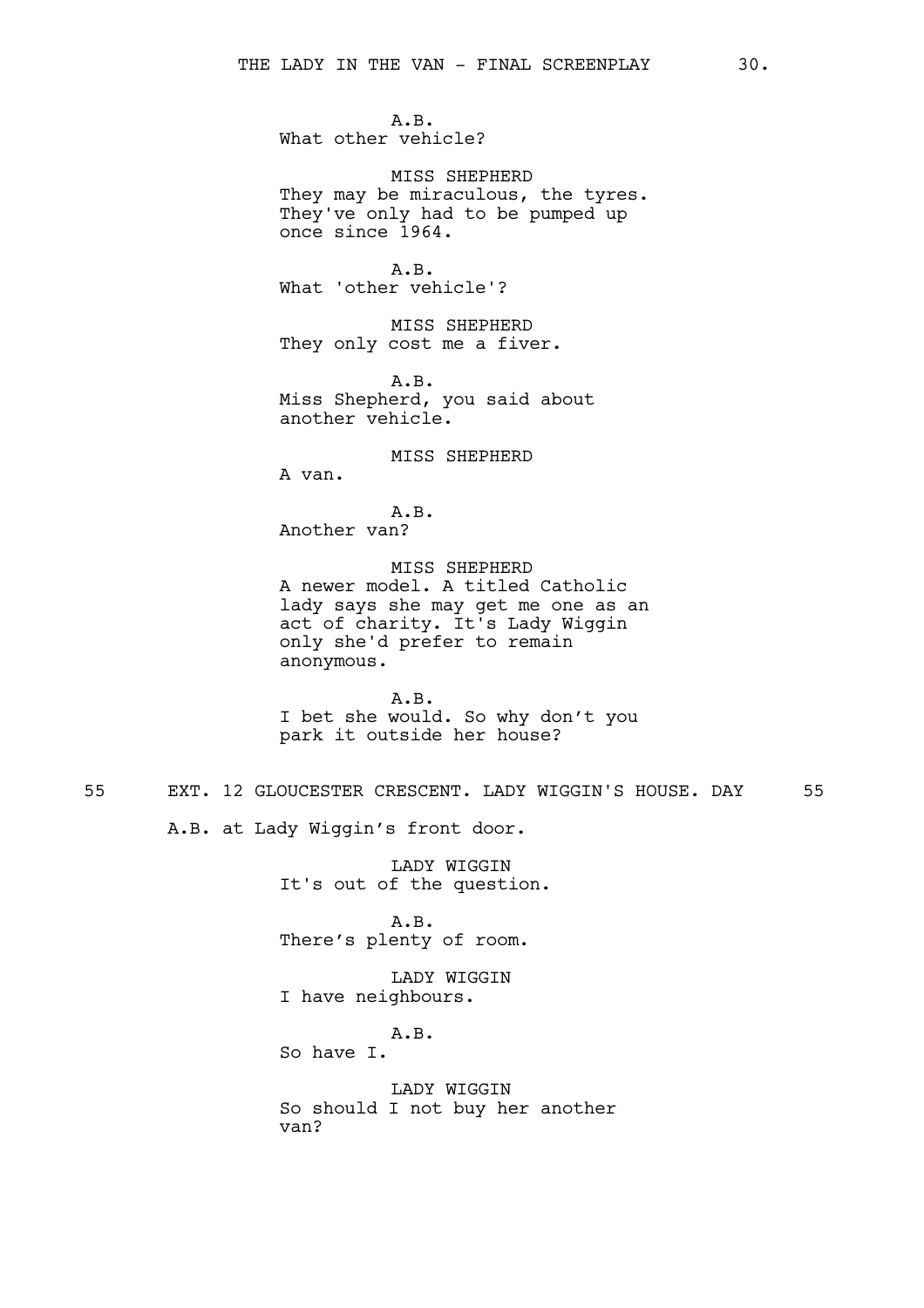A.B.
What other vehicle?

MISS SHEPHERD
They may be miraculous, the tyres. They've only had to be pumped up once since 1964.

A.B.
What 'other vehicle'?

MISS SHEPHERD
They only cost me a fiver.

A.B.
Miss Shepherd, you said about another vehicle.

MISS SHEPHERD
A van.

A.B.
Another van?

MISS SHEPHERD
A newer model. A titled Catholic lady says she may get me one as an act of charity. It's Lady Wiggin only she'd prefer to remain anonymous.

A.B.
I bet she would. So why don't you park it outside her house?

55 EXT. 12 GLOUCESTER CRESCENT. LADY WIGGIN'S HOUSE. DAY 55

A.B. at Lady Wiggin's front door.

LADY WIGGIN
It's out of the question.

A.B.
There's plenty of room.

LADY WIGGIN
I have neighbours.

A.B.
So have I.

LADY WIGGIN
So should I not buy her another van?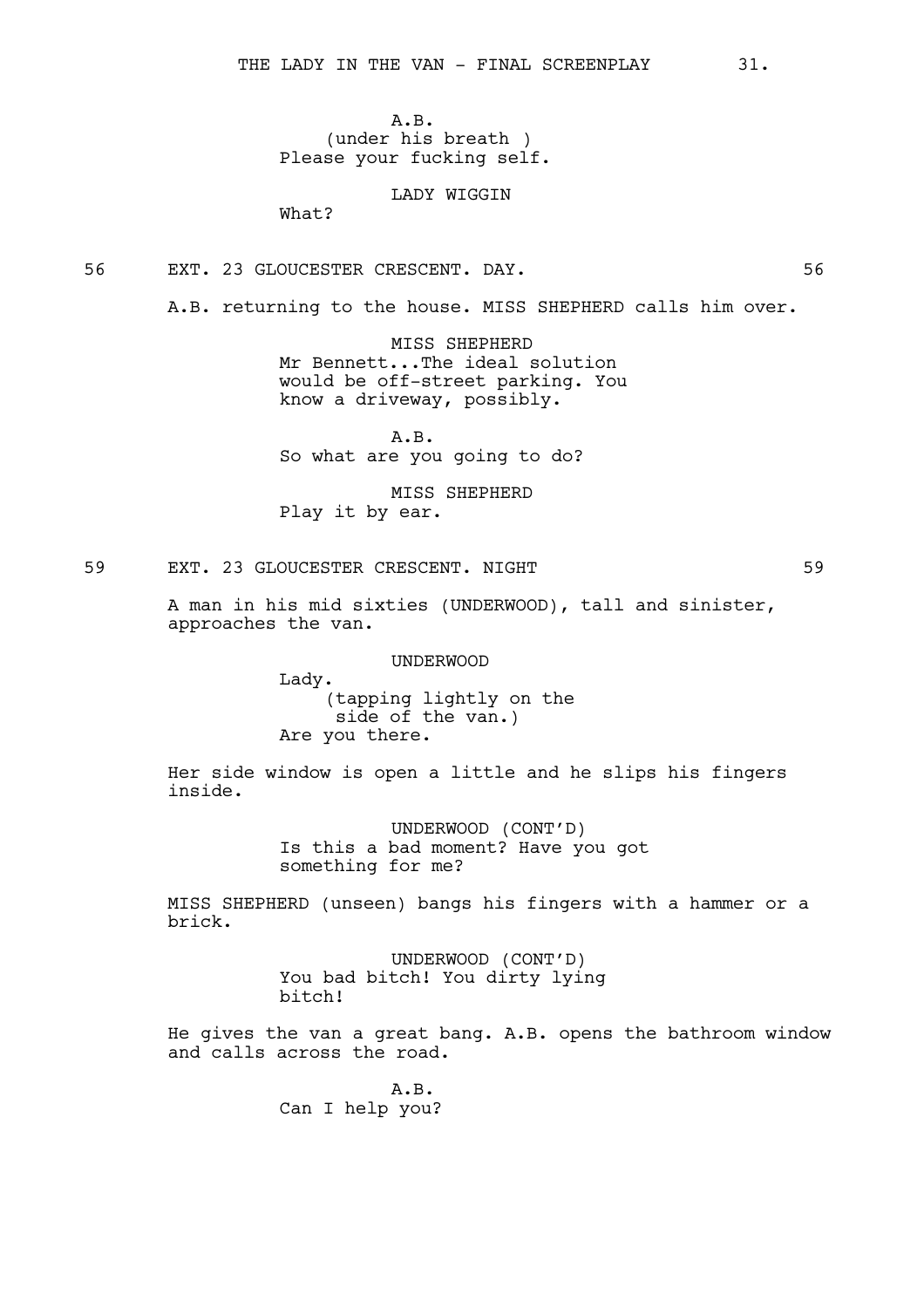A.B.
(under his breath )
Please your fucking self.

LADY WIGGIN
What?

56 EXT. 23 GLOUCESTER CRESCENT. DAY. 56

A.B. returning to the house. MISS SHEPHERD calls him over.

MISS SHEPHERD
Mr Bennett...The ideal solution would be off-street parking. You know a driveway, possibly.

A.B.
So what are you going to do?

MISS SHEPHERD
Play it by ear.

59 EXT. 23 GLOUCESTER CRESCENT. NIGHT 59

A man in his mid sixties (UNDERWOOD), tall and sinister, approaches the van.

UNDERWOOD
Lady.
(tapping lightly on the side of the van.)
Are you there.

Her side window is open a little and he slips his fingers inside.

UNDERWOOD (CONT'D)
Is this a bad moment? Have you got something for me?

MISS SHEPHERD (unseen) bangs his fingers with a hammer or a brick.

UNDERWOOD (CONT'D)
You bad bitch! You dirty lying bitch!

He gives the van a great bang. A.B. opens the bathroom window and calls across the road.

A.B.
Can I help you?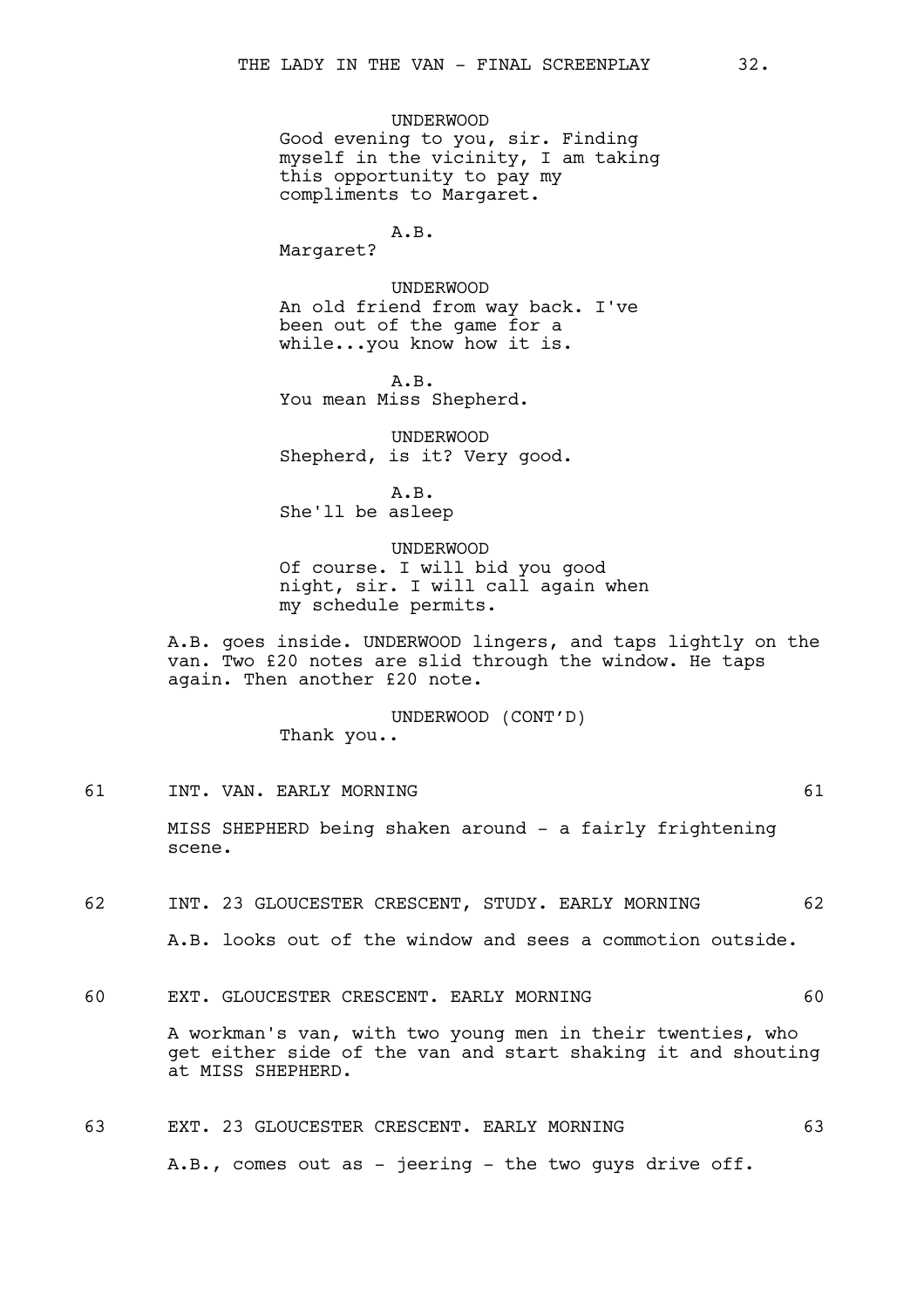UNDERWOOD
Good evening to you, sir. Finding myself in the vicinity, I am taking this opportunity to pay my compliments to Margaret.

A.B.
Margaret?

UNDERWOOD
An old friend from way back. I've been out of the game for a while...you know how it is.

A.B.
You mean Miss Shepherd.

UNDERWOOD
Shepherd, is it? Very good.

A.B.
She'll be asleep

UNDERWOOD
Of course. I will bid you good night, sir. I will call again when my schedule permits.

A.B. goes inside. UNDERWOOD lingers, and taps lightly on the van. Two £20 notes are slid through the window. He taps again. Then another £20 note.

UNDERWOOD (CONT'D)
Thank you..

61 INT. VAN. EARLY MORNING 61

MISS SHEPHERD being shaken around - a fairly frightening scene.

62 INT. 23 GLOUCESTER CRESCENT, STUDY. EARLY MORNING 62

A.B. looks out of the window and sees a commotion outside.

60 EXT. GLOUCESTER CRESCENT. EARLY MORNING 60

A workman's van, with two young men in their twenties, who get either side of the van and start shaking it and shouting at MISS SHEPHERD.

63 EXT. 23 GLOUCESTER CRESCENT. EARLY MORNING 63

A.B., comes out as - jeering - the two guys drive off.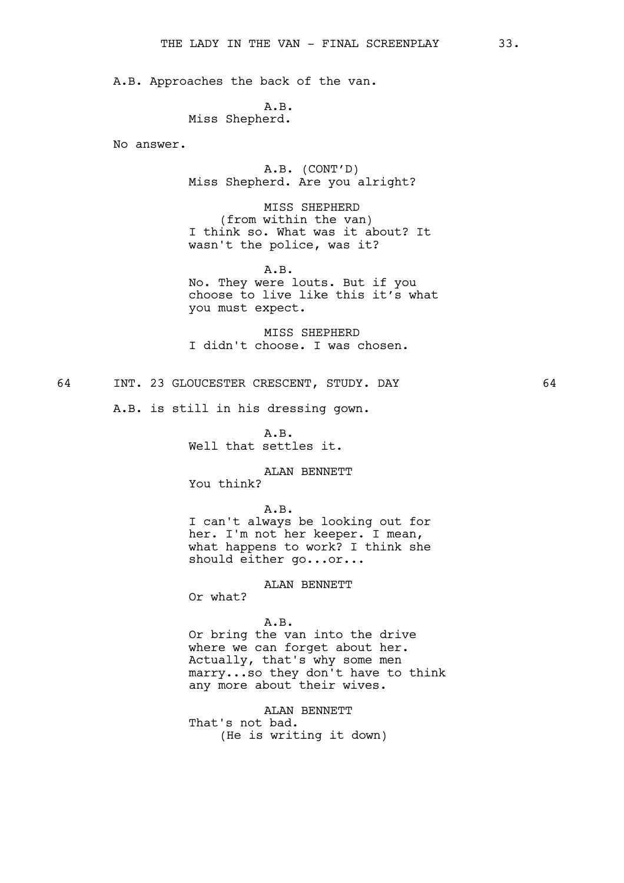A.B. Approaches the back of the van.

A.B.
Miss Shepherd.

No answer.

A.B. (CONT'D)
Miss Shepherd. Are you alright?

MISS SHEPHERD
(from within the van)
I think so. What was it about? It wasn't the police, was it?

A.B.
No. They were louts. But if you choose to live like this it's what you must expect.

MISS SHEPHERD
I didn't choose. I was chosen.

64 INT. 23 GLOUCESTER CRESCENT, STUDY. DAY 64

A.B. is still in his dressing gown.

A.B.
Well that settles it.

ALAN BENNETT
You think?

A.B.
I can't always be looking out for her. I'm not her keeper. I mean, what happens to work? I think she should either go...or...

ALAN BENNETT
Or what?

A.B.
Or bring the van into the drive where we can forget about her. Actually, that's why some men marry...so they don't have to think any more about their wives.

ALAN BENNETT
That's not bad.
(He is writing it down)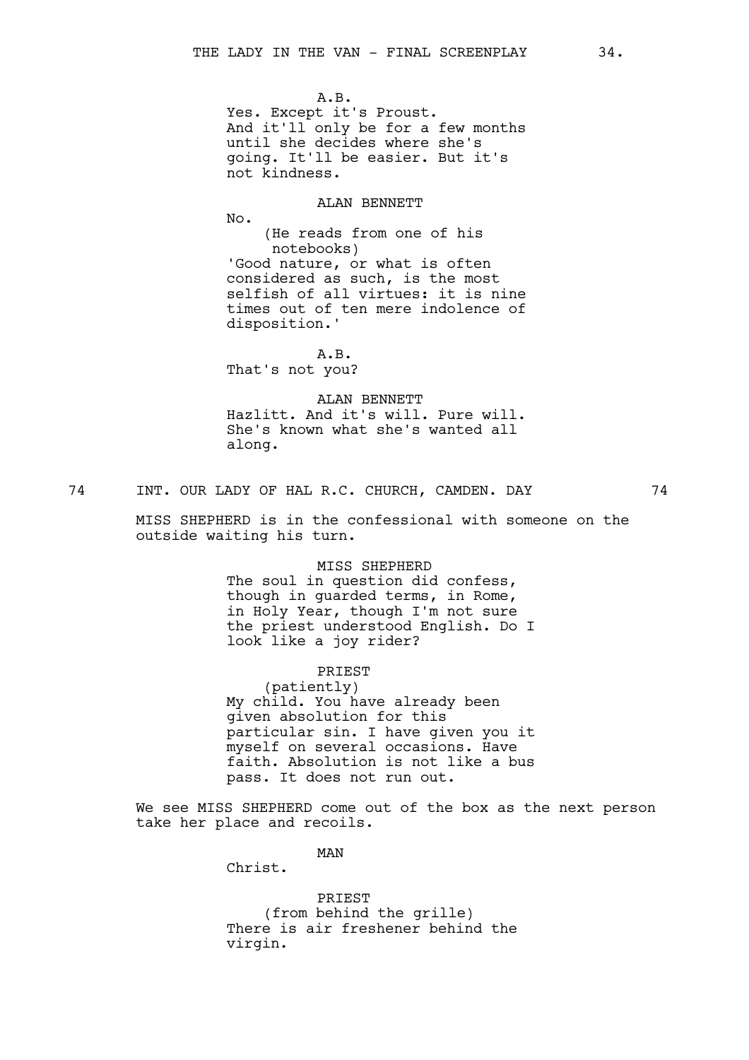A.B.

Yes. Except it's Proust. And it'll only be for a few months until she decides where she's going. It'll be easier. But it's not kindness.

ALAN BENNETT

No.

(He reads from one of his notebooks)

'Good nature, or what is often considered as such, is the most selfish of all virtues: it is nine times out of ten mere indolence of disposition.'

A.B.

That's not you?

ALAN BENNETT

Hazlitt. And it's will. Pure will. She's known what she's wanted all along.

74 INT. OUR LADY OF HAL R.C. CHURCH, CAMDEN. DAY 74

MISS SHEPHERD is in the confessional with someone on the outside waiting his turn.

MISS SHEPHERD

The soul in question did confess, though in guarded terms, in Rome, in Holy Year, though I'm not sure the priest understood English. Do I look like a joy rider?

PRIEST

(patiently)

My child. You have already been given absolution for this particular sin. I have given you it myself on several occasions. Have faith. Absolution is not like a bus pass. It does not run out.

We see MISS SHEPHERD come out of the box as the next person take her place and recoils.

MAN

Christ.

PRIEST

(from behind the grille)

There is air freshener behind the virgin.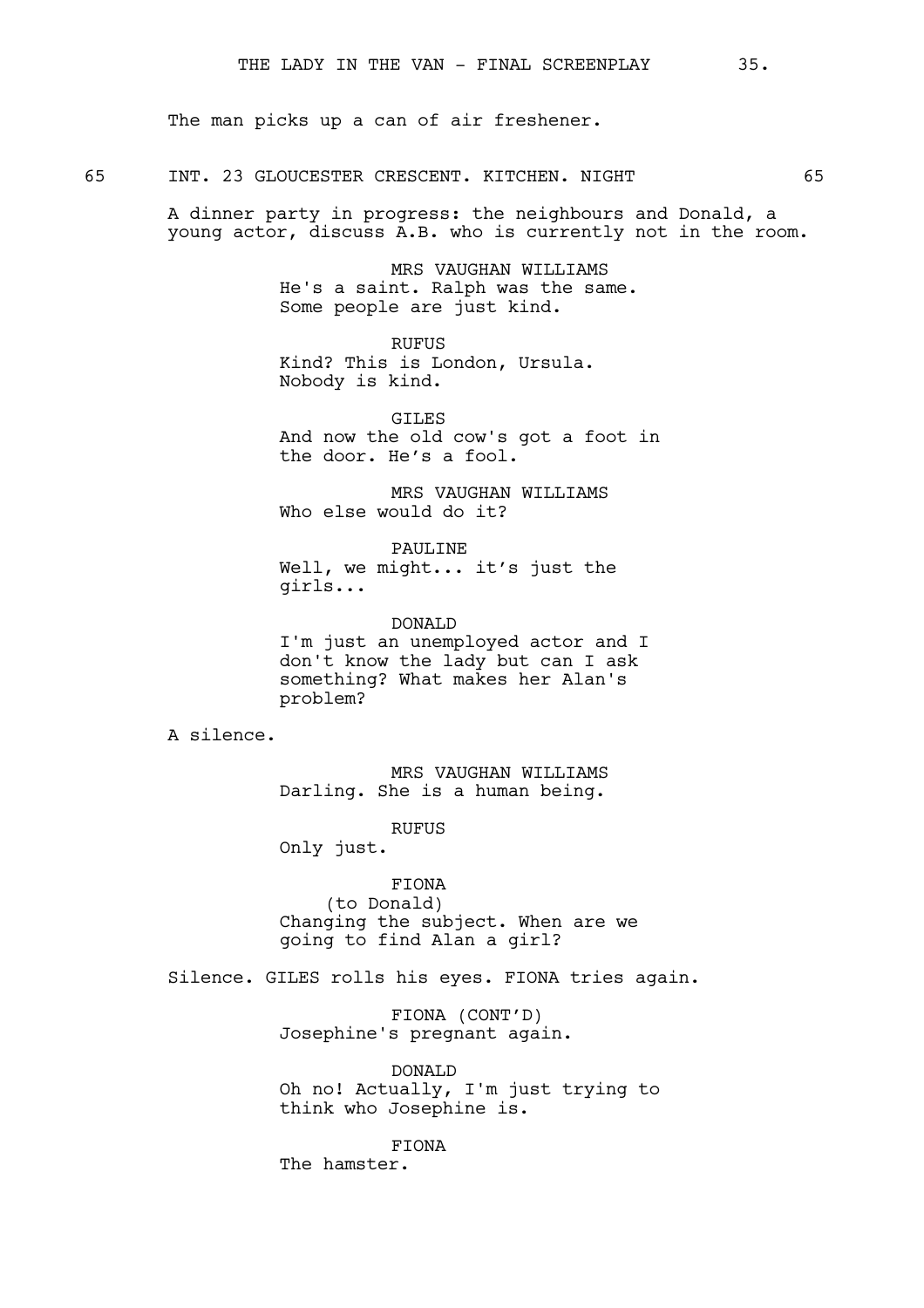The man picks up a can of air freshener.

65 INT. 23 GLOUCESTER CRESCENT. KITCHEN. NIGHT 65

A dinner party in progress: the neighbours and Donald, a young actor, discuss A.B. who is currently not in the room.

MRS VAUGHAN WILLIAMS
He's a saint. Ralph was the same. Some people are just kind.

RUFUS
Kind? This is London, Ursula. Nobody is kind.

GILES
And now the old cow's got a foot in the door. He’s a fool.

MRS VAUGHAN WILLIAMS
Who else would do it?

PAULINE
Well, we might... it’s just the girls...

DONALD
I'm just an unemployed actor and I don't know the lady but can I ask something? What makes her Alan's problem?

A silence.

MRS VAUGHAN WILLIAMS
Darling. She is a human being.

RUFUS
Only just.

FIONA
(to Donald)
Changing the subject. When are we going to find Alan a girl?

Silence. GILES rolls his eyes. FIONA tries again.

FIONA (CONT’D)
Josephine's pregnant again.

DONALD
Oh no! Actually, I'm just trying to think who Josephine is.

FIONA
The hamster.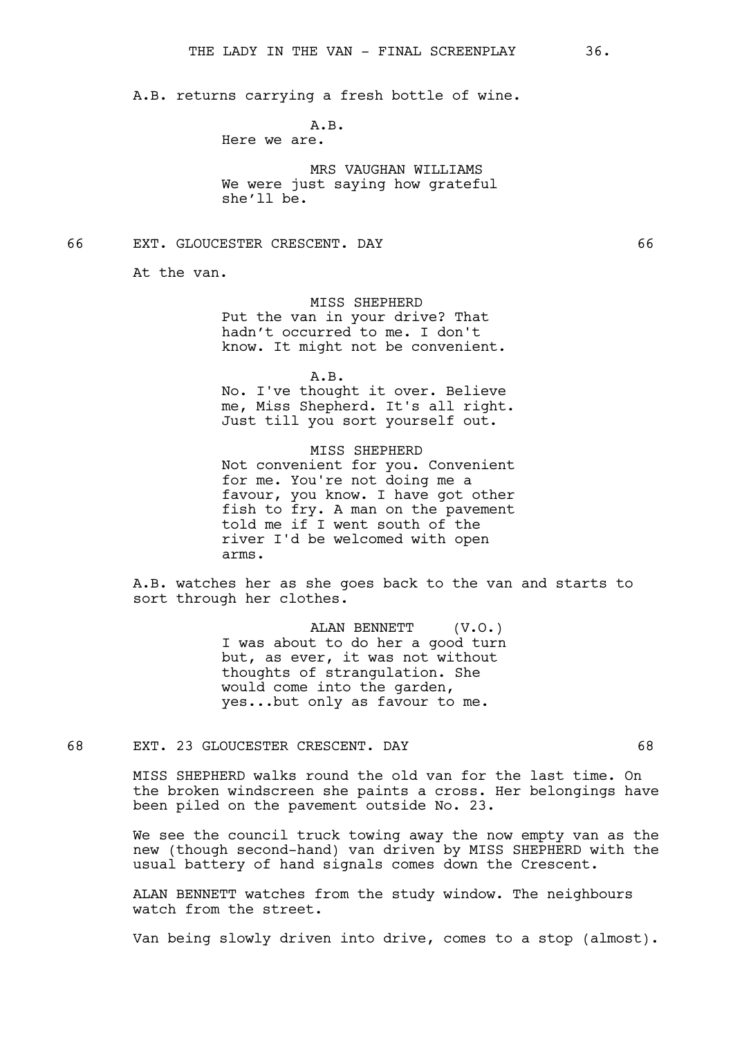A.B. returns carrying a fresh bottle of wine.

A.B.
Here we are.

MRS VAUGHAN WILLIAMS
We were just saying how grateful she'll be.

66 EXT. GLOUCESTER CRESCENT. DAY 66

At the van.

MISS SHEPHERD
Put the van in your drive? That hadn't occurred to me. I don't know. It might not be convenient.

A.B.
No. I've thought it over. Believe me, Miss Shepherd. It's all right. Just till you sort yourself out.

MISS SHEPHERD
Not convenient for you. Convenient for me. You're not doing me a favour, you know. I have got other fish to fry. A man on the pavement told me if I went south of the river I'd be welcomed with open arms.

A.B. watches her as she goes back to the van and starts to sort through her clothes.

ALAN BENNETT (V.O.)
I was about to do her a good turn but, as ever, it was not without thoughts of strangulation. She would come into the garden, yes...but only as favour to me.

68 EXT. 23 GLOUCESTER CRESCENT. DAY 68

MISS SHEPHERD walks round the old van for the last time. On the broken windscreen she paints a cross. Her belongings have been piled on the pavement outside No. 23.

We see the council truck towing away the now empty van as the new (though second-hand) van driven by MISS SHEPHERD with the usual battery of hand signals comes down the Crescent.

ALAN BENNETT watches from the study window. The neighbours watch from the street.

Van being slowly driven into drive, comes to a stop (almost).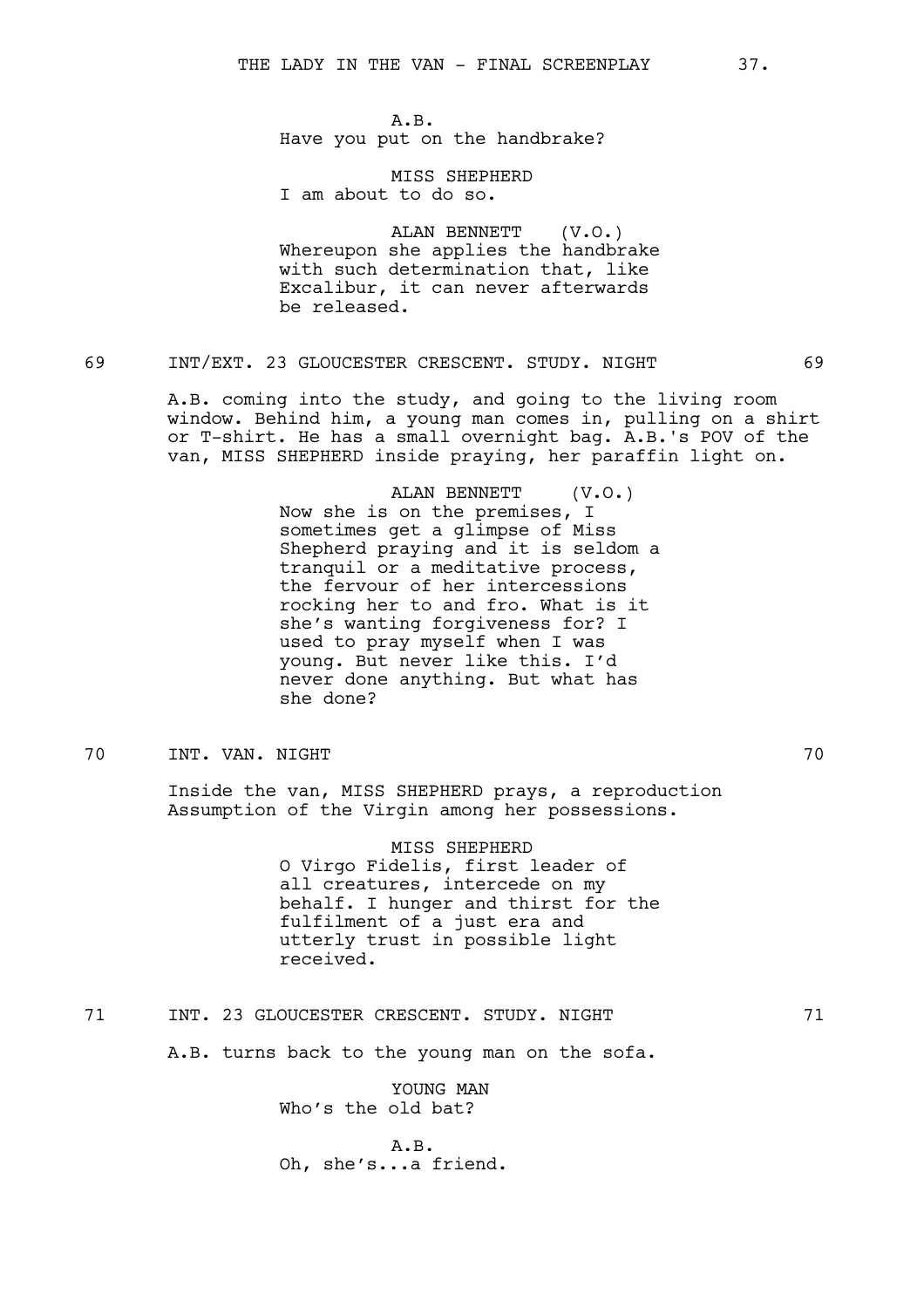A.B.
Have you put on the handbrake?

MISS SHEPHERD
I am about to do so.

ALAN BENNETT (V.O.)
Whereupon she applies the handbrake with such determination that, like Excalibur, it can never afterwards be released.

69 INT/EXT. 23 GLOUCESTER CRESCENT. STUDY. NIGHT 69

A.B. coming into the study, and going to the living room window. Behind him, a young man comes in, pulling on a shirt or T-shirt. He has a small overnight bag. A.B.'s POV of the van, MISS SHEPHERD inside praying, her paraffin light on.

ALAN BENNETT (V.O.)
Now she is on the premises, I sometimes get a glimpse of Miss Shepherd praying and it is seldom a tranquil or a meditative process, the fervour of her intercessions rocking her to and fro. What is it she's wanting forgiveness for? I used to pray myself when I was young. But never like this. I'd never done anything. But what has she done?

70 INT. VAN. NIGHT 70

Inside the van, MISS SHEPHERD prays, a reproduction Assumption of the Virgin among her possessions.

MISS SHEPHERD
O Virgo Fidelis, first leader of all creatures, intercede on my behalf. I hunger and thirst for the fulfilment of a just era and utterly trust in possible light received.

71 INT. 23 GLOUCESTER CRESCENT. STUDY. NIGHT 71

A.B. turns back to the young man on the sofa.

YOUNG MAN
Who's the old bat?

A.B.
Oh, she's...a friend.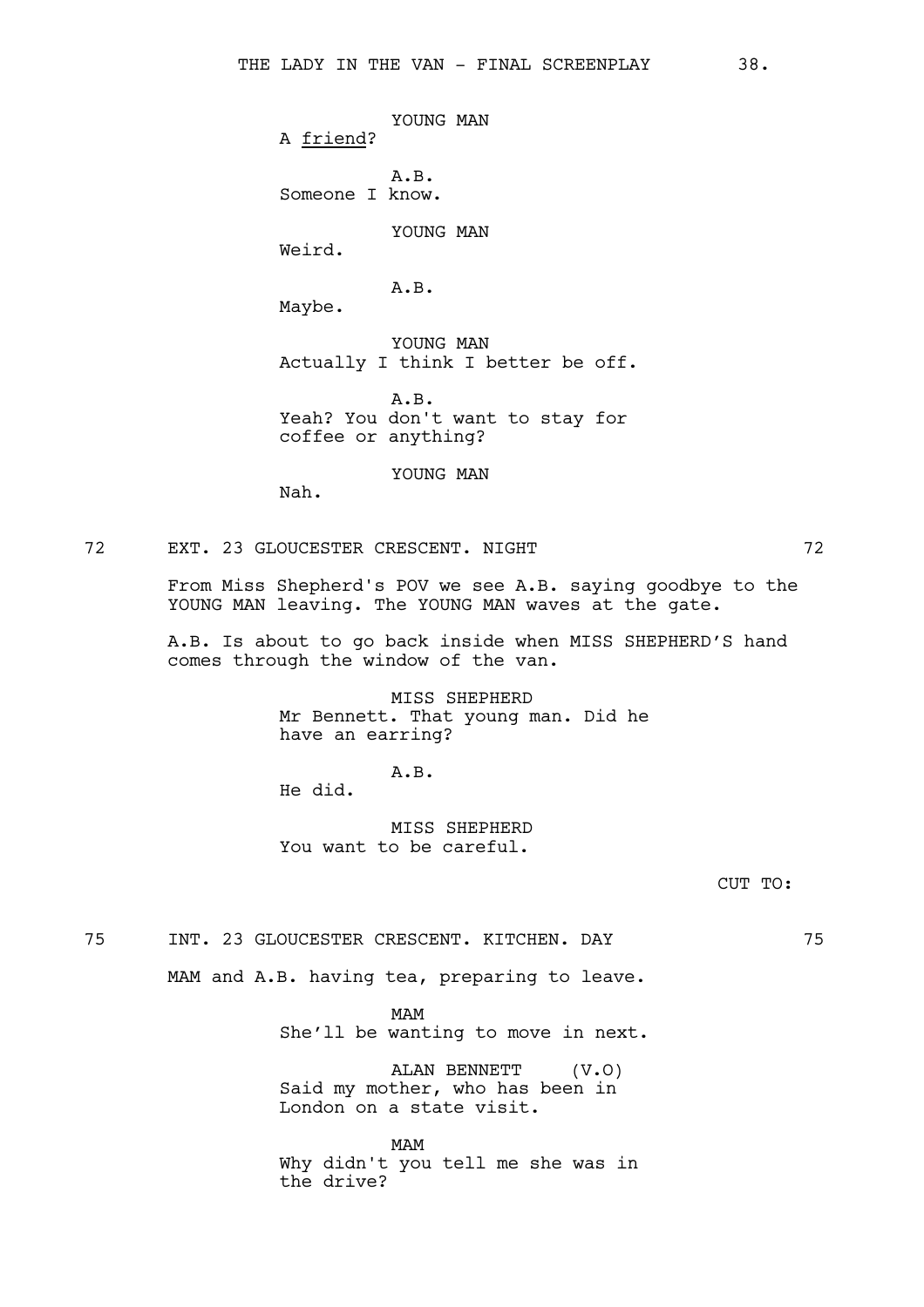YOUNG MAN
A friend?

A.B.
Someone I know.

YOUNG MAN
Weird.

A.B.
Maybe.

YOUNG MAN
Actually I think I better be off.

A.B.
Yeah? You don't want to stay for coffee or anything?

YOUNG MAN
Nah.

72 EXT. 23 GLOUCESTER CRESCENT. NIGHT 72

From Miss Shepherd's POV we see A.B. saying goodbye to the YOUNG MAN leaving. The YOUNG MAN waves at the gate.

A.B. Is about to go back inside when MISS SHEPHERD'S hand comes through the window of the van.

MISS SHEPHERD
Mr Bennett. That young man. Did he have an earring?

A.B.
He did.

MISS SHEPHERD
You want to be careful.

CUT TO:

75 INT. 23 GLOUCESTER CRESCENT. KITCHEN. DAY 75

MAM and A.B. having tea, preparing to leave.

MAM
She'll be wanting to move in next.

ALAN BENNETT (V.O)
Said my mother, who has been in London on a state visit.

MAM
Why didn't you tell me she was in the drive?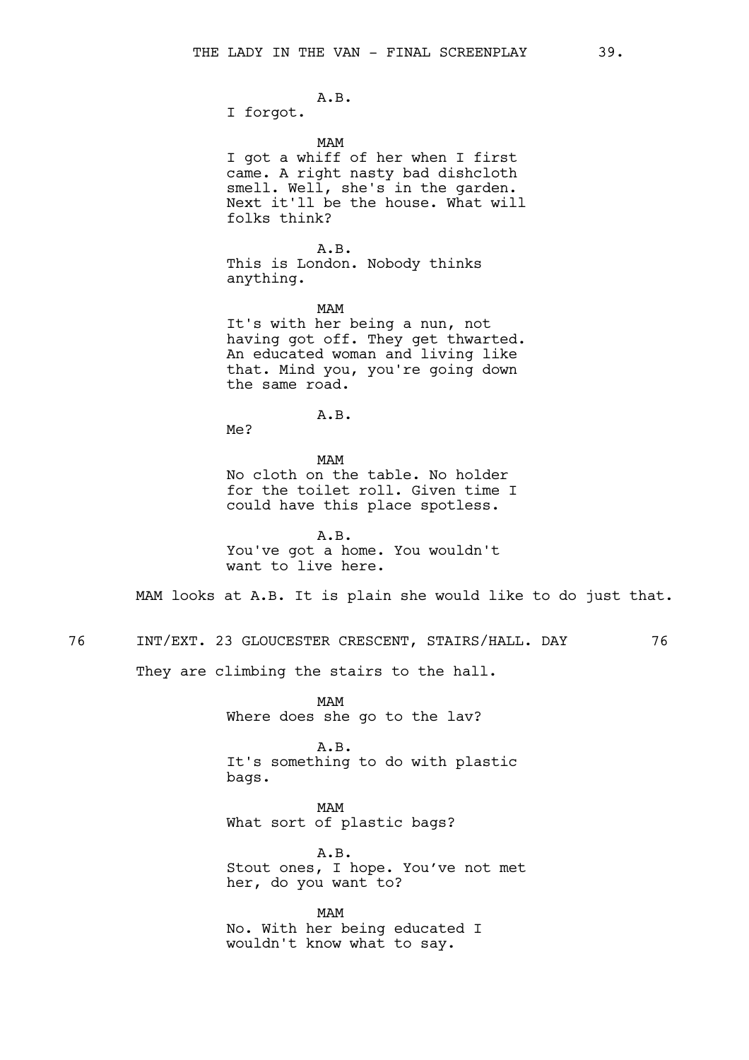A.B.
I forgot.

MAM
I got a whiff of her when I first came. A right nasty bad dishcloth smell. Well, she's in the garden. Next it'll be the house. What will folks think?

A.B.
This is London. Nobody thinks anything.

MAM
It's with her being a nun, not having got off. They get thwarted. An educated woman and living like that. Mind you, you're going down the same road.

A.B.
Me?

MAM
No cloth on the table. No holder for the toilet roll. Given time I could have this place spotless.

A.B.
You've got a home. You wouldn't want to live here.

MAM looks at A.B. It is plain she would like to do just that.

76 INT/EXT. 23 GLOUCESTER CRESCENT, STAIRS/HALL. DAY 76

They are climbing the stairs to the hall.

MAM
Where does she go to the lav?

A.B.
It's something to do with plastic bags.

MAM
What sort of plastic bags?

A.B.
Stout ones, I hope. You've not met her, do you want to?

MAM
No. With her being educated I wouldn't know what to say.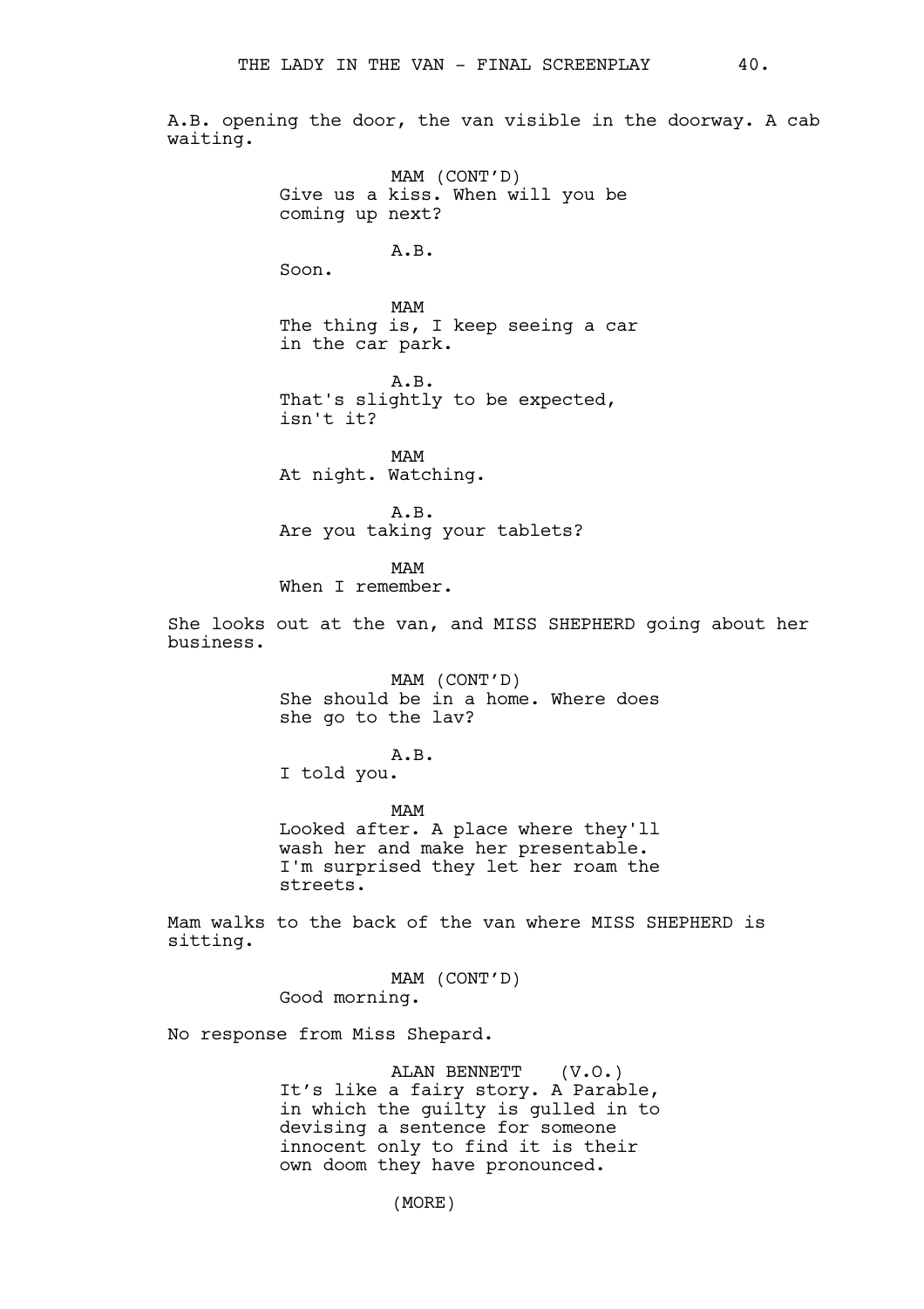A.B. opening the door, the van visible in the doorway. A cab waiting.

MAM (CONT'D)
Give us a kiss. When will you be coming up next?

A.B.
Soon.

MAM
The thing is, I keep seeing a car in the car park.

A.B.
That's slightly to be expected, isn't it?

MAM
At night. Watching.

A.B.
Are you taking your tablets?

MAM
When I remember.

She looks out at the van, and MISS SHEPHERD going about her business.

MAM (CONT'D)
She should be in a home. Where does she go to the lav?

A.B.
I told you.

MAM
Looked after. A place where they'll wash her and make her presentable. I'm surprised they let her roam the streets.

Mam walks to the back of the van where MISS SHEPHERD is sitting.

MAM (CONT'D)
Good morning.

No response from Miss Shepard.

ALAN BENNETT (V.O.)
It's like a fairy story. A Parable, in which the guilty is gulled in to devising a sentence for someone innocent only to find it is their own doom they have pronounced.

(MORE)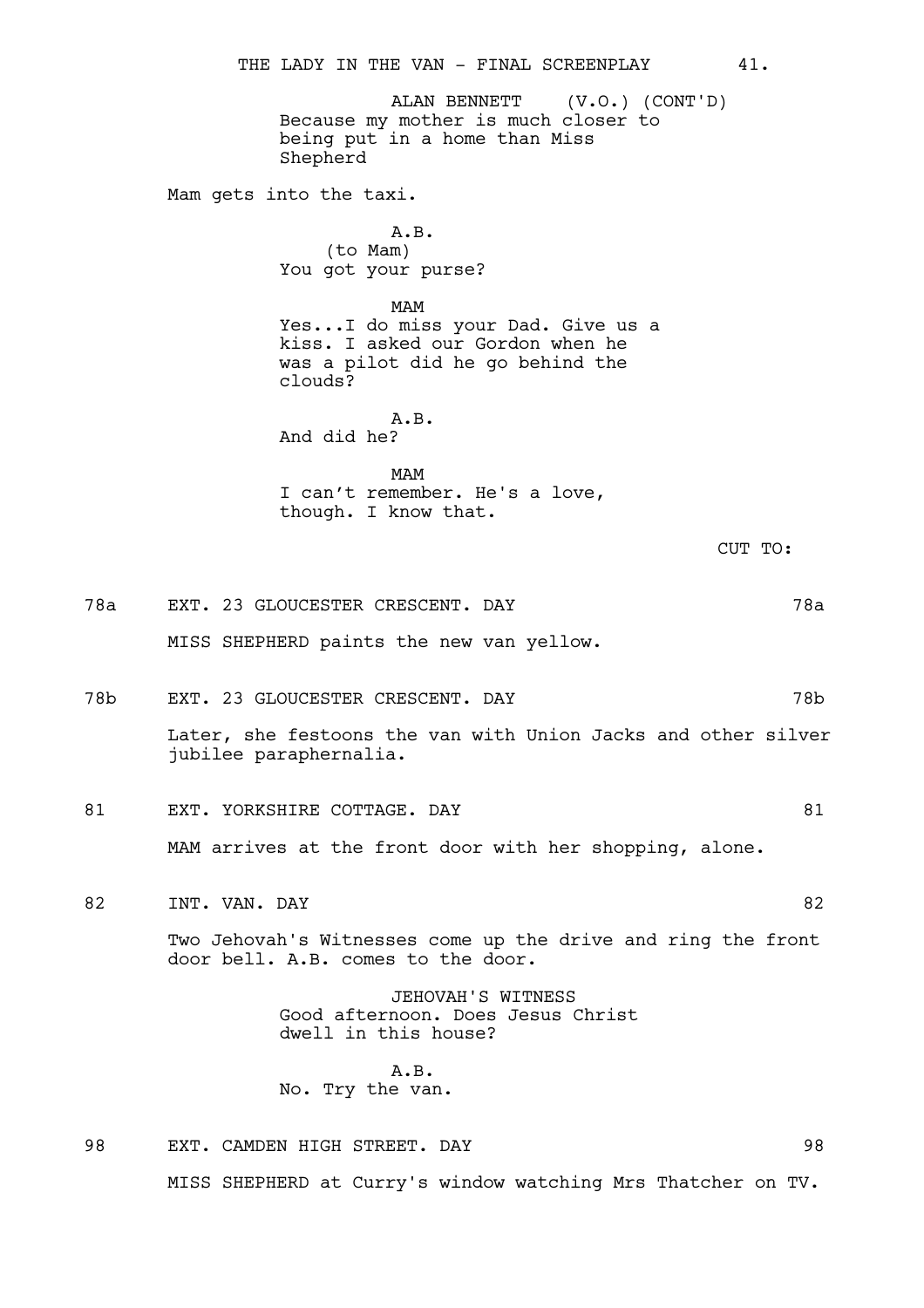ALAN BENNETT (V.O.) (CONT'D)
Because my mother is much closer to being put in a home than Miss Shepherd

Mam gets into the taxi.

A.B.
(to Mam)
You got your purse?

MAM
Yes...I do miss your Dad. Give us a kiss. I asked our Gordon when he was a pilot did he go behind the clouds?

A.B.
And did he?

MAM
I can't remember. He's a love, though. I know that.

CUT TO:

78a EXT. 23 GLOUCESTER CRESCENT. DAY 78a

MISS SHEPHERD paints the new van yellow.

78b EXT. 23 GLOUCESTER CRESCENT. DAY 78b

Later, she festoons the van with Union Jacks and other silver jubilee paraphernalia.

81 EXT. YORKSHIRE COTTAGE. DAY 81

MAM arrives at the front door with her shopping, alone.

82 INT. VAN. DAY 82

Two Jehovah's Witnesses come up the drive and ring the front door bell. A.B. comes to the door.

JEHOVAH'S WITNESS
Good afternoon. Does Jesus Christ dwell in this house?

A.B.
No. Try the van.

98 EXT. CAMDEN HIGH STREET. DAY 98

MISS SHEPHERD at Curry's window watching Mrs Thatcher on TV.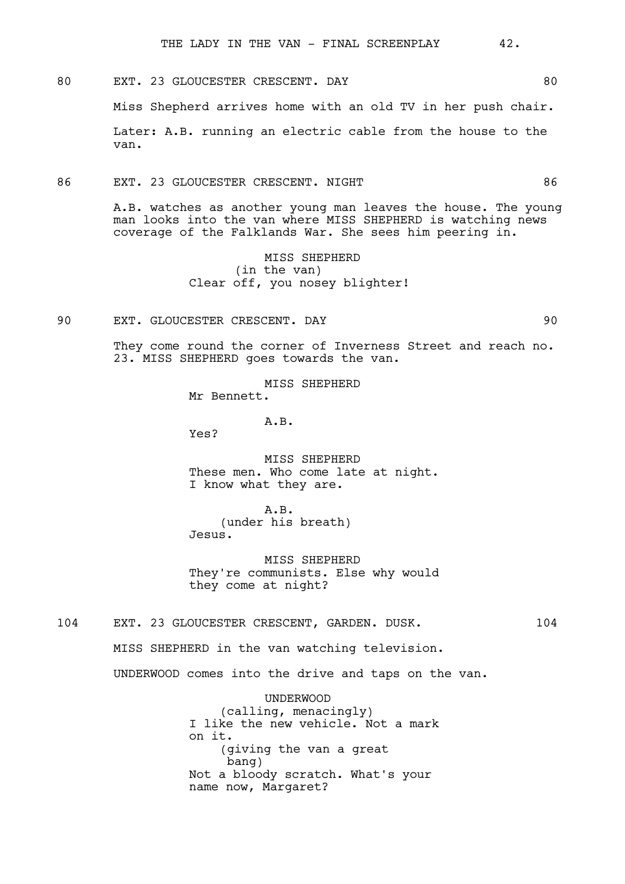80 EXT. 23 GLOUCESTER CRESCENT. DAY 80

Miss Shepherd arrives home with an old TV in her push chair.

Later: A.B. running an electric cable from the house to the van.

86 EXT. 23 GLOUCESTER CRESCENT. NIGHT 86

A.B. watches as another young man leaves the house. The young man looks into the van where MISS SHEPHERD is watching news coverage of the Falklands War. She sees him peering in.

MISS SHEPHERD
(in the van)
Clear off, you nosey blighter!

90 EXT. GLOUCESTER CRESCENT. DAY 90

They come round the corner of Inverness Street and reach no. 23. MISS SHEPHERD goes towards the van.

MISS SHEPHERD
Mr Bennett.

A.B.
Yes?

MISS SHEPHERD
These men. Who come late at night. I know what they are.

A.B.
(under his breath)
Jesus.

MISS SHEPHERD
They're communists. Else why would they come at night?

104 EXT. 23 GLOUCESTER CRESCENT, GARDEN. DUSK. 104

MISS SHEPHERD in the van watching television.

UNDERWOOD comes into the drive and taps on the van.

UNDERWOOD
(calling, menacingly)
I like the new vehicle. Not a mark on it.
(giving the van a great bang)
Not a bloody scratch. What's your name now, Margaret?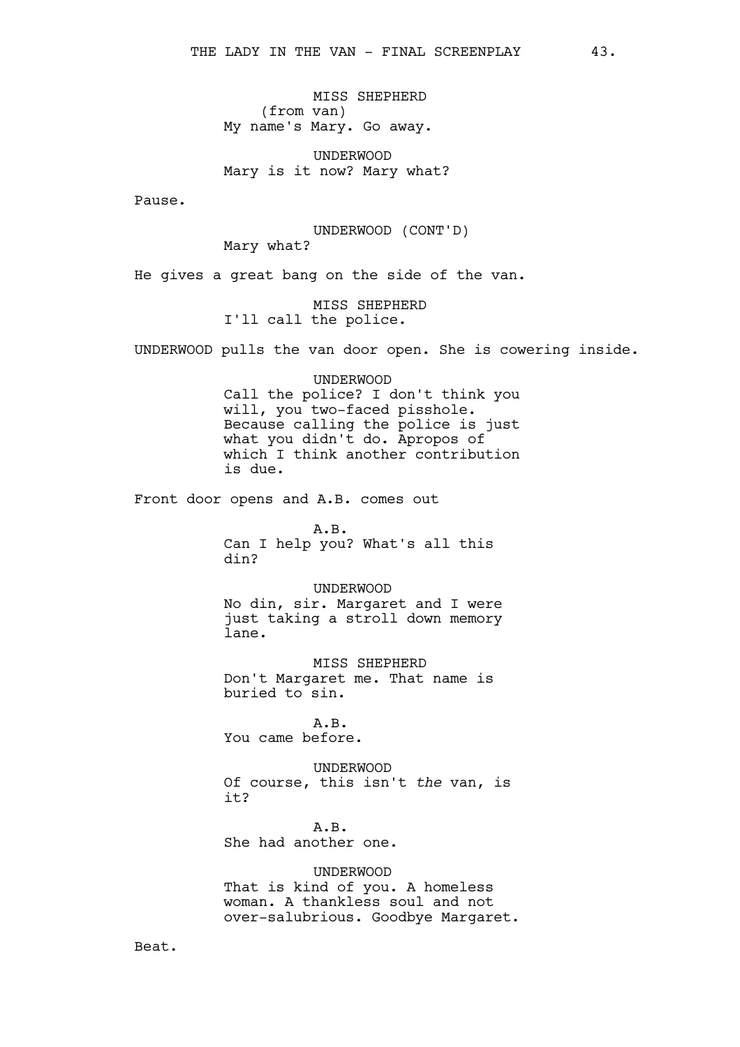MISS SHEPHERD
(from van)
My name's Mary. Go away.

UNDERWOOD
Mary is it now? Mary what?

Pause.

UNDERWOOD (CONT'D)
Mary what?

He gives a great bang on the side of the van.

MISS SHEPHERD
I'll call the police.

UNDERWOOD pulls the van door open. She is cowering inside.

UNDERWOOD
Call the police? I don't think you will, you two-faced pisshole. Because calling the police is just what you didn't do. Apropos of which I think another contribution is due.

Front door opens and A.B. comes out

A.B.
Can I help you? What's all this din?

UNDERWOOD
No din, sir. Margaret and I were just taking a stroll down memory lane.

MISS SHEPHERD
Don't Margaret me. That name is buried to sin.

A.B.
You came before.

UNDERWOOD
Of course, this isn't *the* van, is it?

A.B.
She had another one.

UNDERWOOD
That is kind of you. A homeless woman. A thankless soul and not over-salubrious. Goodbye Margaret.

Beat.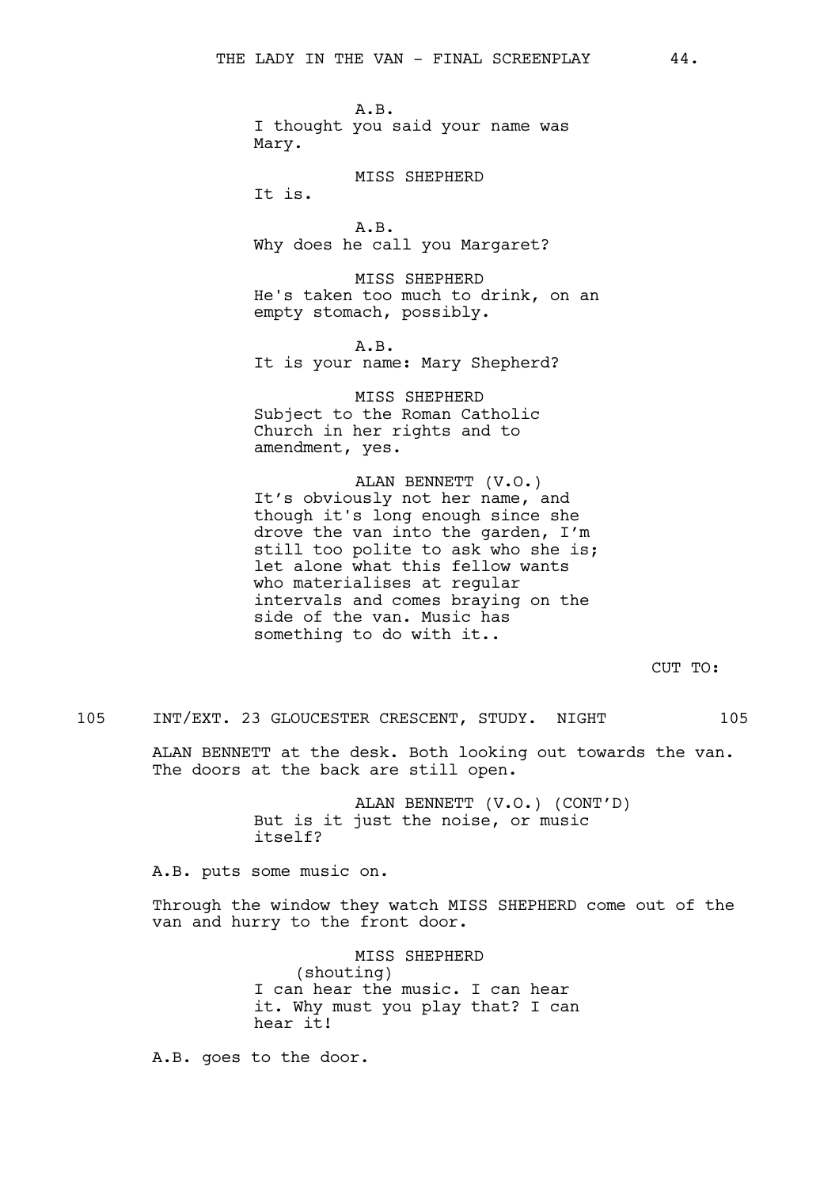A.B.
I thought you said your name was Mary.

MISS SHEPHERD
It is.

A.B.
Why does he call you Margaret?

MISS SHEPHERD
He's taken too much to drink, on an empty stomach, possibly.

A.B.
It is your name: Mary Shepherd?

MISS SHEPHERD
Subject to the Roman Catholic Church in her rights and to amendment, yes.

ALAN BENNETT (V.O.)
It's obviously not her name, and though it's long enough since she drove the van into the garden, I'm still too polite to ask who she is; let alone what this fellow wants who materialises at regular intervals and comes braying on the side of the van. Music has something to do with it..

CUT TO:

105 INT/EXT. 23 GLOUCESTER CRESCENT, STUDY. NIGHT 105

ALAN BENNETT at the desk. Both looking out towards the van. The doors at the back are still open.

ALAN BENNETT (V.O.) (CONT'D)
But is it just the noise, or music itself?

A.B. puts some music on.

Through the window they watch MISS SHEPHERD come out of the van and hurry to the front door.

MISS SHEPHERD
(shouting)
I can hear the music. I can hear it. Why must you play that? I can hear it!

A.B. goes to the door.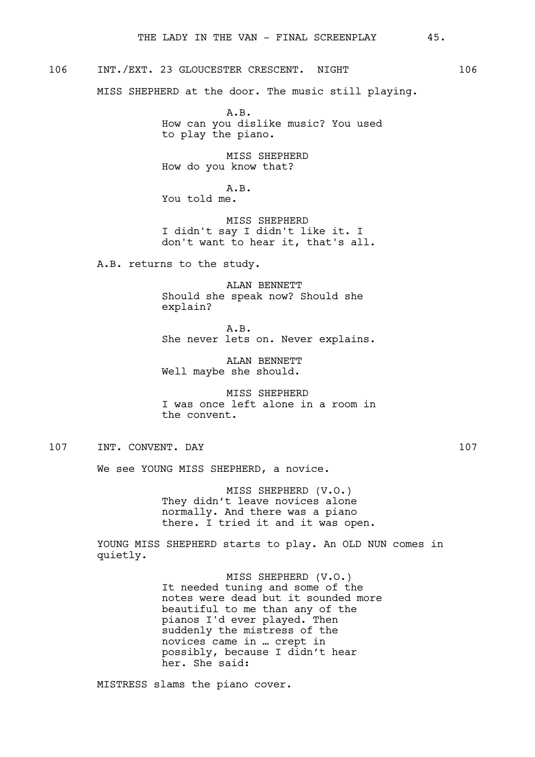106 INT./EXT. 23 GLOUCESTER CRESCENT. NIGHT 106

MISS SHEPHERD at the door. The music still playing.

A.B.
How can you dislike music? You used to play the piano.

MISS SHEPHERD
How do you know that?

A.B.
You told me.

MISS SHEPHERD
I didn't say I didn't like it. I don't want to hear it, that's all.

A.B. returns to the study.

ALAN BENNETT
Should she speak now? Should she explain?

A.B.
She never lets on. Never explains.

ALAN BENNETT
Well maybe she should.

MISS SHEPHERD
I was once left alone in a room in the convent.

107 INT. CONVENT. DAY 107

We see YOUNG MISS SHEPHERD, a novice.

MISS SHEPHERD (V.O.)
They didn't leave novices alone normally. And there was a piano there. I tried it and it was open.

YOUNG MISS SHEPHERD starts to play. An OLD NUN comes in quietly.

MISS SHEPHERD (V.O.)
It needed tuning and some of the notes were dead but it sounded more beautiful to me than any of the pianos I'd ever played. Then suddenly the mistress of the novices came in … crept in possibly, because I didn't hear her. She said:

MISTRESS slams the piano cover.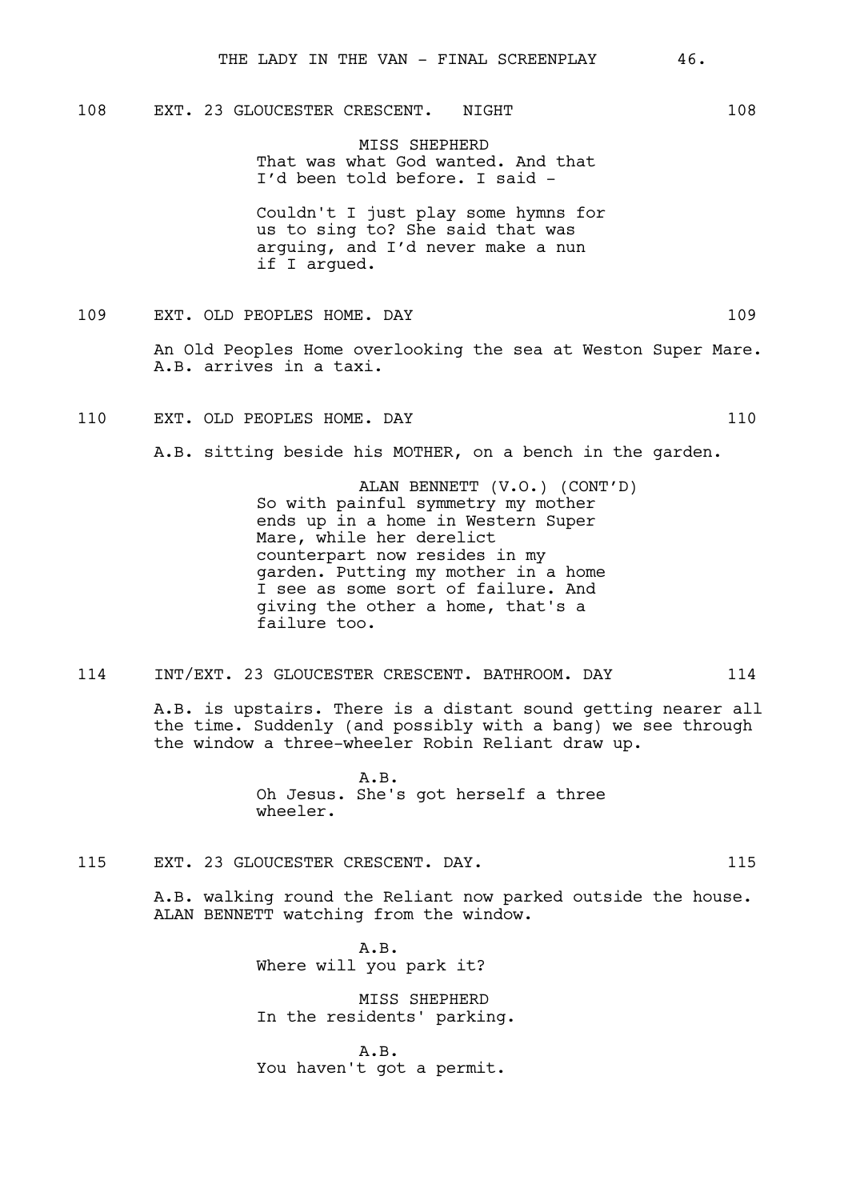108 EXT. 23 GLOUCESTER CRESCENT. NIGHT 108

MISS SHEPHERD
That was what God wanted. And that I'd been told before. I said -

Couldn't I just play some hymns for us to sing to? She said that was arguing, and I'd never make a nun if I argued.

109 EXT. OLD PEOPLES HOME. DAY 109

An Old Peoples Home overlooking the sea at Weston Super Mare. A.B. arrives in a taxi.

110 EXT. OLD PEOPLES HOME. DAY 110

A.B. sitting beside his MOTHER, on a bench in the garden.

ALAN BENNETT (V.O.) (CONT'D)
So with painful symmetry my mother ends up in a home in Western Super Mare, while her derelict counterpart now resides in my garden. Putting my mother in a home I see as some sort of failure. And giving the other a home, that's a failure too.

114 INT/EXT. 23 GLOUCESTER CRESCENT. BATHROOM. DAY 114

A.B. is upstairs. There is a distant sound getting nearer all the time. Suddenly (and possibly with a bang) we see through the window a three-wheeler Robin Reliant draw up.

A.B.
Oh Jesus. She's got herself a three wheeler.

115 EXT. 23 GLOUCESTER CRESCENT. DAY. 115

A.B. walking round the Reliant now parked outside the house. ALAN BENNETT watching from the window.

A.B.
Where will you park it?

MISS SHEPHERD
In the residents' parking.

A.B.
You haven't got a permit.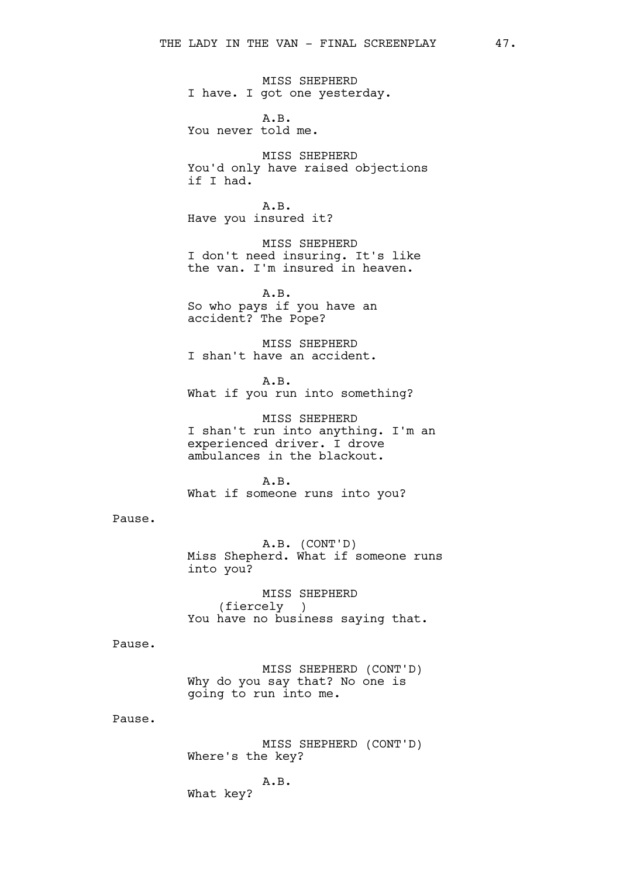MISS SHEPHERD
I have. I got one yesterday.

A.B.
You never told me.

MISS SHEPHERD
You'd only have raised objections if I had.

A.B.
Have you insured it?

MISS SHEPHERD
I don't need insuring. It's like the van. I'm insured in heaven.

A.B.
So who pays if you have an accident? The Pope?

MISS SHEPHERD
I shan't have an accident.

A.B.
What if you run into something?

MISS SHEPHERD
I shan't run into anything. I'm an experienced driver. I drove ambulances in the blackout.

A.B.
What if someone runs into you?

Pause.

A.B. (CONT'D)
Miss Shepherd. What if someone runs into you?

MISS SHEPHERD
(fiercely )
You have no business saying that.

Pause.

MISS SHEPHERD (CONT'D)
Why do you say that? No one is going to run into me.

Pause.

MISS SHEPHERD (CONT'D)
Where's the key?

A.B.
What key?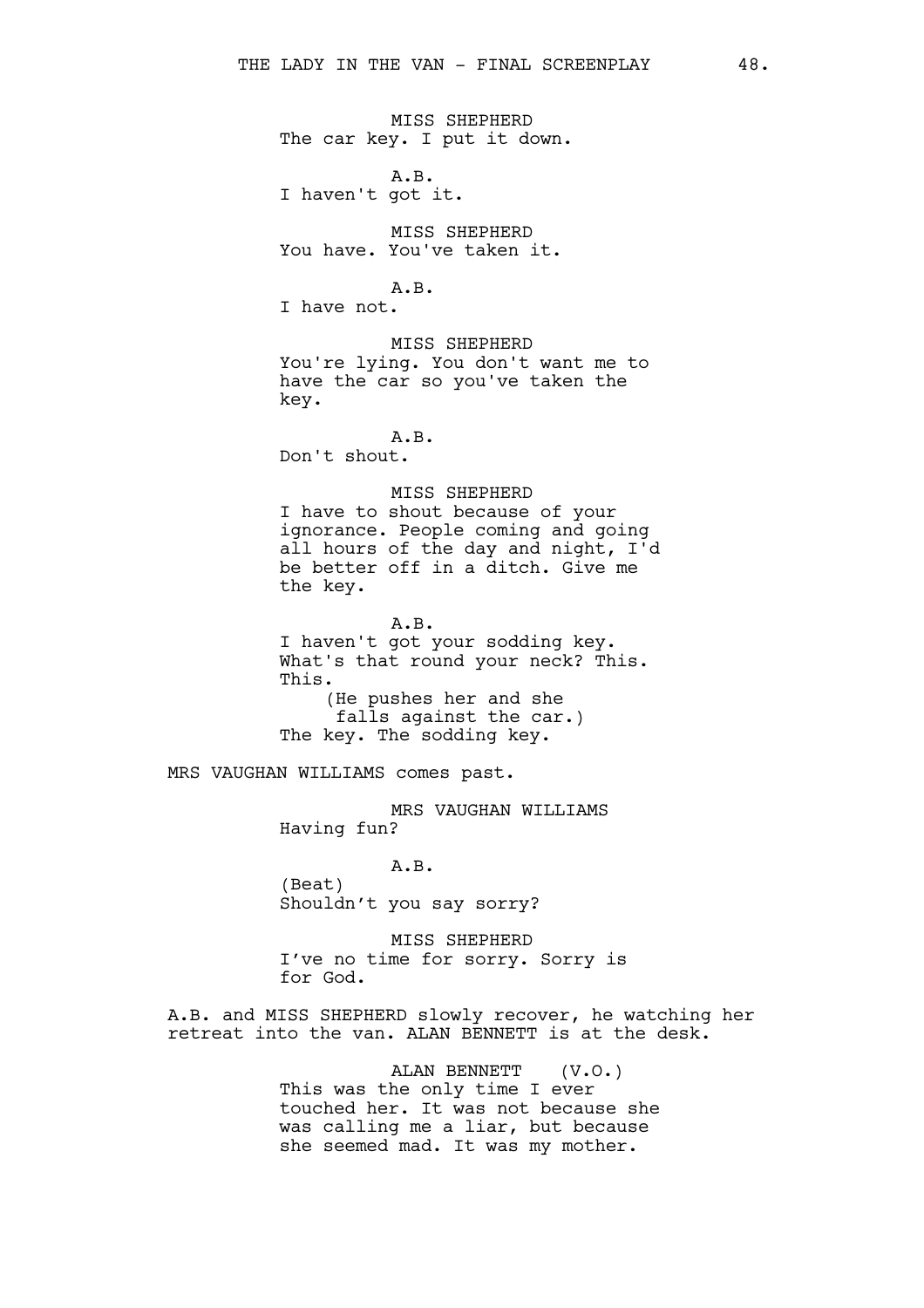MISS SHEPHERD
The car key. I put it down.

A.B.
I haven't got it.

MISS SHEPHERD
You have. You've taken it.

A.B.
I have not.

MISS SHEPHERD
You're lying. You don't want me to have the car so you've taken the key.

A.B.
Don't shout.

MISS SHEPHERD
I have to shout because of your ignorance. People coming and going all hours of the day and night, I'd be better off in a ditch. Give me the key.

A.B.
I haven't got your sodding key. What's that round your neck? This. This.
(He pushes her and she falls against the car.)
The key. The sodding key.

MRS VAUGHAN WILLIAMS comes past.

MRS VAUGHAN WILLIAMS
Having fun?

A.B.
(Beat)
Shouldn't you say sorry?

MISS SHEPHERD
I've no time for sorry. Sorry is for God.

A.B. and MISS SHEPHERD slowly recover, he watching her retreat into the van. ALAN BENNETT is at the desk.

ALAN BENNETT (V.O.)
This was the only time I ever touched her. It was not because she was calling me a liar, but because she seemed mad. It was my mother.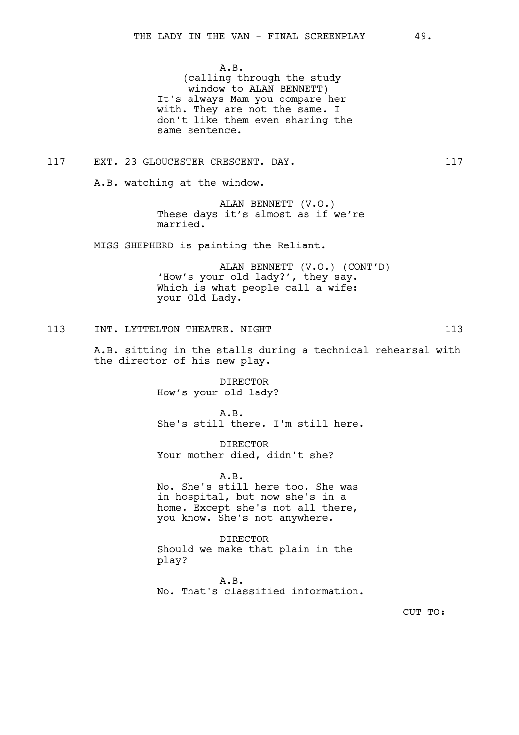A.B.
(calling through the study window to ALAN BENNETT)
It's always Mam you compare her with. They are not the same. I don't like them even sharing the same sentence.

117 EXT. 23 GLOUCESTER CRESCENT. DAY. 117

A.B. watching at the window.

ALAN BENNETT (V.O.)
These days it's almost as if we're married.

MISS SHEPHERD is painting the Reliant.

ALAN BENNETT (V.O.) (CONT'D)
'How's your old lady?', they say. Which is what people call a wife: your Old Lady.

113 INT. LYTTELTON THEATRE. NIGHT 113

A.B. sitting in the stalls during a technical rehearsal with the director of his new play.

DIRECTOR
How's your old lady?

A.B.
She's still there. I'm still here.

DIRECTOR
Your mother died, didn't she?

A.B.
No. She's still here too. She was in hospital, but now she's in a home. Except she's not all there, you know. She's not anywhere.

DIRECTOR
Should we make that plain in the play?

A.B.
No. That's classified information.

CUT TO: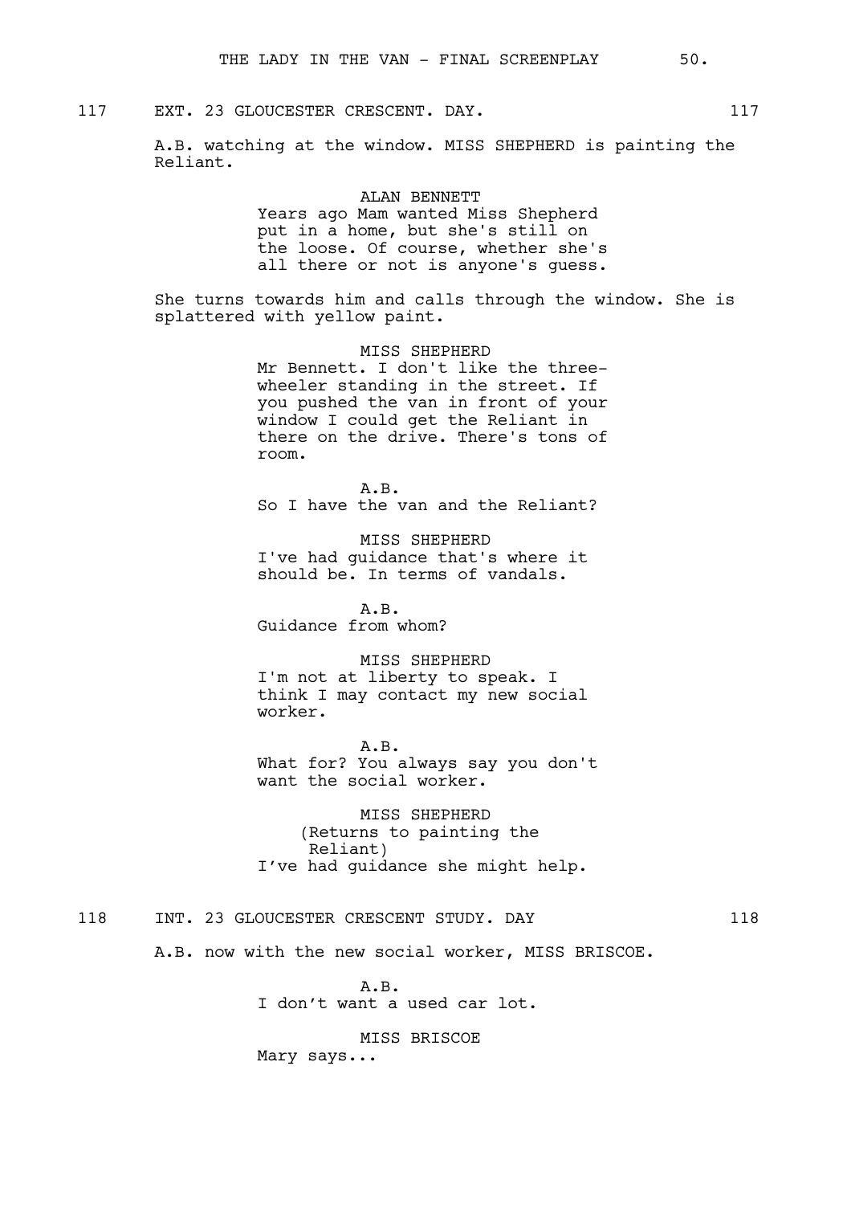117 EXT. 23 GLOUCESTER CRESCENT. DAY. 117

A.B. watching at the window. MISS SHEPHERD is painting the Reliant.

ALAN BENNETT
Years ago Mam wanted Miss Shepherd put in a home, but she's still on the loose. Of course, whether she's all there or not is anyone's guess.

She turns towards him and calls through the window. She is splattered with yellow paint.

MISS SHEPHERD
Mr Bennett. I don't like the three-wheeler standing in the street. If you pushed the van in front of your window I could get the Reliant in there on the drive. There's tons of room.

A.B.
So I have the van and the Reliant?

MISS SHEPHERD
I've had guidance that's where it should be. In terms of vandals.

A.B.
Guidance from whom?

MISS SHEPHERD
I'm not at liberty to speak. I think I may contact my new social worker.

A.B.
What for? You always say you don't want the social worker.

MISS SHEPHERD
(Returns to painting the Reliant)
I've had guidance she might help.

118 INT. 23 GLOUCESTER CRESCENT STUDY. DAY 118

A.B. now with the new social worker, MISS BRISCOE.

A.B.
I don't want a used car lot.

MISS BRISCOE
Mary says...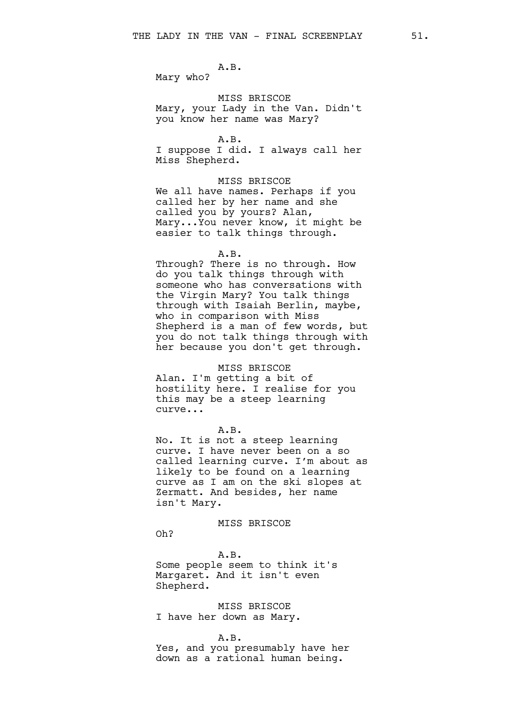A.B.
Mary who?

MISS BRISCOE
Mary, your Lady in the Van. Didn't you know her name was Mary?

A.B.
I suppose I did. I always call her Miss Shepherd.

MISS BRISCOE
We all have names. Perhaps if you called her by her name and she called you by yours? Alan, Mary...You never know, it might be easier to talk things through.

A.B.
Through? There is no through. How do you talk things through with someone who has conversations with the Virgin Mary? You talk things through with Isaiah Berlin, maybe, who in comparison with Miss Shepherd is a man of few words, but you do not talk things through with her because you don't get through.

MISS BRISCOE
Alan. I'm getting a bit of hostility here. I realise for you this may be a steep learning curve...

A.B.
No. It is not a steep learning curve. I have never been on a so called learning curve. I'm about as likely to be found on a learning curve as I am on the ski slopes at Zermatt. And besides, her name isn't Mary.

MISS BRISCOE
Oh?

A.B.
Some people seem to think it's Margaret. And it isn't even Shepherd.

MISS BRISCOE
I have her down as Mary.

A.B.
Yes, and you presumably have her down as a rational human being.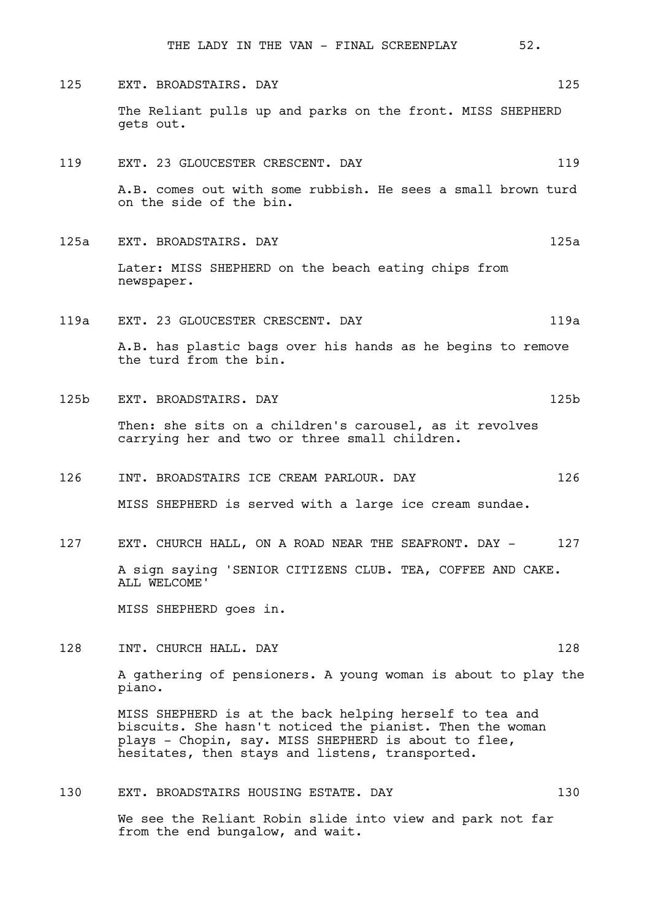125 EXT. BROADSTAIRS. DAY 125

The Reliant pulls up and parks on the front. MISS SHEPHERD gets out.

119 EXT. 23 GLOUCESTER CRESCENT. DAY 119

A.B. comes out with some rubbish. He sees a small brown turd on the side of the bin.

125a EXT. BROADSTAIRS. DAY 125a

Later: MISS SHEPHERD on the beach eating chips from newspaper.

119a EXT. 23 GLOUCESTER CRESCENT. DAY 119a

A.B. has plastic bags over his hands as he begins to remove the turd from the bin.

125b EXT. BROADSTAIRS. DAY 125b

Then: she sits on a children's carousel, as it revolves carrying her and two or three small children.

126 INT. BROADSTAIRS ICE CREAM PARLOUR. DAY 126

MISS SHEPHERD is served with a large ice cream sundae.

127 EXT. CHURCH HALL, ON A ROAD NEAR THE SEAFRONT. DAY - 127

A sign saying 'SENIOR CITIZENS CLUB. TEA, COFFEE AND CAKE. ALL WELCOME'

MISS SHEPHERD goes in.

128 INT. CHURCH HALL. DAY 128

A gathering of pensioners. A young woman is about to play the piano.

MISS SHEPHERD is at the back helping herself to tea and biscuits. She hasn't noticed the pianist. Then the woman plays - Chopin, say. MISS SHEPHERD is about to flee, hesitates, then stays and listens, transported.

130 EXT. BROADSTAIRS HOUSING ESTATE. DAY 130

We see the Reliant Robin slide into view and park not far from the end bungalow, and wait.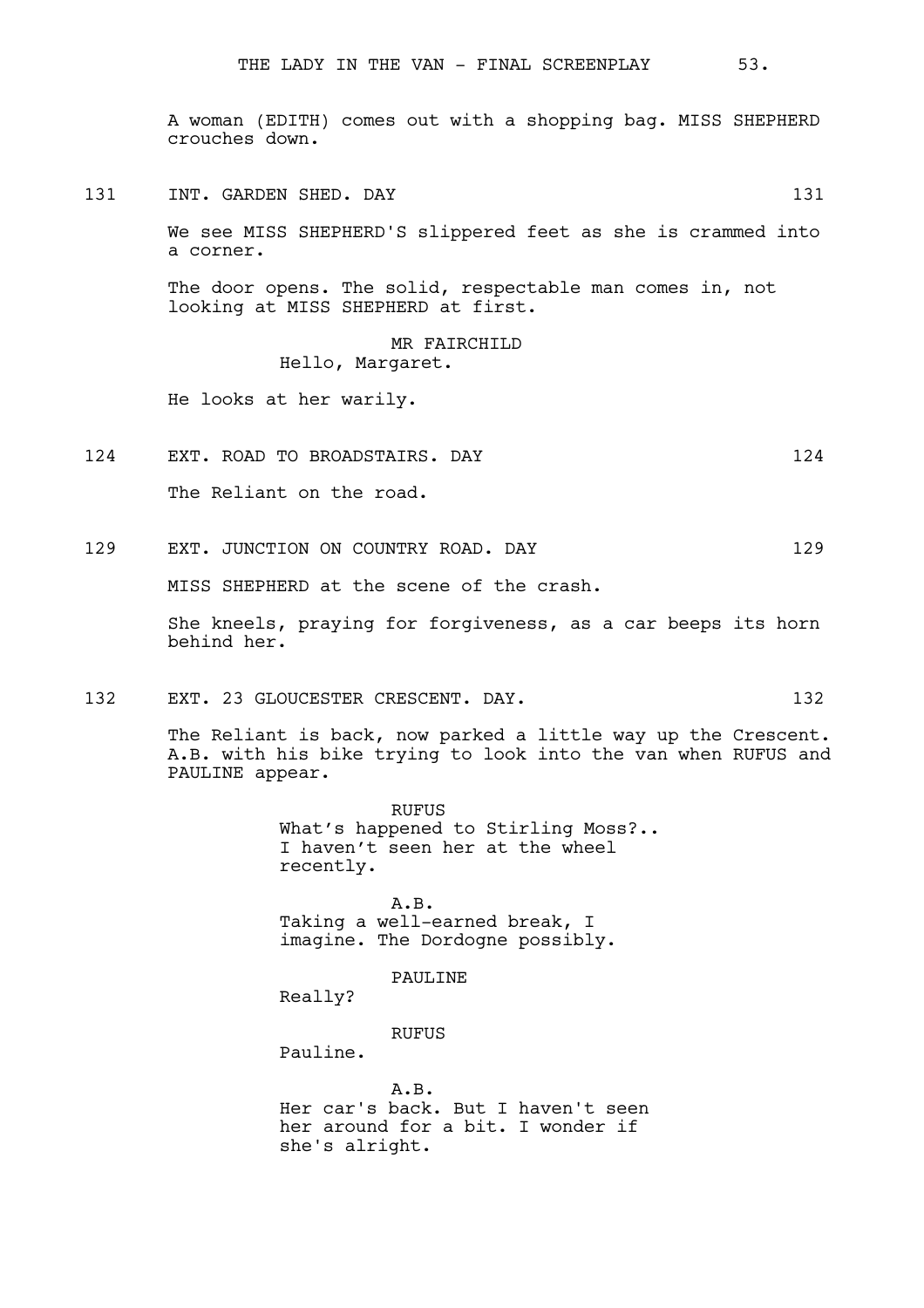A woman (EDITH) comes out with a shopping bag. MISS SHEPHERD crouches down.

131 INT. GARDEN SHED. DAY 131

We see MISS SHEPHERD'S slippered feet as she is crammed into a corner.

The door opens. The solid, respectable man comes in, not looking at MISS SHEPHERD at first.

MR FAIRCHILD
Hello, Margaret.

He looks at her warily.

124 EXT. ROAD TO BROADSTAIRS. DAY 124

The Reliant on the road.

129 EXT. JUNCTION ON COUNTRY ROAD. DAY 129

MISS SHEPHERD at the scene of the crash.

She kneels, praying for forgiveness, as a car beeps its horn behind her.

132 EXT. 23 GLOUCESTER CRESCENT. DAY. 132

The Reliant is back, now parked a little way up the Crescent. A.B. with his bike trying to look into the van when RUFUS and PAULINE appear.

RUFUS
What's happened to Stirling Moss?.. I haven't seen her at the wheel recently.

A.B.
Taking a well-earned break, I imagine. The Dordogne possibly.

PAULINE
Really?

RUFUS
Pauline.

A.B.
Her car's back. But I haven't seen her around for a bit. I wonder if she's alright.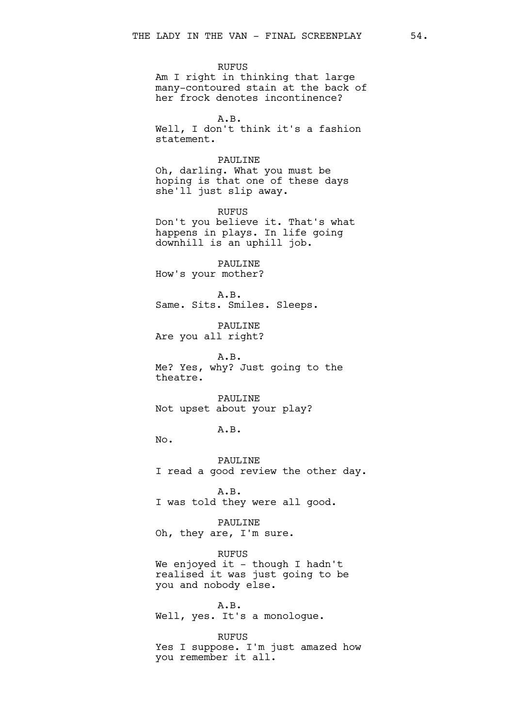RUFUS
Am I right in thinking that large many-contoured stain at the back of her frock denotes incontinence?

A.B.
Well, I don't think it's a fashion statement.

PAULINE
Oh, darling. What you must be hoping is that one of these days she'll just slip away.

RUFUS
Don't you believe it. That's what happens in plays. In life going downhill is an uphill job.

PAULINE
How's your mother?

A.B.
Same. Sits. Smiles. Sleeps.

PAULINE
Are you all right?

A.B.
Me? Yes, why? Just going to the theatre.

PAULINE
Not upset about your play?

A.B.
No.

PAULINE
I read a good review the other day.

A.B.
I was told they were all good.

PAULINE
Oh, they are, I'm sure.

RUFUS
We enjoyed it - though I hadn't realised it was just going to be you and nobody else.

A.B.
Well, yes. It's a monologue.

RUFUS
Yes I suppose. I'm just amazed how you remember it all.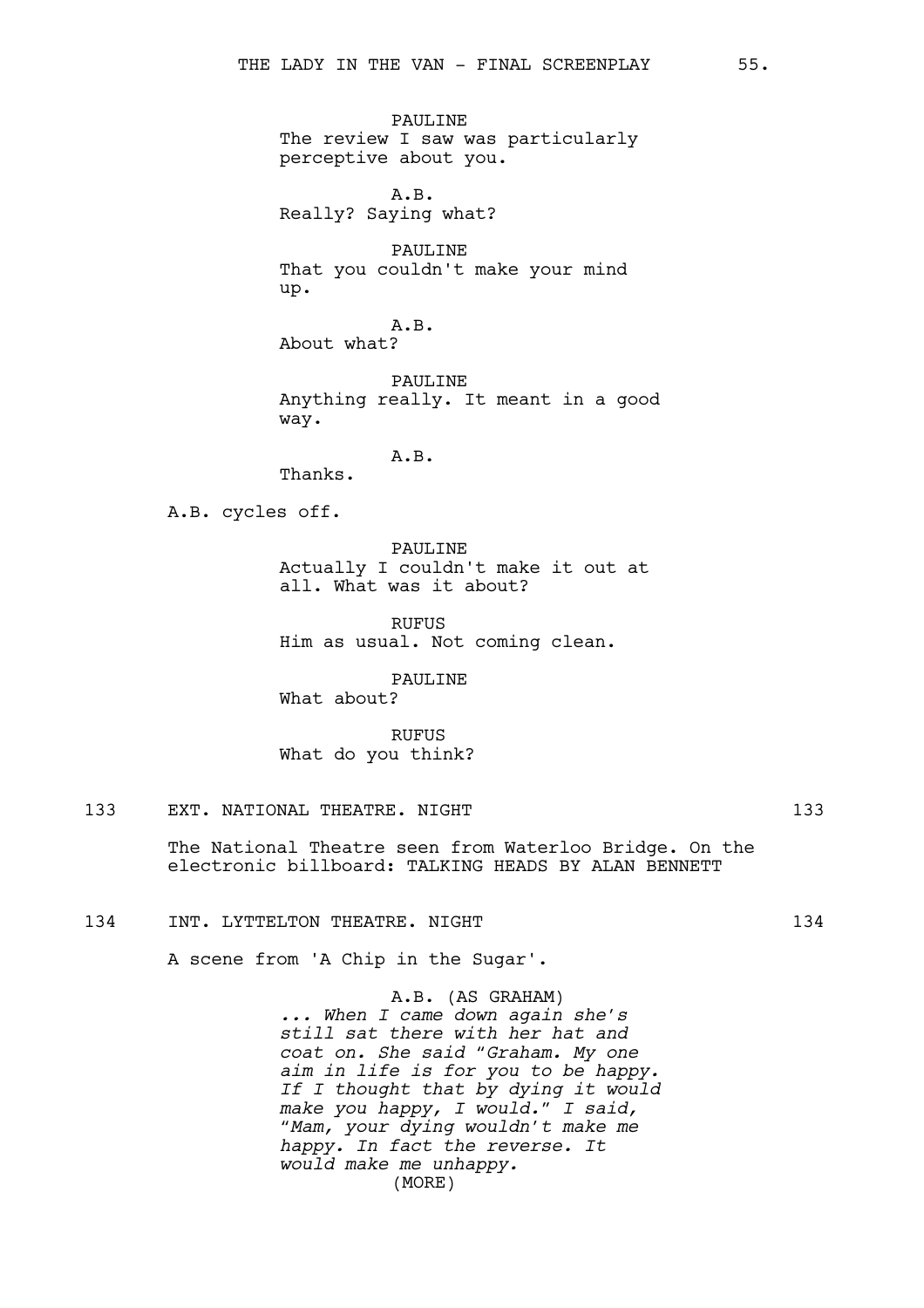PAULINE
The review I saw was particularly perceptive about you.

A.B.
Really? Saying what?

PAULINE
That you couldn't make your mind up.

A.B.
About what?

PAULINE
Anything really. It meant in a good way.

A.B.
Thanks.

A.B. cycles off.

PAULINE
Actually I couldn't make it out at all. What was it about?

RUFUS
Him as usual. Not coming clean.

PAULINE
What about?

RUFUS
What do you think?

133 EXT. NATIONAL THEATRE. NIGHT 133

The National Theatre seen from Waterloo Bridge. On the electronic billboard: TALKING HEADS BY ALAN BENNETT

134 INT. LYTTELTON THEATRE. NIGHT 134

A scene from 'A Chip in the Sugar'.

A.B. (AS GRAHAM)
*... When I came down again she's still sat there with her hat and coat on. She said "Graham. My one aim in life is for you to be happy. If I thought that by dying it would make you happy, I would." I said, "Mam, your dying wouldn't make me happy. In fact the reverse. It would make me unhappy.*
(MORE)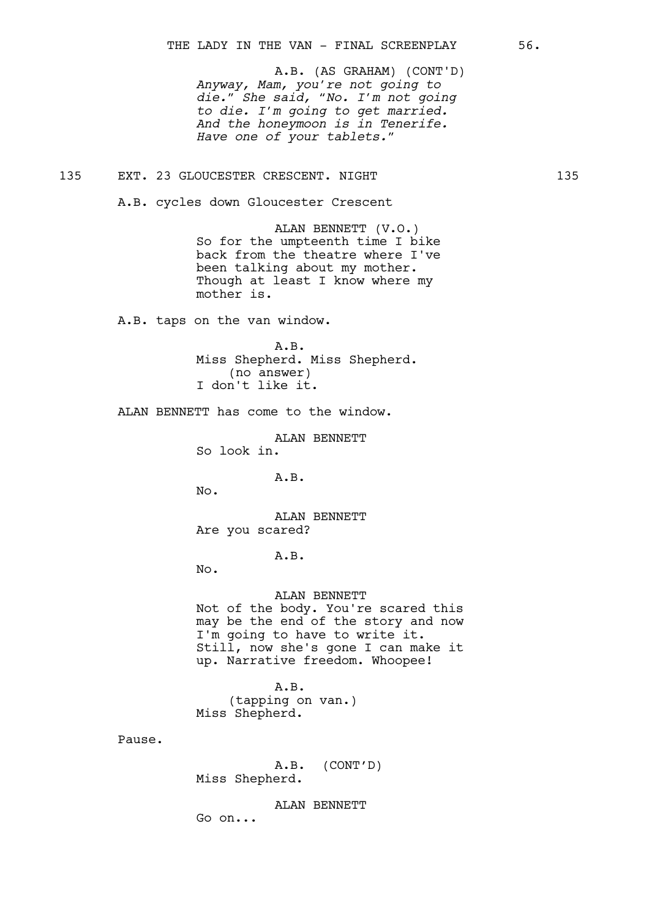A.B. (AS GRAHAM) (CONT'D)

*Anyway, Mam, you're not going to die." She said, "No. I'm not going to die. I'm going to get married. And the honeymoon is in Tenerife. Have one of your tablets."*

135 EXT. 23 GLOUCESTER CRESCENT. NIGHT 135

A.B. cycles down Gloucester Crescent

ALAN BENNETT (V.O.)

So for the umpteenth time I bike back from the theatre where I've been talking about my mother. Though at least I know where my mother is.

A.B. taps on the van window.

A.B.

Miss Shepherd. Miss Shepherd.

(no answer)

I don't like it.

ALAN BENNETT has come to the window.

ALAN BENNETT

So look in.

A.B.

No.

ALAN BENNETT

Are you scared?

A.B.

No.

ALAN BENNETT

Not of the body. You're scared this may be the end of the story and now I'm going to have to write it. Still, now she's gone I can make it up. Narrative freedom. Whoopee!

A.B.

(tapping on van.)

Miss Shepherd.

Pause.

A.B. (CONT'D)

Miss Shepherd.

ALAN BENNETT

Go on...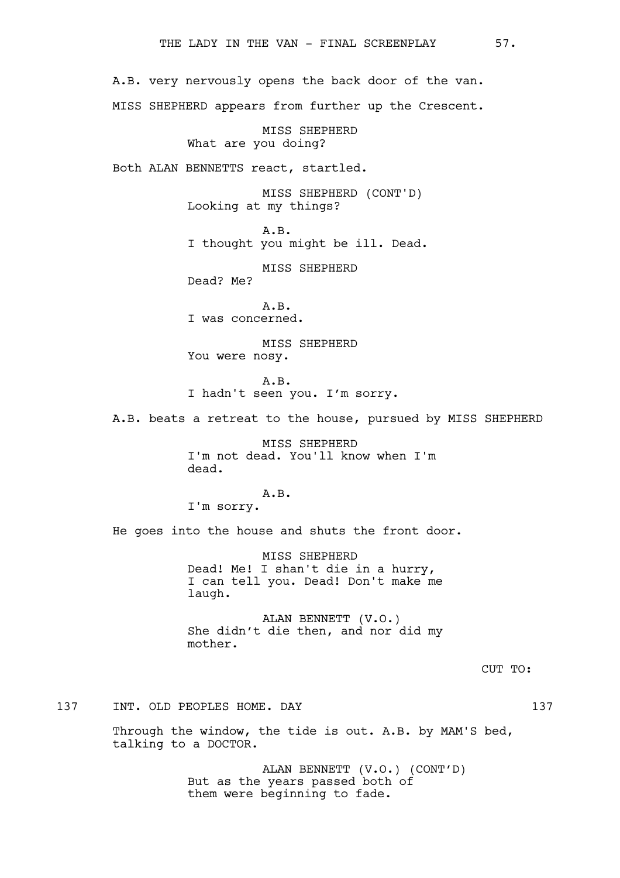A.B. very nervously opens the back door of the van.

MISS SHEPHERD appears from further up the Crescent.

MISS SHEPHERD
What are you doing?

Both ALAN BENNETTS react, startled.

MISS SHEPHERD (CONT'D)
Looking at my things?

A.B.
I thought you might be ill. Dead.

MISS SHEPHERD
Dead? Me?

A.B.
I was concerned.

MISS SHEPHERD
You were nosy.

A.B.
I hadn't seen you. I'm sorry.

A.B. beats a retreat to the house, pursued by MISS SHEPHERD

MISS SHEPHERD
I'm not dead. You'll know when I'm dead.

A.B.
I'm sorry.

He goes into the house and shuts the front door.

MISS SHEPHERD
Dead! Me! I shan't die in a hurry, I can tell you. Dead! Don't make me laugh.

ALAN BENNETT (V.O.)
She didn't die then, and nor did my mother.

CUT TO:

137 INT. OLD PEOPLES HOME. DAY 137

Through the window, the tide is out. A.B. by MAM'S bed, talking to a DOCTOR.

ALAN BENNETT (V.O.) (CONT'D)
But as the years passed both of them were beginning to fade.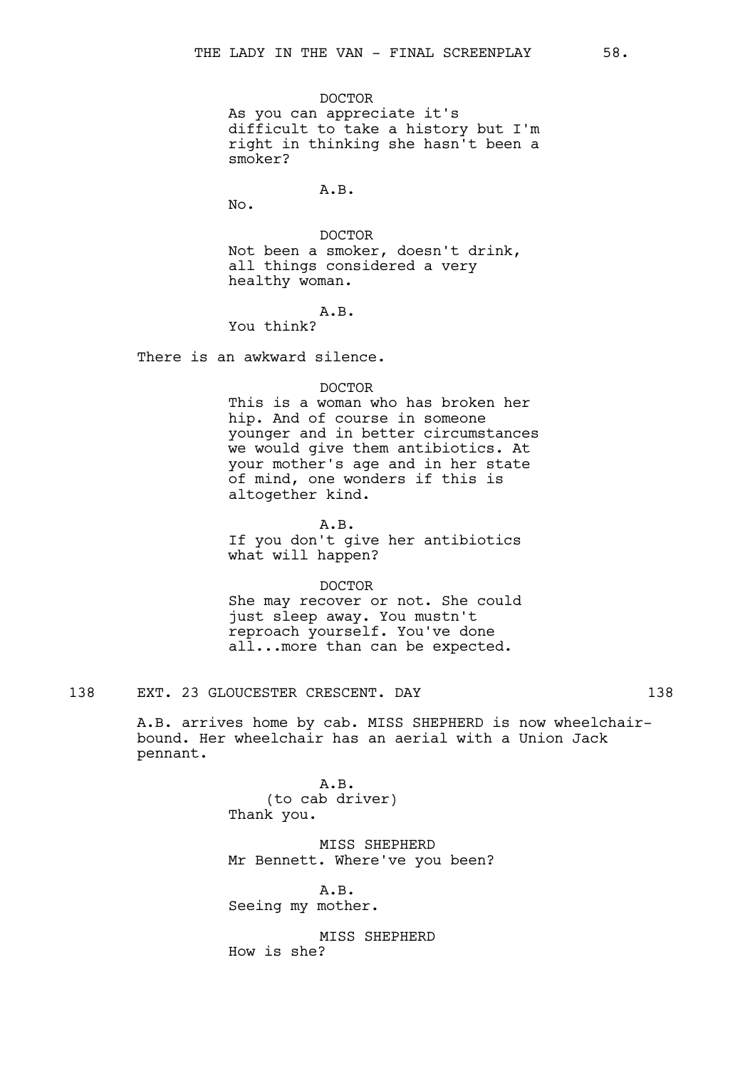DOCTOR
As you can appreciate it's difficult to take a history but I'm right in thinking she hasn't been a smoker?

A.B.
No.

DOCTOR
Not been a smoker, doesn't drink, all things considered a very healthy woman.

A.B.
You think?

There is an awkward silence.

DOCTOR
This is a woman who has broken her hip. And of course in someone younger and in better circumstances we would give them antibiotics. At your mother's age and in her state of mind, one wonders if this is altogether kind.

A.B.
If you don't give her antibiotics what will happen?

DOCTOR
She may recover or not. She could just sleep away. You mustn't reproach yourself. You've done all...more than can be expected.

138 EXT. 23 GLOUCESTER CRESCENT. DAY 138

A.B. arrives home by cab. MISS SHEPHERD is now wheelchair-bound. Her wheelchair has an aerial with a Union Jack pennant.

A.B.
(to cab driver)
Thank you.

MISS SHEPHERD
Mr Bennett. Where've you been?

A.B.
Seeing my mother.

MISS SHEPHERD
How is she?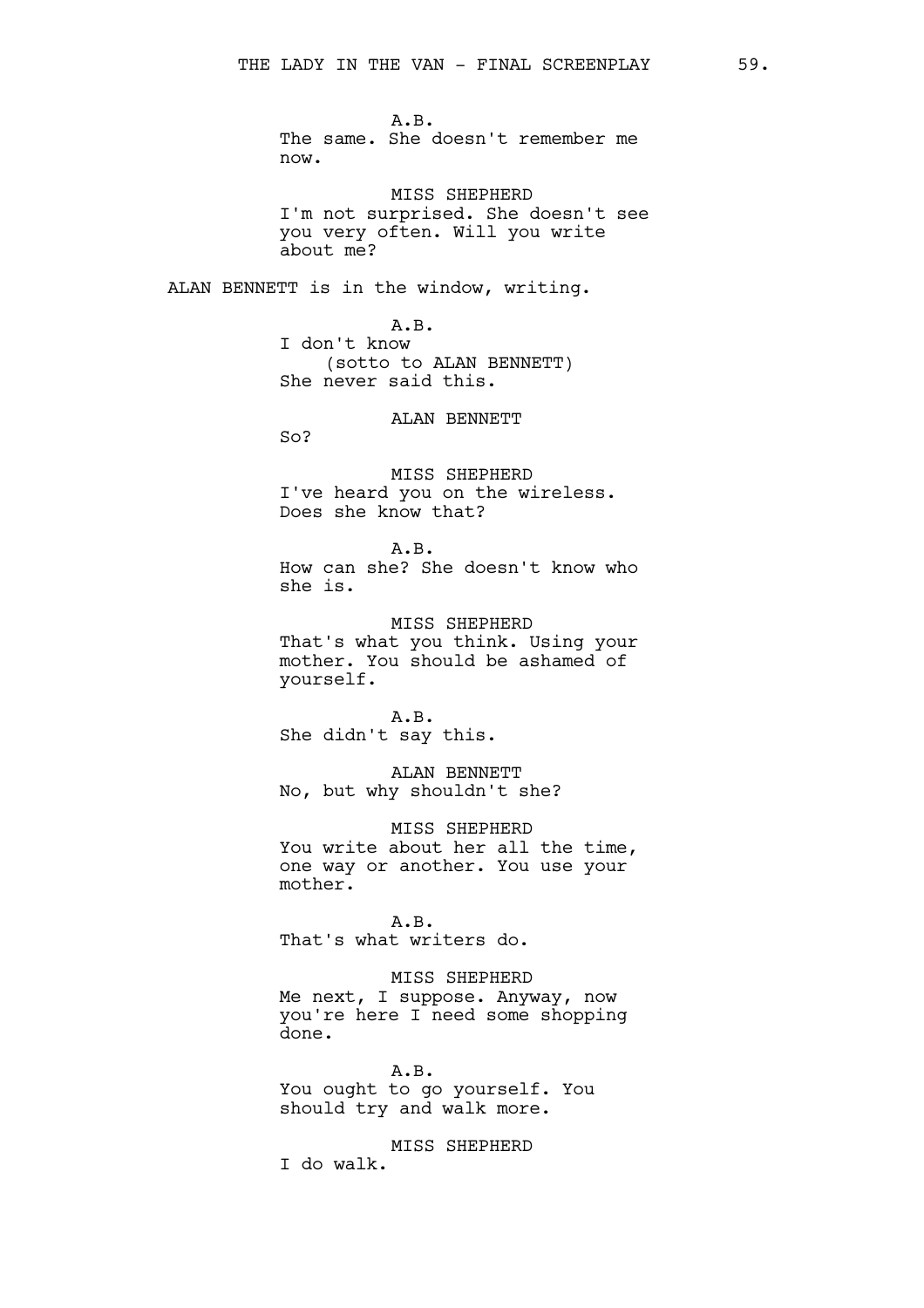A.B.
The same. She doesn't remember me now.

MISS SHEPHERD
I'm not surprised. She doesn't see you very often. Will you write about me?

ALAN BENNETT is in the window, writing.

A.B.
I don't know
(sotto to ALAN BENNETT)
She never said this.

ALAN BENNETT
So?

MISS SHEPHERD
I've heard you on the wireless. Does she know that?

A.B.
How can she? She doesn't know who she is.

MISS SHEPHERD
That's what you think. Using your mother. You should be ashamed of yourself.

A.B.
She didn't say this.

ALAN BENNETT
No, but why shouldn't she?

MISS SHEPHERD
You write about her all the time, one way or another. You use your mother.

A.B.
That's what writers do.

MISS SHEPHERD
Me next, I suppose. Anyway, now you're here I need some shopping done.

A.B.
You ought to go yourself. You should try and walk more.

MISS SHEPHERD
I do walk.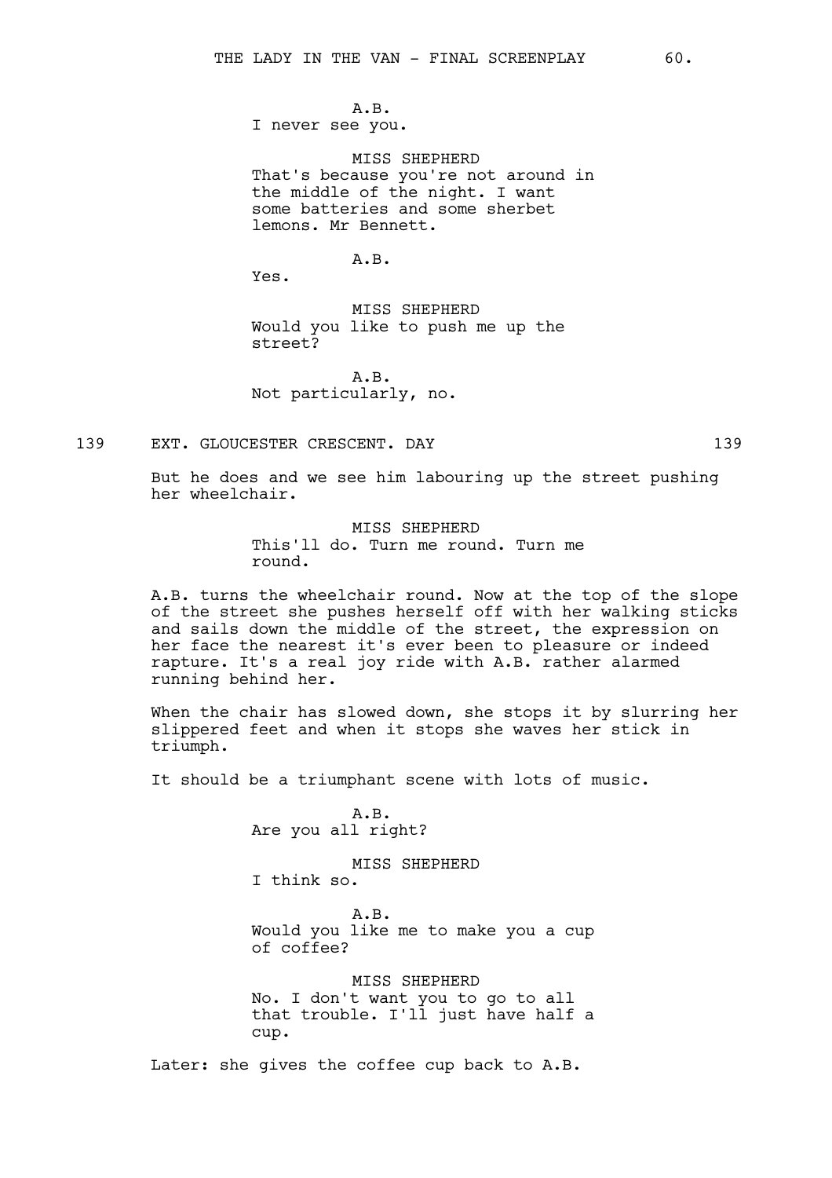A.B.
I never see you.

MISS SHEPHERD
That's because you're not around in the middle of the night. I want some batteries and some sherbet lemons. Mr Bennett.

A.B.
Yes.

MISS SHEPHERD
Would you like to push me up the street?

A.B.
Not particularly, no.

139 EXT. GLOUCESTER CRESCENT. DAY 139

But he does and we see him labouring up the street pushing her wheelchair.

MISS SHEPHERD
This'll do. Turn me round. Turn me round.

A.B. turns the wheelchair round. Now at the top of the slope of the street she pushes herself off with her walking sticks and sails down the middle of the street, the expression on her face the nearest it's ever been to pleasure or indeed rapture. It's a real joy ride with A.B. rather alarmed running behind her.

When the chair has slowed down, she stops it by slurring her slippered feet and when it stops she waves her stick in triumph.

It should be a triumphant scene with lots of music.

A.B.
Are you all right?

MISS SHEPHERD
I think so.

A.B.
Would you like me to make you a cup of coffee?

MISS SHEPHERD
No. I don't want you to go to all that trouble. I'll just have half a cup.

Later: she gives the coffee cup back to A.B.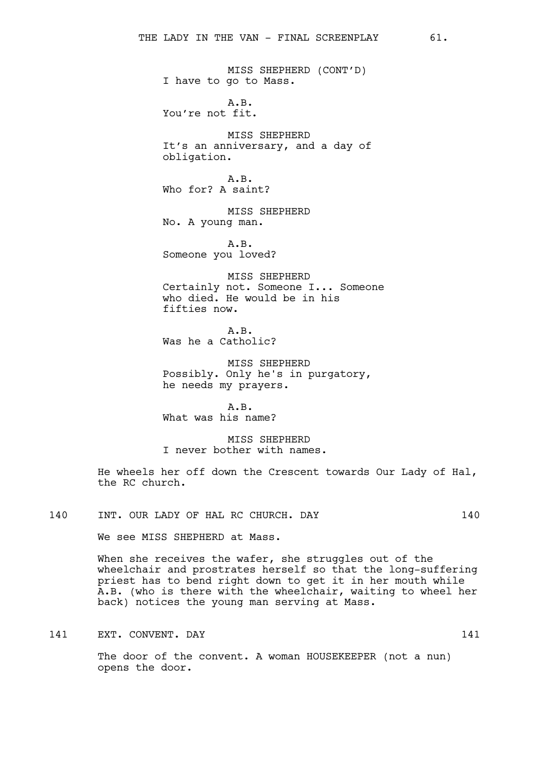MISS SHEPHERD (CONT'D)
I have to go to Mass.

A.B.
You're not fit.

MISS SHEPHERD
It's an anniversary, and a day of obligation.

A.B.
Who for? A saint?

MISS SHEPHERD
No. A young man.

A.B.
Someone you loved?

MISS SHEPHERD
Certainly not. Someone I... Someone who died. He would be in his fifties now.

A.B.
Was he a Catholic?

MISS SHEPHERD
Possibly. Only he's in purgatory, he needs my prayers.

A.B.
What was his name?

MISS SHEPHERD
I never bother with names.

He wheels her off down the Crescent towards Our Lady of Hal, the RC church.

140 INT. OUR LADY OF HAL RC CHURCH. DAY 140

We see MISS SHEPHERD at Mass.

When she receives the wafer, she struggles out of the wheelchair and prostrates herself so that the long-suffering priest has to bend right down to get it in her mouth while A.B. (who is there with the wheelchair, waiting to wheel her back) notices the young man serving at Mass.

141 EXT. CONVENT. DAY 141

The door of the convent. A woman HOUSEKEEPER (not a nun) opens the door.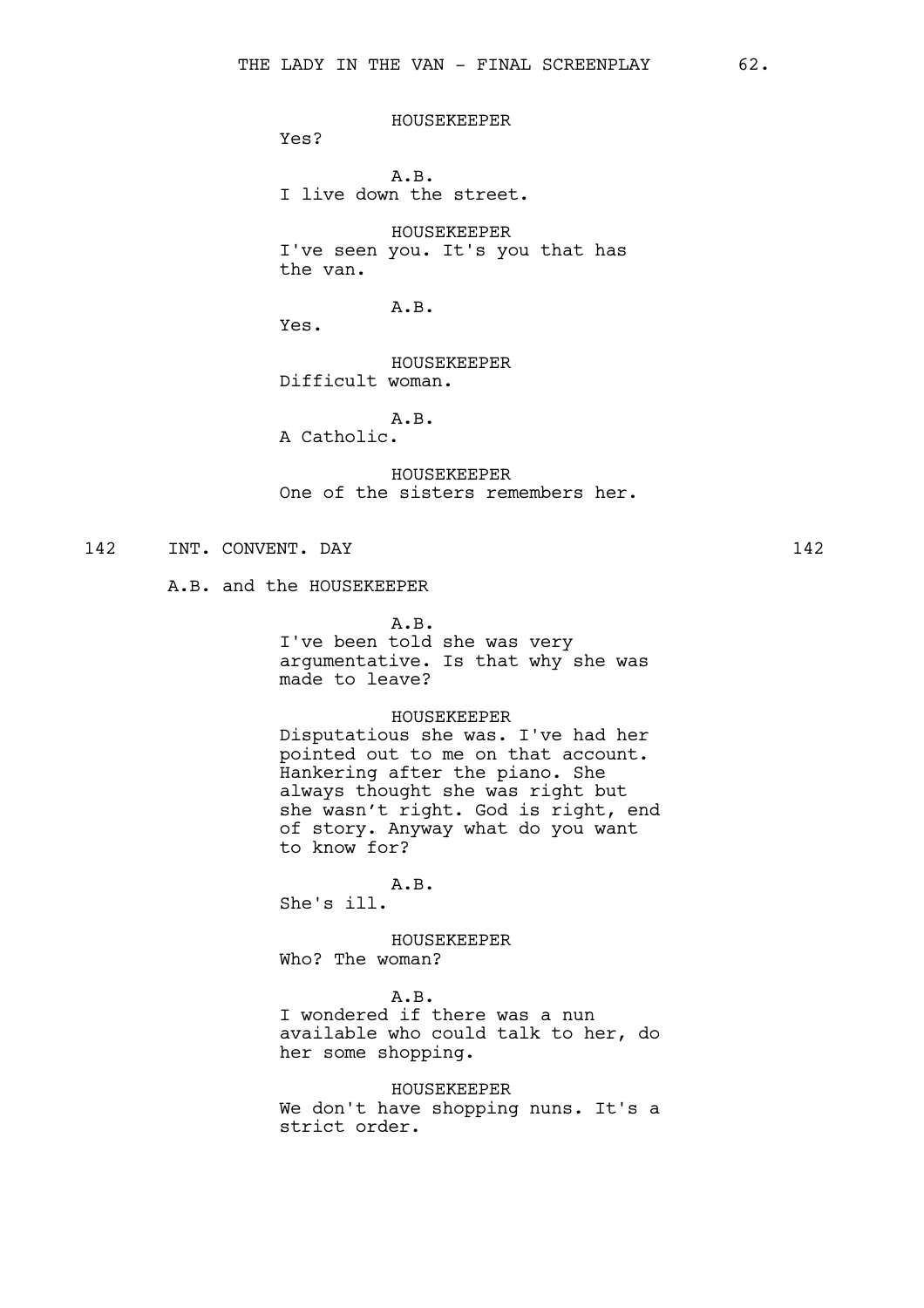HOUSEKEEPER
Yes?

A.B.
I live down the street.

HOUSEKEEPER
I've seen you. It's you that has the van.

A.B.
Yes.

HOUSEKEEPER
Difficult woman.

A.B.
A Catholic.

HOUSEKEEPER
One of the sisters remembers her.

142 INT. CONVENT. DAY 142

A.B. and the HOUSEKEEPER

A.B.
I've been told she was very argumentative. Is that why she was made to leave?

HOUSEKEEPER
Disputatious she was. I've had her pointed out to me on that account. Hankering after the piano. She always thought she was right but she wasn't right. God is right, end of story. Anyway what do you want to know for?

A.B.
She's ill.

HOUSEKEEPER
Who? The woman?

A.B.
I wondered if there was a nun available who could talk to her, do her some shopping.

HOUSEKEEPER
We don't have shopping nuns. It's a strict order.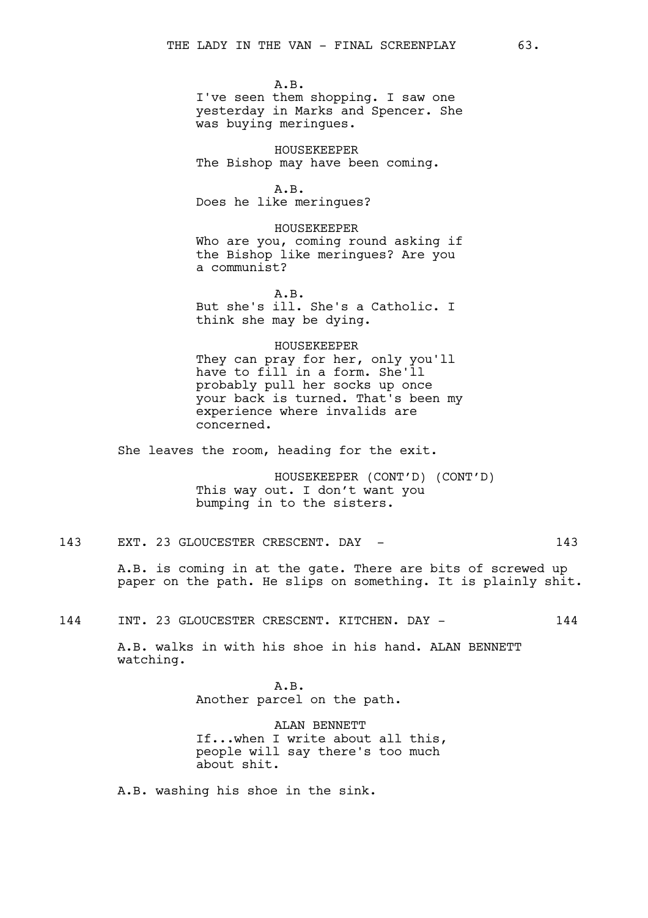A.B.
I've seen them shopping. I saw one yesterday in Marks and Spencer. She was buying meringues.

HOUSEKEEPER
The Bishop may have been coming.

A.B.
Does he like meringues?

HOUSEKEEPER
Who are you, coming round asking if the Bishop like meringues? Are you a communist?

A.B.
But she's ill. She's a Catholic. I think she may be dying.

HOUSEKEEPER
They can pray for her, only you'll have to fill in a form. She'll probably pull her socks up once your back is turned. That's been my experience where invalids are concerned.

She leaves the room, heading for the exit.

HOUSEKEEPER (CONT'D) (CONT'D)
This way out. I don't want you bumping in to the sisters.

143 EXT. 23 GLOUCESTER CRESCENT. DAY - 143

A.B. is coming in at the gate. There are bits of screwed up paper on the path. He slips on something. It is plainly shit.

144 INT. 23 GLOUCESTER CRESCENT. KITCHEN. DAY - 144

A.B. walks in with his shoe in his hand. ALAN BENNETT watching.

A.B.
Another parcel on the path.

ALAN BENNETT
If...when I write about all this, people will say there's too much about shit.

A.B. washing his shoe in the sink.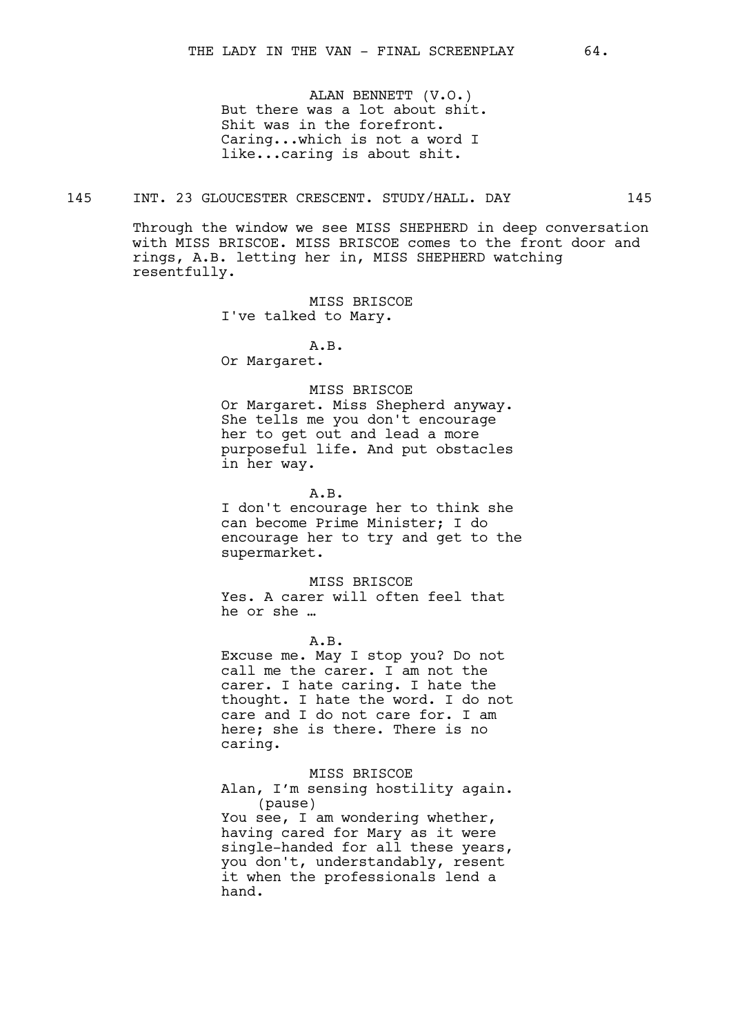ALAN BENNETT (V.O.)
But there was a lot about shit.
Shit was in the forefront.
Caring...which is not a word I like...caring is about shit.

145 INT. 23 GLOUCESTER CRESCENT. STUDY/HALL. DAY 145

Through the window we see MISS SHEPHERD in deep conversation with MISS BRISCOE. MISS BRISCOE comes to the front door and rings, A.B. letting her in, MISS SHEPHERD watching resentfully.

MISS BRISCOE
I've talked to Mary.

A.B.
Or Margaret.

MISS BRISCOE
Or Margaret. Miss Shepherd anyway. She tells me you don't encourage her to get out and lead a more purposeful life. And put obstacles in her way.

A.B.
I don't encourage her to think she can become Prime Minister; I do encourage her to try and get to the supermarket.

MISS BRISCOE
Yes. A carer will often feel that he or she …

A.B.
Excuse me. May I stop you? Do not call me the carer. I am not the carer. I hate caring. I hate the thought. I hate the word. I do not care and I do not care for. I am here; she is there. There is no caring.

MISS BRISCOE
Alan, I'm sensing hostility again.
(pause)
You see, I am wondering whether, having cared for Mary as it were single-handed for all these years, you don't, understandably, resent it when the professionals lend a hand.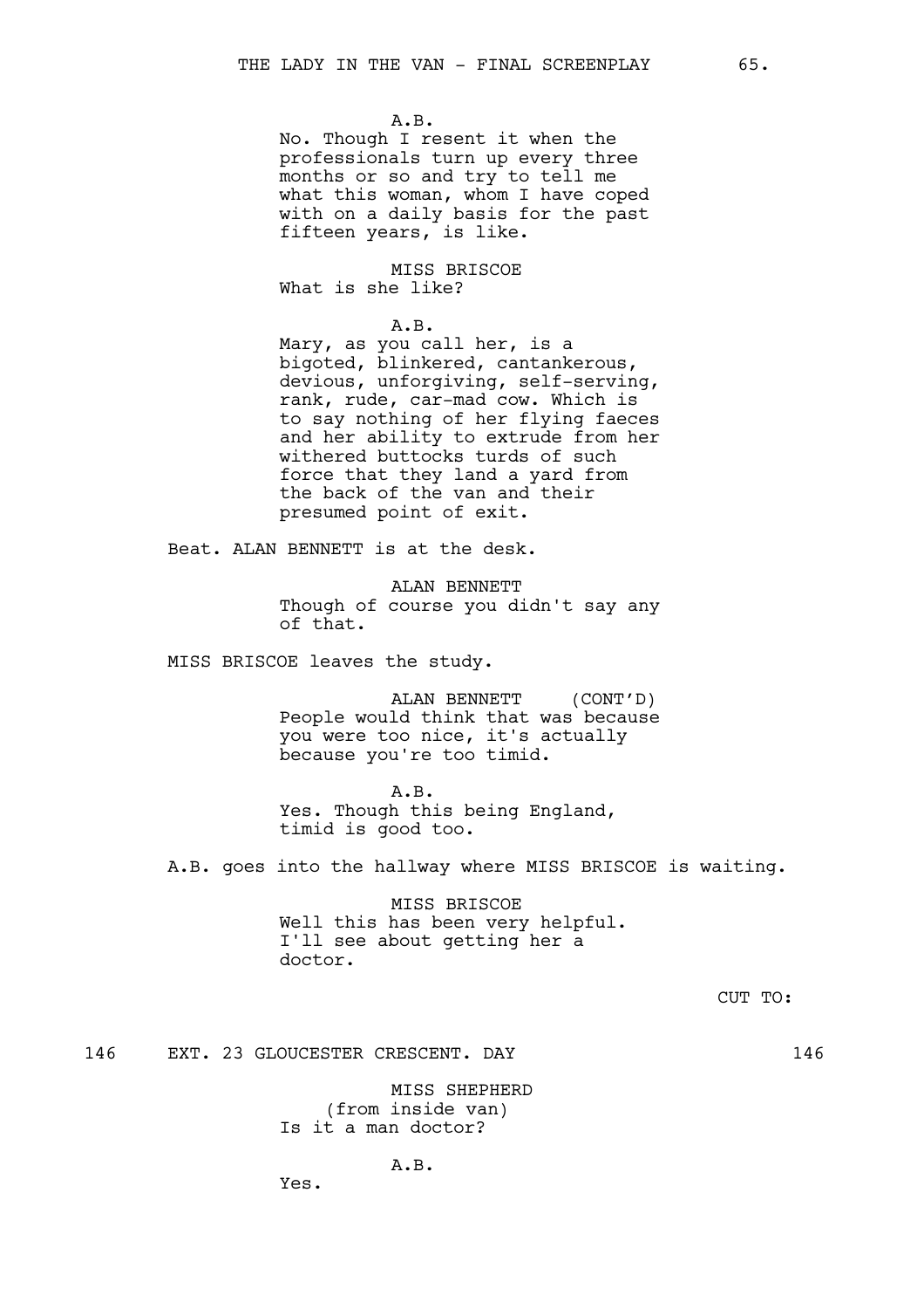A.B.
No. Though I resent it when the professionals turn up every three months or so and try to tell me what this woman, whom I have coped with on a daily basis for the past fifteen years, is like.

MISS BRISCOE
What is she like?

A.B.
Mary, as you call her, is a bigoted, blinkered, cantankerous, devious, unforgiving, self-serving, rank, rude, car-mad cow. Which is to say nothing of her flying faeces and her ability to extrude from her withered buttocks turds of such force that they land a yard from the back of the van and their presumed point of exit.

Beat. ALAN BENNETT is at the desk.

ALAN BENNETT
Though of course you didn't say any of that.

MISS BRISCOE leaves the study.

ALAN BENNETT (CONT'D)
People would think that was because you were too nice, it's actually because you're too timid.

A.B.
Yes. Though this being England, timid is good too.

A.B. goes into the hallway where MISS BRISCOE is waiting.

MISS BRISCOE
Well this has been very helpful. I'll see about getting her a doctor.

CUT TO:

146 EXT. 23 GLOUCESTER CRESCENT. DAY 146

MISS SHEPHERD
(from inside van)
Is it a man doctor?

A.B.
Yes.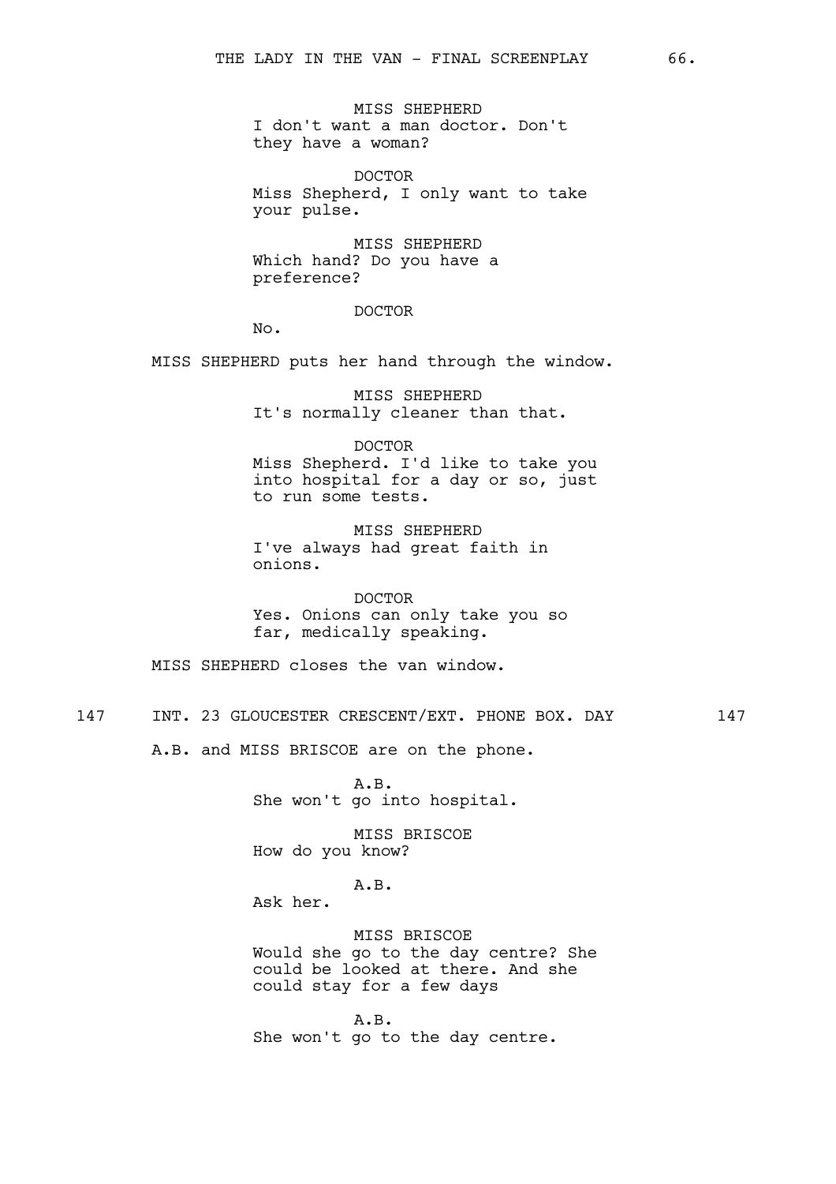MISS SHEPHERD
I don't want a man doctor. Don't they have a woman?

DOCTOR
Miss Shepherd, I only want to take your pulse.

MISS SHEPHERD
Which hand? Do you have a preference?

DOCTOR
No.

MISS SHEPHERD puts her hand through the window.

MISS SHEPHERD
It's normally cleaner than that.

DOCTOR
Miss Shepherd. I'd like to take you into hospital for a day or so, just to run some tests.

MISS SHEPHERD
I've always had great faith in onions.

DOCTOR
Yes. Onions can only take you so far, medically speaking.

MISS SHEPHERD closes the van window.

147 INT. 23 GLOUCESTER CRESCENT/EXT. PHONE BOX. DAY 147

A.B. and MISS BRISCOE are on the phone.

A.B.
She won't go into hospital.

MISS BRISCOE
How do you know?

A.B.
Ask her.

MISS BRISCOE
Would she go to the day centre? She could be looked at there. And she could stay for a few days

A.B.
She won't go to the day centre.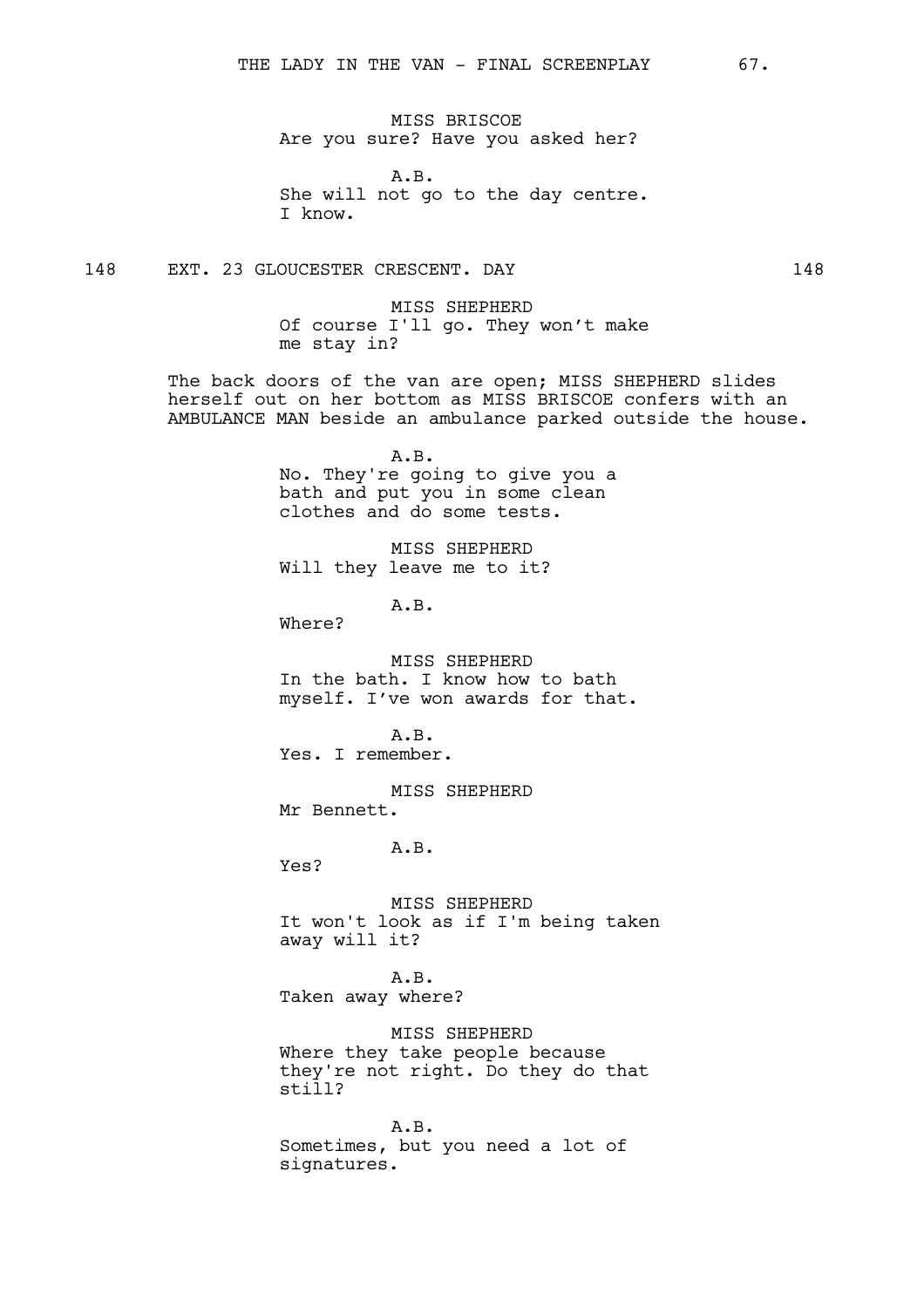MISS BRISCOE
Are you sure? Have you asked her?

A.B.
She will not go to the day centre. I know.

148 EXT. 23 GLOUCESTER CRESCENT. DAY 148

MISS SHEPHERD
Of course I'll go. They won't make me stay in?

The back doors of the van are open; MISS SHEPHERD slides herself out on her bottom as MISS BRISCOE confers with an AMBULANCE MAN beside an ambulance parked outside the house.

A.B.
No. They're going to give you a bath and put you in some clean clothes and do some tests.

MISS SHEPHERD
Will they leave me to it?

A.B.
Where?

MISS SHEPHERD
In the bath. I know how to bath myself. I've won awards for that.

A.B.
Yes. I remember.

MISS SHEPHERD
Mr Bennett.

A.B.
Yes?

MISS SHEPHERD
It won't look as if I'm being taken away will it?

A.B.
Taken away where?

MISS SHEPHERD
Where they take people because they're not right. Do they do that still?

A.B.
Sometimes, but you need a lot of signatures.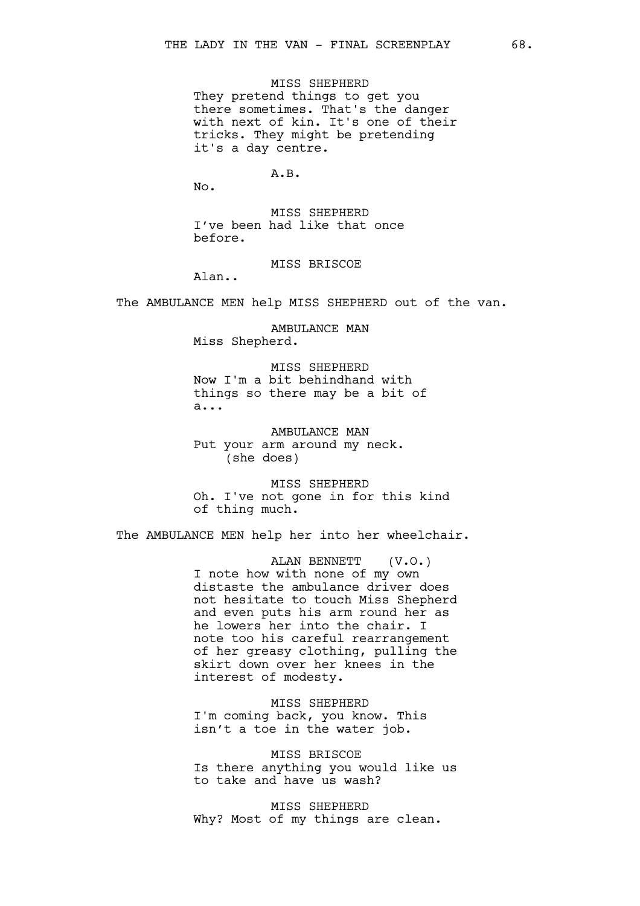MISS SHEPHERD
They pretend things to get you there sometimes. That's the danger with next of kin. It's one of their tricks. They might be pretending it's a day centre.

A.B.
No.

MISS SHEPHERD
I've been had like that once before.

MISS BRISCOE
Alan..

The AMBULANCE MEN help MISS SHEPHERD out of the van.

AMBULANCE MAN
Miss Shepherd.

MISS SHEPHERD
Now I'm a bit behindhand with things so there may be a bit of a...

AMBULANCE MAN
Put your arm around my neck.
(she does)

MISS SHEPHERD
Oh. I've not gone in for this kind of thing much.

The AMBULANCE MEN help her into her wheelchair.

ALAN BENNETT (V.O.)
I note how with none of my own distaste the ambulance driver does not hesitate to touch Miss Shepherd and even puts his arm round her as he lowers her into the chair. I note too his careful rearrangement of her greasy clothing, pulling the skirt down over her knees in the interest of modesty.

MISS SHEPHERD
I'm coming back, you know. This isn't a toe in the water job.

MISS BRISCOE
Is there anything you would like us to take and have us wash?

MISS SHEPHERD
Why? Most of my things are clean.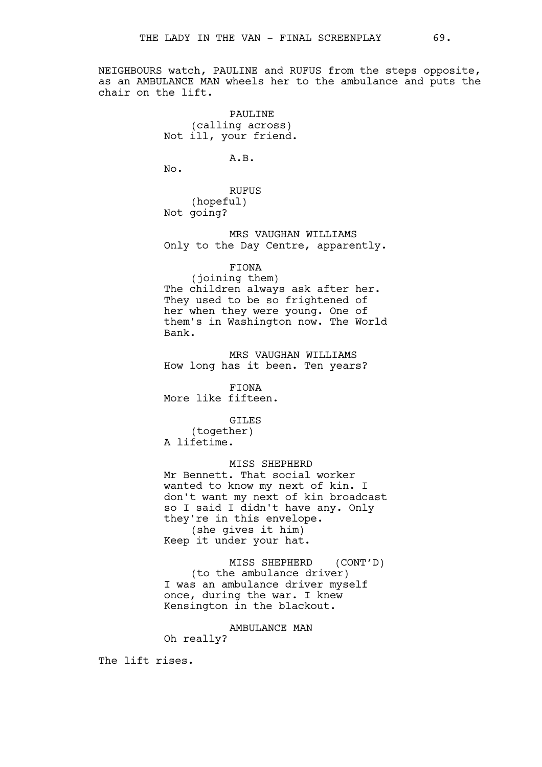NEIGHBOURS watch, PAULINE and RUFUS from the steps opposite, as an AMBULANCE MAN wheels her to the ambulance and puts the chair on the lift.

PAULINE
(calling across)
Not ill, your friend.

A.B.
No.

RUFUS
(hopeful)
Not going?

MRS VAUGHAN WILLIAMS
Only to the Day Centre, apparently.

FIONA
(joining them)
The children always ask after her. They used to be so frightened of her when they were young. One of them's in Washington now. The World Bank.

MRS VAUGHAN WILLIAMS
How long has it been. Ten years?

FIONA
More like fifteen.

GILES
(together)
A lifetime.

MISS SHEPHERD
Mr Bennett. That social worker wanted to know my next of kin. I don't want my next of kin broadcast so I said I didn't have any. Only they're in this envelope.
(she gives it him)
Keep it under your hat.

MISS SHEPHERD (CONT'D)
(to the ambulance driver)
I was an ambulance driver myself once, during the war. I knew Kensington in the blackout.

AMBULANCE MAN
Oh really?

The lift rises.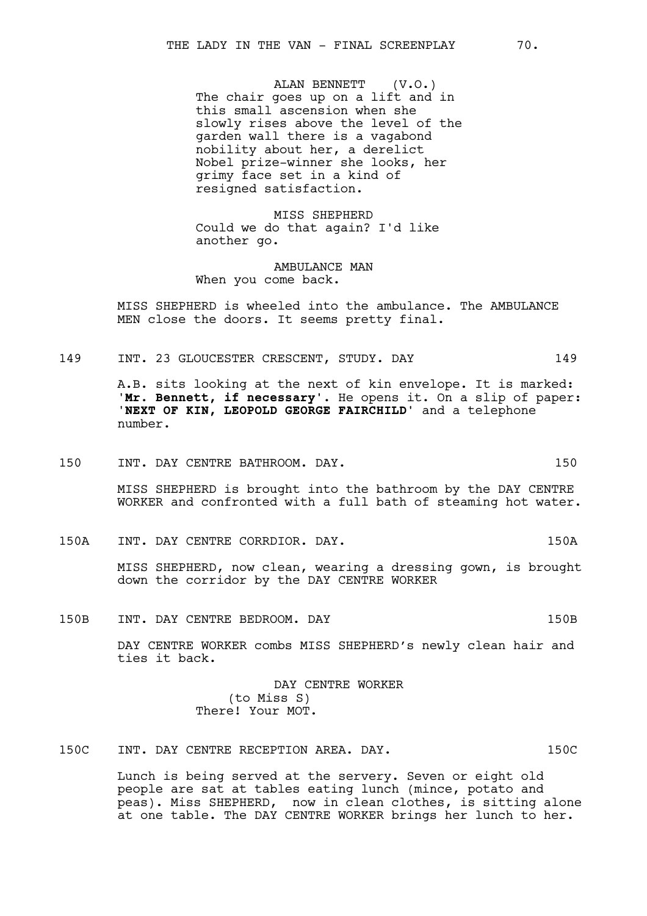ALAN BENNETT (V.O.)
The chair goes up on a lift and in this small ascension when she slowly rises above the level of the garden wall there is a vagabond nobility about her, a derelict Nobel prize-winner she looks, her grimy face set in a kind of resigned satisfaction.

MISS SHEPHERD
Could we do that again? I'd like another go.

AMBULANCE MAN
When you come back.

MISS SHEPHERD is wheeled into the ambulance. The AMBULANCE MEN close the doors. It seems pretty final.

149 INT. 23 GLOUCESTER CRESCENT, STUDY. DAY 149

A.B. sits looking at the next of kin envelope. It is marked: '**Mr. Bennett, if necessary**'. He opens it. On a slip of paper: '**NEXT OF KIN, LEOPOLD GEORGE FAIRCHILD**' and a telephone number.

150 INT. DAY CENTRE BATHROOM. DAY. 150

MISS SHEPHERD is brought into the bathroom by the DAY CENTRE WORKER and confronted with a full bath of steaming hot water.

150A INT. DAY CENTRE CORRDIOR. DAY. 150A

MISS SHEPHERD, now clean, wearing a dressing gown, is brought down the corridor by the DAY CENTRE WORKER

150B INT. DAY CENTRE BEDROOM. DAY 150B

DAY CENTRE WORKER combs MISS SHEPHERD's newly clean hair and ties it back.

DAY CENTRE WORKER
(to Miss S)
There! Your MOT.

150C INT. DAY CENTRE RECEPTION AREA. DAY. 150C

Lunch is being served at the servery. Seven or eight old people are sat at tables eating lunch (mince, potato and peas). Miss SHEPHERD, now in clean clothes, is sitting alone at one table. The DAY CENTRE WORKER brings her lunch to her.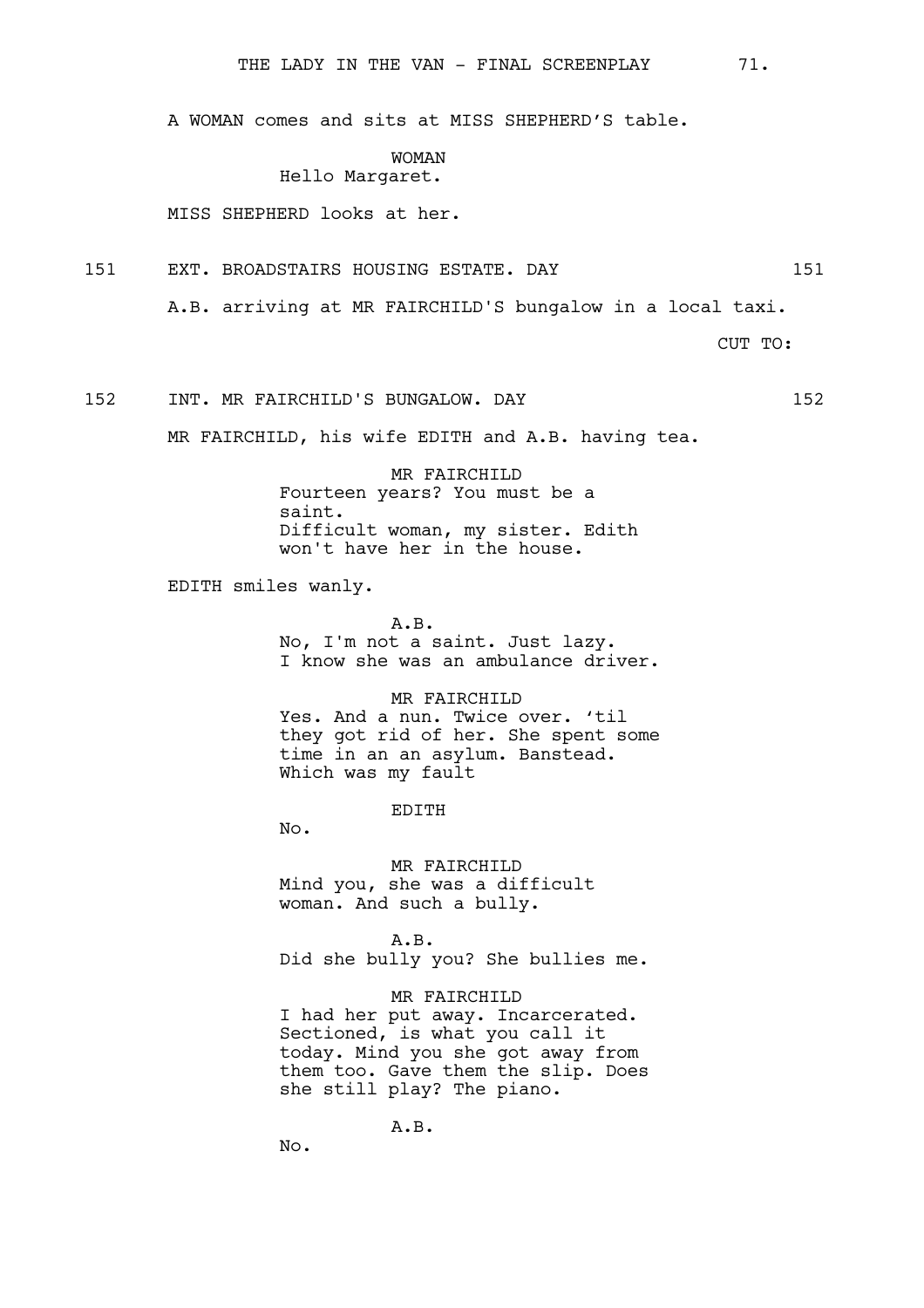A WOMAN comes and sits at MISS SHEPHERD'S table.

WOMAN
Hello Margaret.

MISS SHEPHERD looks at her.

151 EXT. BROADSTAIRS HOUSING ESTATE. DAY 151

A.B. arriving at MR FAIRCHILD'S bungalow in a local taxi.

CUT TO:

152 INT. MR FAIRCHILD'S BUNGALOW. DAY 152

MR FAIRCHILD, his wife EDITH and A.B. having tea.

MR FAIRCHILD
Fourteen years? You must be a saint.
Difficult woman, my sister. Edith won't have her in the house.

EDITH smiles wanly.

A.B.
No, I'm not a saint. Just lazy.
I know she was an ambulance driver.

MR FAIRCHILD
Yes. And a nun. Twice over. 'til they got rid of her. She spent some time in an an asylum. Banstead. Which was my fault

EDITH
No.

MR FAIRCHILD
Mind you, she was a difficult woman. And such a bully.

A.B.
Did she bully you? She bullies me.

MR FAIRCHILD
I had her put away. Incarcerated. Sectioned, is what you call it today. Mind you she got away from them too. Gave them the slip. Does she still play? The piano.

A.B.
No.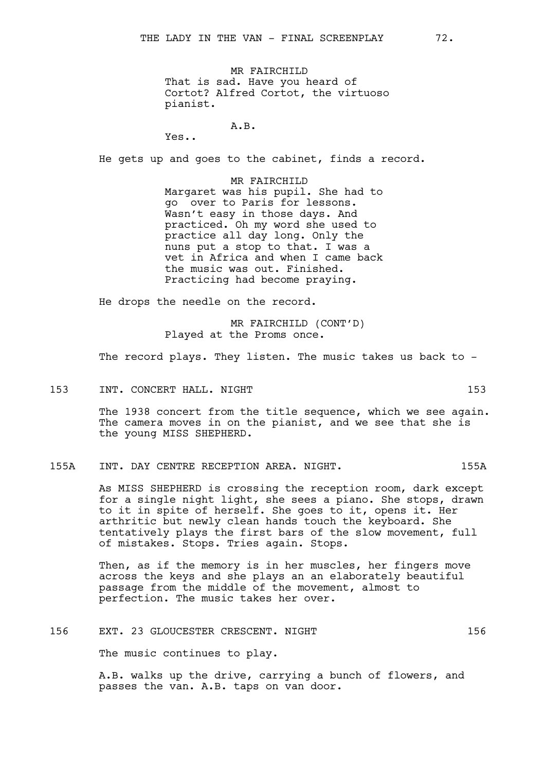MR FAIRCHILD
That is sad. Have you heard of Cortot? Alfred Cortot, the virtuoso pianist.

A.B.
Yes..

He gets up and goes to the cabinet, finds a record.

MR FAIRCHILD
Margaret was his pupil. She had to go  over to Paris for lessons. Wasn't easy in those days. And practiced. Oh my word she used to practice all day long. Only the nuns put a stop to that. I was a vet in Africa and when I came back the music was out. Finished. Practicing had become praying.

He drops the needle on the record.

MR FAIRCHILD (CONT'D)
Played at the Proms once.

The record plays. They listen. The music takes us back to -

153 INT. CONCERT HALL. NIGHT 153

The 1938 concert from the title sequence, which we see again. The camera moves in on the pianist, and we see that she is the young MISS SHEPHERD.

155A INT. DAY CENTRE RECEPTION AREA. NIGHT. 155A

As MISS SHEPHERD is crossing the reception room, dark except for a single night light, she sees a piano. She stops, drawn to it in spite of herself. She goes to it, opens it. Her arthritic but newly clean hands touch the keyboard. She tentatively plays the first bars of the slow movement, full of mistakes. Stops. Tries again. Stops.

Then, as if the memory is in her muscles, her fingers move across the keys and she plays an an elaborately beautiful passage from the middle of the movement, almost to perfection. The music takes her over.

156 EXT. 23 GLOUCESTER CRESCENT. NIGHT 156

The music continues to play.

A.B. walks up the drive, carrying a bunch of flowers, and passes the van. A.B. taps on van door.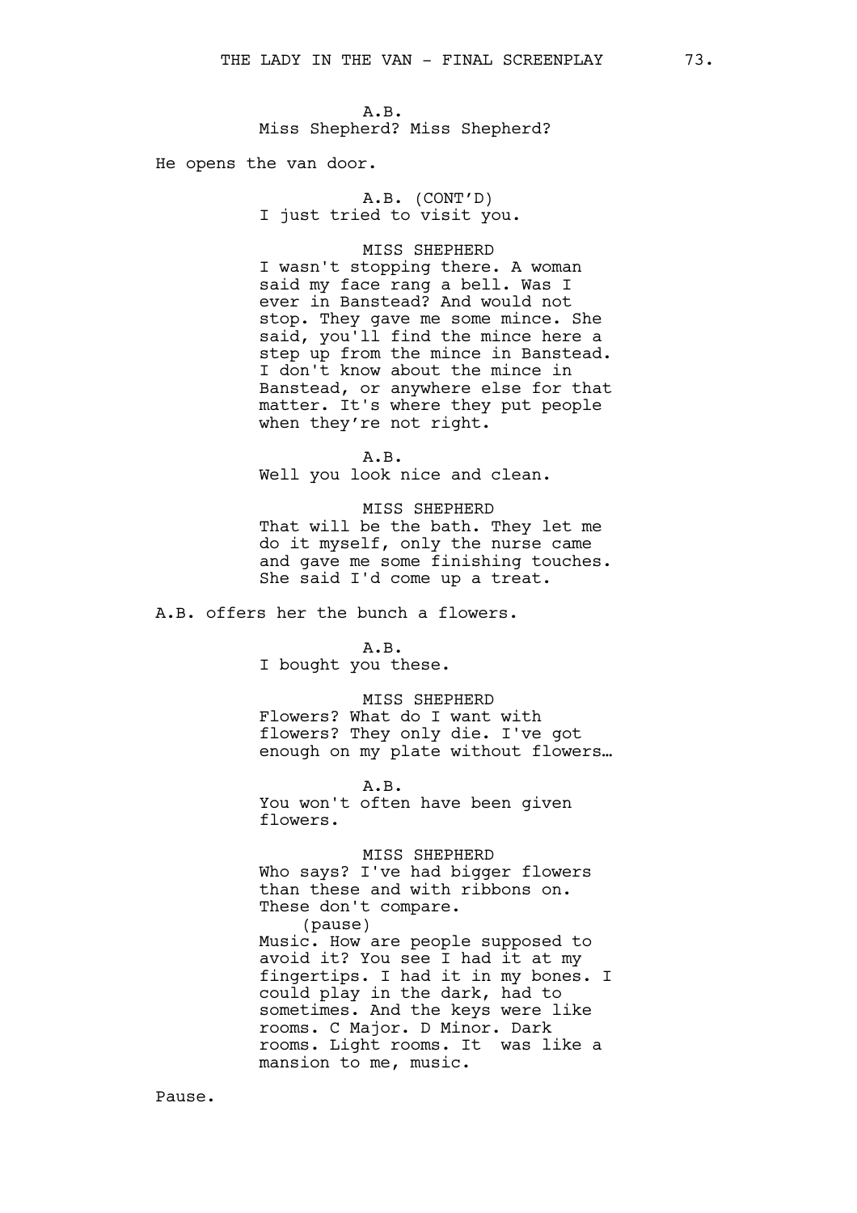A.B.
Miss Shepherd? Miss Shepherd?

He opens the van door.

A.B. (CONT'D)
I just tried to visit you.

MISS SHEPHERD
I wasn't stopping there. A woman said my face rang a bell. Was I ever in Banstead? And would not stop. They gave me some mince. She said, you'll find the mince here a step up from the mince in Banstead. I don't know about the mince in Banstead, or anywhere else for that matter. It's where they put people when they're not right.

A.B.
Well you look nice and clean.

MISS SHEPHERD
That will be the bath. They let me do it myself, only the nurse came and gave me some finishing touches. She said I'd come up a treat.

A.B. offers her the bunch a flowers.

A.B.
I bought you these.

MISS SHEPHERD
Flowers? What do I want with flowers? They only die. I've got enough on my plate without flowers…

A.B.
You won't often have been given flowers.

MISS SHEPHERD
Who says? I've had bigger flowers than these and with ribbons on. These don't compare.
(pause)
Music. How are people supposed to avoid it? You see I had it at my fingertips. I had it in my bones. I could play in the dark, had to sometimes. And the keys were like rooms. C Major. D Minor. Dark rooms. Light rooms. It was like a mansion to me, music.

Pause.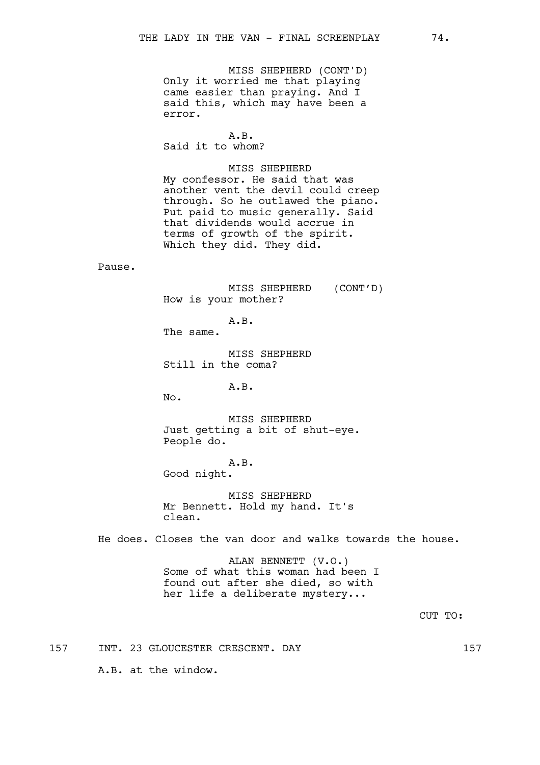MISS SHEPHERD (CONT'D)
Only it worried me that playing came easier than praying. And I said this, which may have been a error.

A.B.
Said it to whom?

MISS SHEPHERD
My confessor. He said that was another vent the devil could creep through. So he outlawed the piano. Put paid to music generally. Said that dividends would accrue in terms of growth of the spirit. Which they did. They did.

Pause.

MISS SHEPHERD (CONT'D)
How is your mother?

A.B.
The same.

MISS SHEPHERD
Still in the coma?

A.B.
No.

MISS SHEPHERD
Just getting a bit of shut-eye. People do.

A.B.
Good night.

MISS SHEPHERD
Mr Bennett. Hold my hand. It's clean.

He does. Closes the van door and walks towards the house.

ALAN BENNETT (V.O.)
Some of what this woman had been I found out after she died, so with her life a deliberate mystery...

CUT TO:

157 INT. 23 GLOUCESTER CRESCENT. DAY 157

A.B. at the window.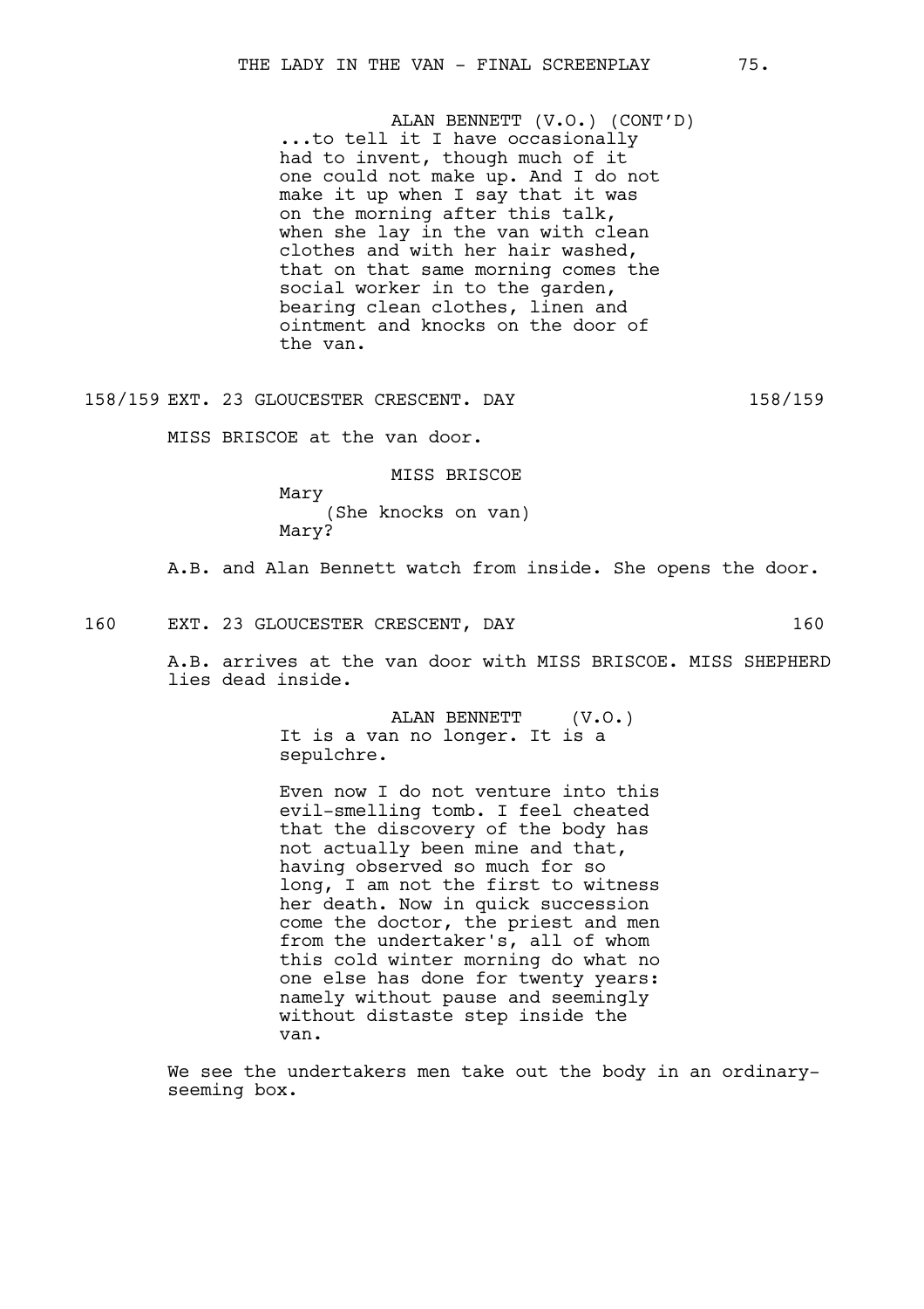ALAN BENNETT (V.O.) (CONT'D)
...to tell it I have occasionally had to invent, though much of it one could not make up. And I do not make it up when I say that it was on the morning after this talk, when she lay in the van with clean clothes and with her hair washed, that on that same morning comes the social worker in to the garden, bearing clean clothes, linen and ointment and knocks on the door of the van.

158/159 EXT. 23 GLOUCESTER CRESCENT. DAY 158/159

MISS BRISCOE at the van door.

MISS BRISCOE
Mary
(She knocks on van)
Mary?

A.B. and Alan Bennett watch from inside. She opens the door.

160 EXT. 23 GLOUCESTER CRESCENT, DAY 160

A.B. arrives at the van door with MISS BRISCOE. MISS SHEPHERD lies dead inside.

ALAN BENNETT (V.O.)
It is a van no longer. It is a sepulchre.

Even now I do not venture into this evil-smelling tomb. I feel cheated that the discovery of the body has not actually been mine and that, having observed so much for so long, I am not the first to witness her death. Now in quick succession come the doctor, the priest and men from the undertaker's, all of whom this cold winter morning do what no one else has done for twenty years: namely without pause and seemingly without distaste step inside the van.

We see the undertakers men take out the body in an ordinary-seeming box.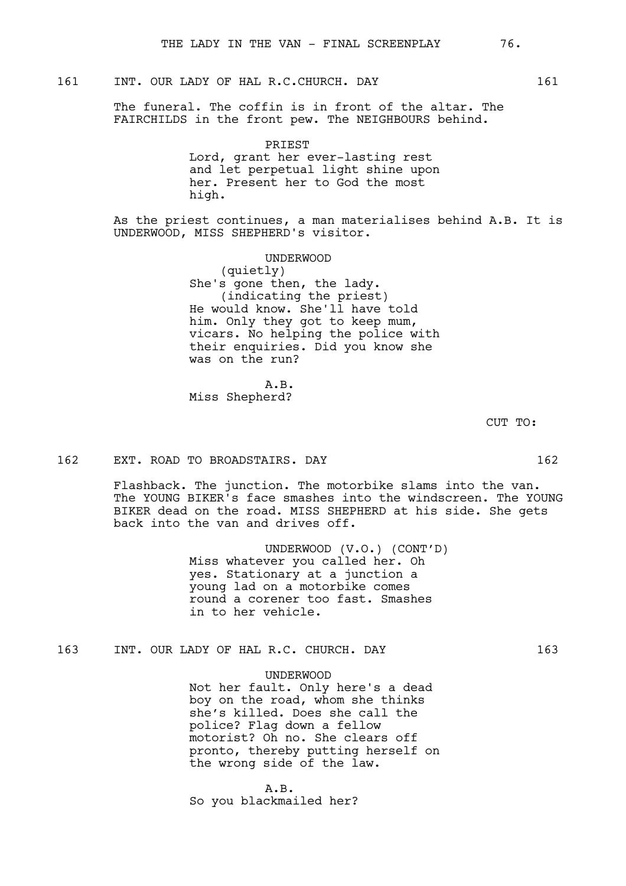161 INT. OUR LADY OF HAL R.C.CHURCH. DAY 161

The funeral. The coffin is in front of the altar. The FAIRCHILDS in the front pew. The NEIGHBOURS behind.

PRIEST
Lord, grant her ever-lasting rest and let perpetual light shine upon her. Present her to God the most high.

As the priest continues, a man materialises behind A.B. It is UNDERWOOD, MISS SHEPHERD's visitor.

UNDERWOOD
(quietly)
She's gone then, the lady.
(indicating the priest)
He would know. She'll have told him. Only they got to keep mum, vicars. No helping the police with their enquiries. Did you know she was on the run?

A.B.
Miss Shepherd?

CUT TO:

162 EXT. ROAD TO BROADSTAIRS. DAY 162

Flashback. The junction. The motorbike slams into the van. The YOUNG BIKER's face smashes into the windscreen. The YOUNG BIKER dead on the road. MISS SHEPHERD at his side. She gets back into the van and drives off.

UNDERWOOD (V.O.) (CONT'D)
Miss whatever you called her. Oh yes. Stationary at a junction a young lad on a motorbike comes round a corener too fast. Smashes in to her vehicle.

163 INT. OUR LADY OF HAL R.C. CHURCH. DAY 163

UNDERWOOD
Not her fault. Only here's a dead boy on the road, whom she thinks she's killed. Does she call the police? Flag down a fellow motorist? Oh no. She clears off pronto, thereby putting herself on the wrong side of the law.

A.B.
So you blackmailed her?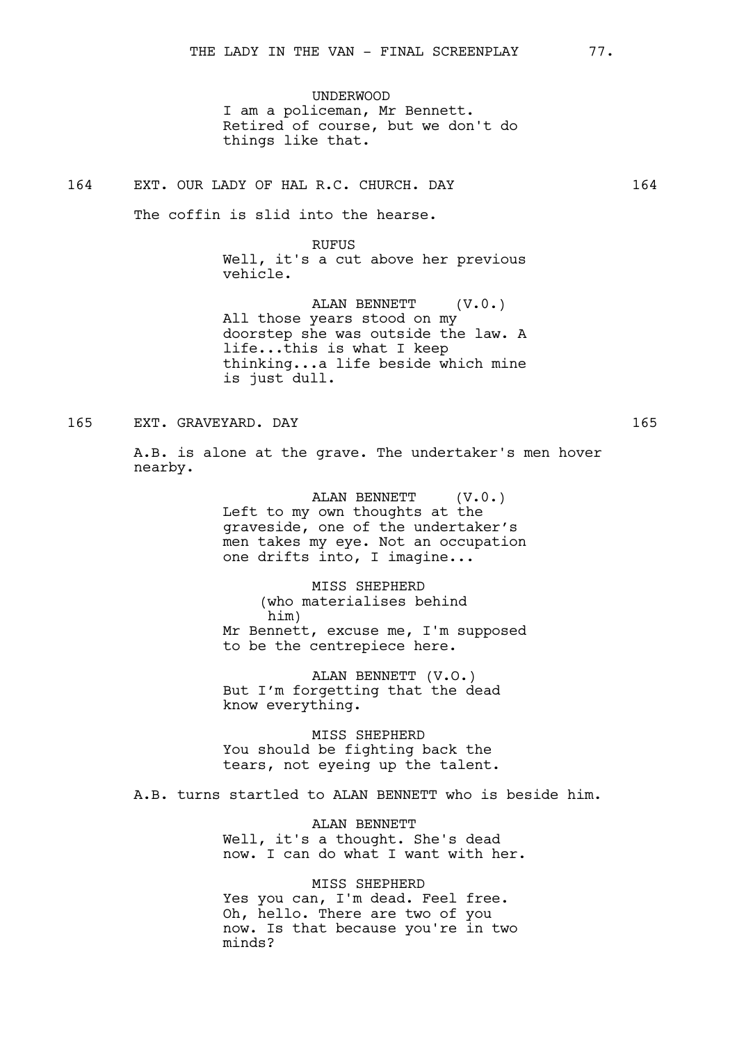UNDERWOOD
I am a policeman, Mr Bennett. Retired of course, but we don't do things like that.

164 EXT. OUR LADY OF HAL R.C. CHURCH. DAY 164

The coffin is slid into the hearse.

RUFUS
Well, it's a cut above her previous vehicle.

ALAN BENNETT (V.O.)
All those years stood on my doorstep she was outside the law. A life...this is what I keep thinking...a life beside which mine is just dull.

165 EXT. GRAVEYARD. DAY 165

A.B. is alone at the grave. The undertaker's men hover nearby.

ALAN BENNETT (V.O.)
Left to my own thoughts at the graveside, one of the undertaker's men takes my eye. Not an occupation one drifts into, I imagine...

MISS SHEPHERD
(who materialises behind him)
Mr Bennett, excuse me, I'm supposed to be the centrepiece here.

ALAN BENNETT (V.O.)
But I'm forgetting that the dead know everything.

MISS SHEPHERD
You should be fighting back the tears, not eyeing up the talent.

A.B. turns startled to ALAN BENNETT who is beside him.

ALAN BENNETT
Well, it's a thought. She's dead now. I can do what I want with her.

MISS SHEPHERD
Yes you can, I'm dead. Feel free. Oh, hello. There are two of you now. Is that because you're in two minds?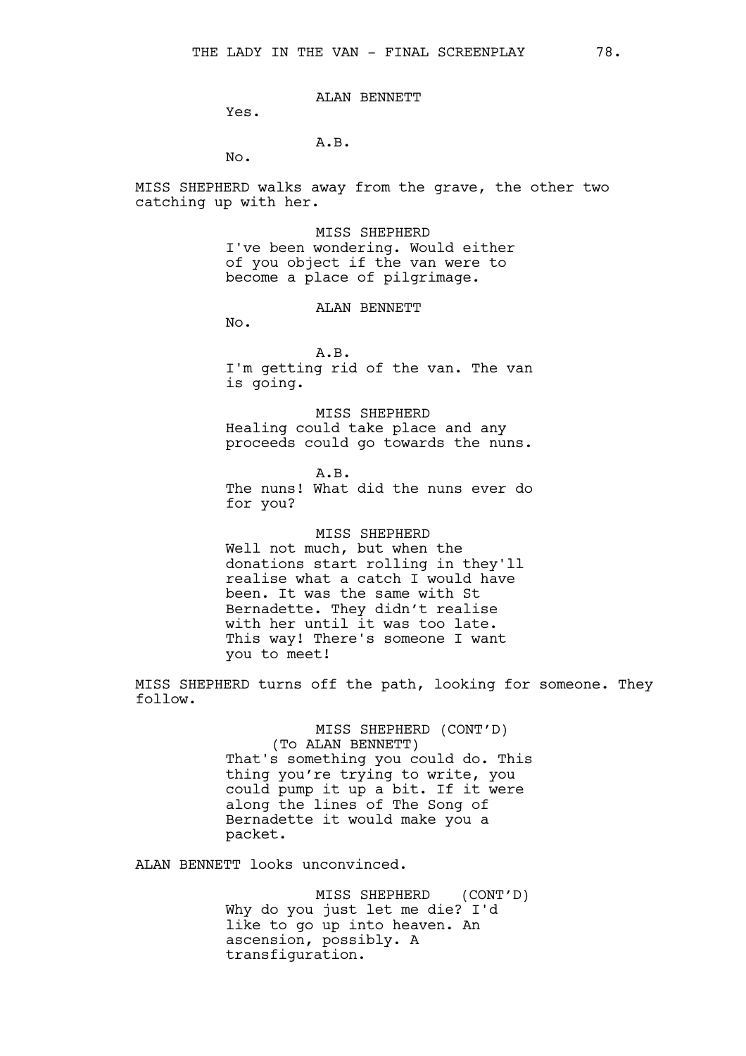ALAN BENNETT

Yes.

A.B.

No.

MISS SHEPHERD walks away from the grave, the other two catching up with her.

MISS SHEPHERD

I've been wondering. Would either of you object if the van were to become a place of pilgrimage.

ALAN BENNETT

No.

A.B.

I'm getting rid of the van. The van is going.

MISS SHEPHERD

Healing could take place and any proceeds could go towards the nuns.

A.B.

The nuns! What did the nuns ever do for you?

MISS SHEPHERD

Well not much, but when the donations start rolling in they'll realise what a catch I would have been. It was the same with St Bernadette. They didn't realise with her until it was too late. This way! There's someone I want you to meet!

MISS SHEPHERD turns off the path, looking for someone. They follow.

MISS SHEPHERD (CONT'D)

(To ALAN BENNETT)

That's something you could do. This thing you're trying to write, you could pump it up a bit. If it were along the lines of The Song of Bernadette it would make you a packet.

ALAN BENNETT looks unconvinced.

MISS SHEPHERD (CONT'D)

Why do you just let me die? I'd like to go up into heaven. An ascension, possibly. A transfiguration.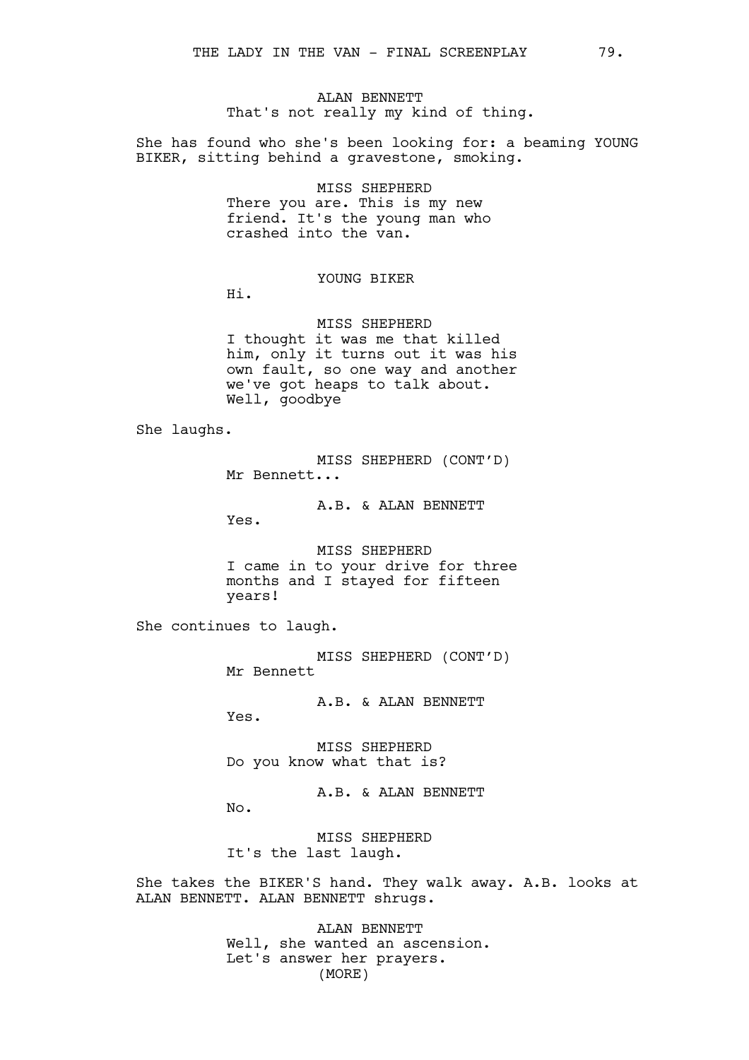ALAN BENNETT
That's not really my kind of thing.

She has found who she's been looking for: a beaming YOUNG BIKER, sitting behind a gravestone, smoking.

MISS SHEPHERD
There you are. This is my new friend. It's the young man who crashed into the van.

YOUNG BIKER
Hi.

MISS SHEPHERD
I thought it was me that killed him, only it turns out it was his own fault, so one way and another we've got heaps to talk about. Well, goodbye

She laughs.

MISS SHEPHERD (CONT'D)
Mr Bennett...

A.B. & ALAN BENNETT
Yes.

MISS SHEPHERD
I came in to your drive for three months and I stayed for fifteen years!

She continues to laugh.

MISS SHEPHERD (CONT'D)
Mr Bennett

A.B. & ALAN BENNETT
Yes.

MISS SHEPHERD
Do you know what that is?

A.B. & ALAN BENNETT
No.

MISS SHEPHERD
It's the last laugh.

She takes the BIKER'S hand. They walk away. A.B. looks at ALAN BENNETT. ALAN BENNETT shrugs.

ALAN BENNETT
Well, she wanted an ascension. Let's answer her prayers.
(MORE)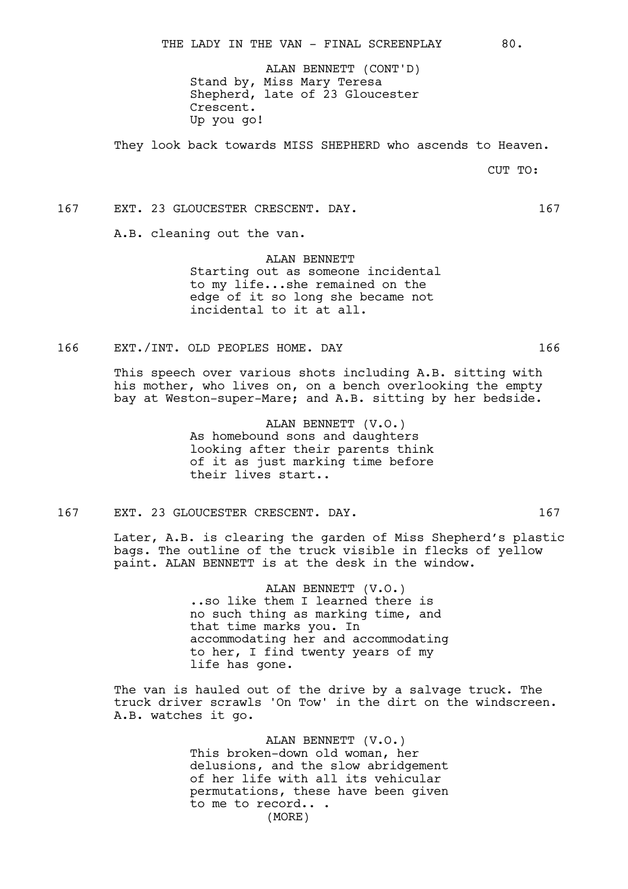ALAN BENNETT (CONT'D)
Stand by, Miss Mary Teresa Shepherd, late of 23 Gloucester Crescent.
Up you go!

They look back towards MISS SHEPHERD who ascends to Heaven.

CUT TO:

167 EXT. 23 GLOUCESTER CRESCENT. DAY. 167

A.B. cleaning out the van.

ALAN BENNETT
Starting out as someone incidental to my life...she remained on the edge of it so long she became not incidental to it at all.

166 EXT./INT. OLD PEOPLES HOME. DAY 166

This speech over various shots including A.B. sitting with his mother, who lives on, on a bench overlooking the empty bay at Weston-super-Mare; and A.B. sitting by her bedside.

ALAN BENNETT (V.O.)
As homebound sons and daughters looking after their parents think of it as just marking time before their lives start..

167 EXT. 23 GLOUCESTER CRESCENT. DAY. 167

Later, A.B. is clearing the garden of Miss Shepherd's plastic bags. The outline of the truck visible in flecks of yellow paint. ALAN BENNETT is at the desk in the window.

ALAN BENNETT (V.O.)
..so like them I learned there is no such thing as marking time, and that time marks you. In accommodating her and accommodating to her, I find twenty years of my life has gone.

The van is hauled out of the drive by a salvage truck. The truck driver scrawls 'On Tow' in the dirt on the windscreen. A.B. watches it go.

ALAN BENNETT (V.O.)
This broken-down old woman, her delusions, and the slow abridgement of her life with all its vehicular permutations, these have been given to me to record.. .
(MORE)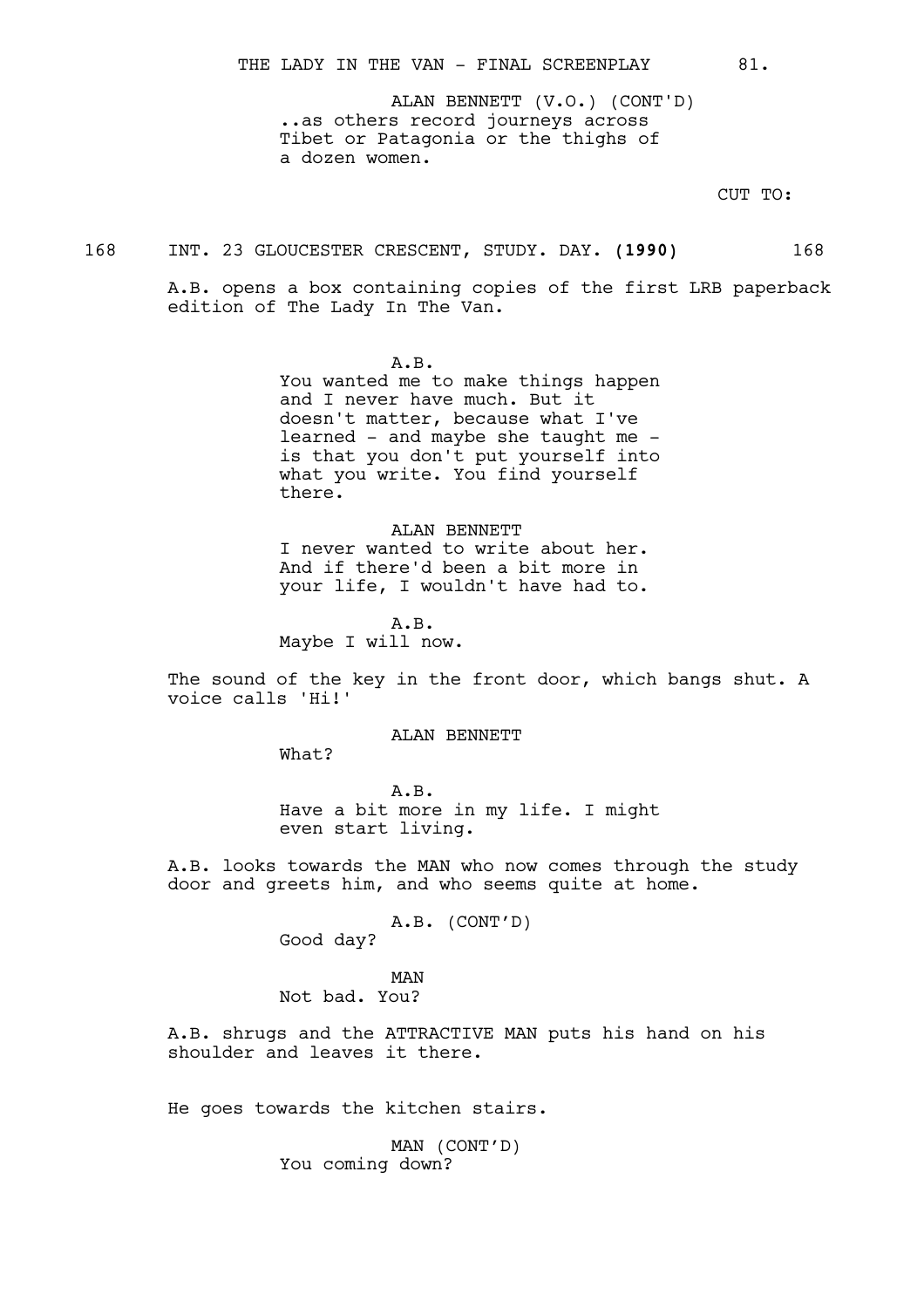ALAN BENNETT (V.O.) (CONT'D)
..as others record journeys across Tibet or Patagonia or the thighs of a dozen women.

CUT TO:

168 INT. 23 GLOUCESTER CRESCENT, STUDY. DAY. **(1990)** 168

A.B. opens a box containing copies of the first LRB paperback edition of The Lady In The Van.

A.B.
You wanted me to make things happen and I never have much. But it doesn't matter, because what I've learned - and maybe she taught me - is that you don't put yourself into what you write. You find yourself there.

ALAN BENNETT
I never wanted to write about her. And if there'd been a bit more in your life, I wouldn't have had to.

A.B.
Maybe I will now.

The sound of the key in the front door, which bangs shut. A voice calls 'Hi!'

ALAN BENNETT
What?

A.B.
Have a bit more in my life. I might even start living.

A.B. looks towards the MAN who now comes through the study door and greets him, and who seems quite at home.

A.B. (CONT'D)
Good day?

MAN
Not bad. You?

A.B. shrugs and the ATTRACTIVE MAN puts his hand on his shoulder and leaves it there.

He goes towards the kitchen stairs.

MAN (CONT'D)
You coming down?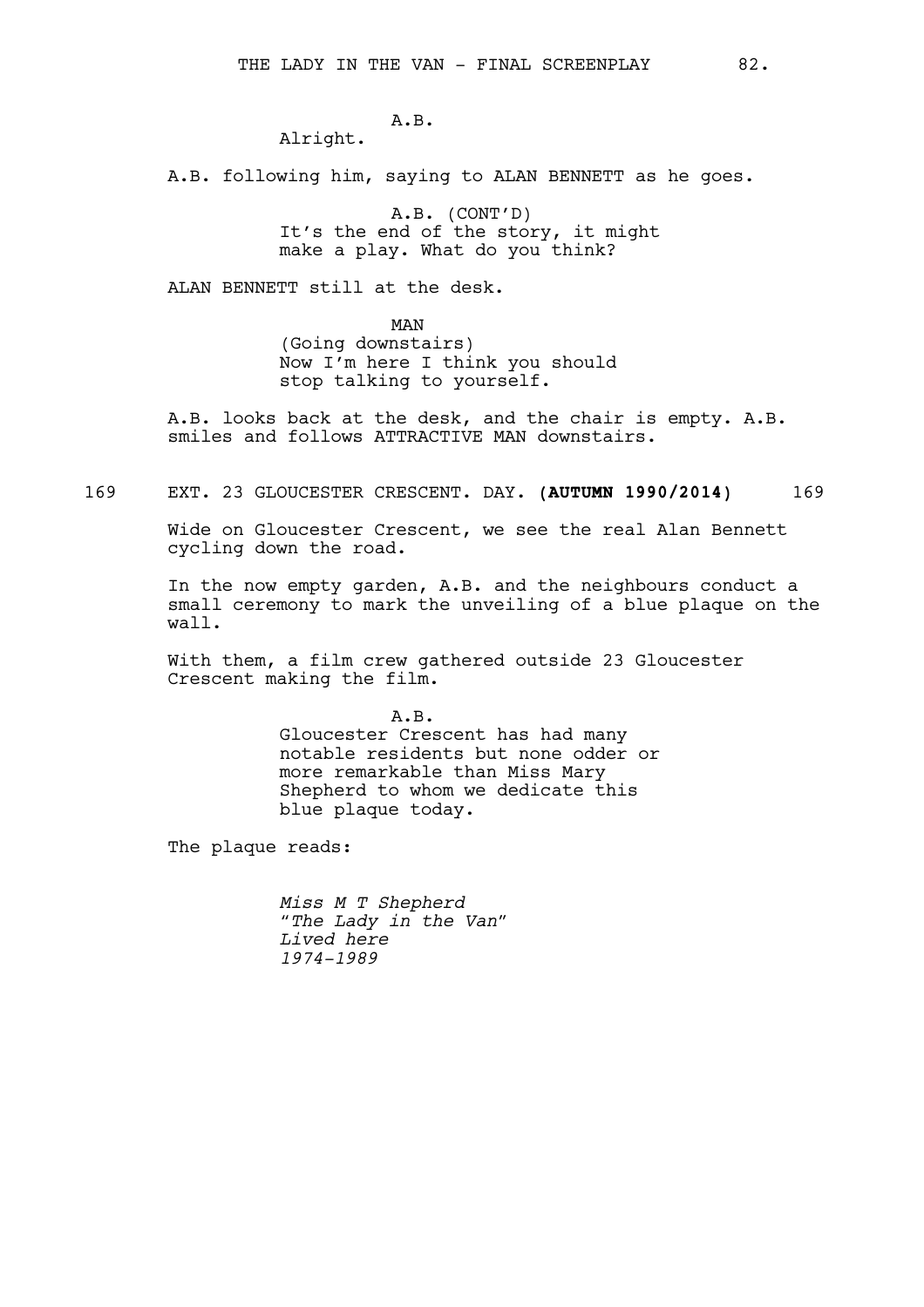A.B.

Alright.

A.B. following him, saying to ALAN BENNETT as he goes.

A.B. (CONT'D)

It's the end of the story, it might make a play. What do you think?

ALAN BENNETT still at the desk.

MAN

(Going downstairs)

Now I'm here I think you should stop talking to yourself.

A.B. looks back at the desk, and the chair is empty. A.B. smiles and follows ATTRACTIVE MAN downstairs.

169 EXT. 23 GLOUCESTER CRESCENT. DAY. **(AUTUMN 1990/2014)** 169

Wide on Gloucester Crescent, we see the real Alan Bennett cycling down the road.

In the now empty garden, A.B. and the neighbours conduct a small ceremony to mark the unveiling of a blue plaque on the wall.

With them, a film crew gathered outside 23 Gloucester Crescent making the film.

A.B.

Gloucester Crescent has had many notable residents but none odder or more remarkable than Miss Mary Shepherd to whom we dedicate this blue plaque today.

The plaque reads:

*Miss M T Shepherd*
*"The Lady in the Van"*
*Lived here*
*1974-1989*